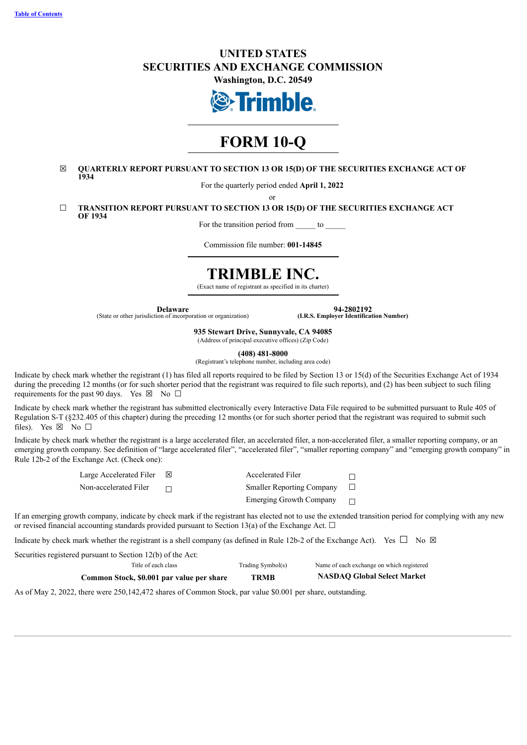Table of Contents

# UNITED STATES
# SECURITIES AND EXCHANGE COMMISSION
### Washington, D.C. 20549

# FORM 10-Q

☒ **QUARTERLY REPORT PURSUANT TO SECTION 13 OR 15(D) OF THE SECURITIES EXCHANGE ACT OF 1934**

For the quarterly period ended **April 1, 2022**

or

☐ **TRANSITION REPORT PURSUANT TO SECTION 13 OR 15(D) OF THE SECURITIES EXCHANGE ACT OF 1934**

For the transition period from _____ to _____

Commission file number: **001-14845**

# TRIMBLE INC.

(Exact name of registrant as specified in its charter)

| **Delaware** | **94-2802192** |
|---|---|
| (State or other jurisdiction of incorporation or organization) | **(I.R.S. Employer Identification Number)** |

**935 Stewart Drive, Sunnyvale, CA 94085**
(Address of principal executive offices) (Zip Code)

**(408) 481-8000**
(Registrant's telephone number, including area code)

Indicate by check mark whether the registrant (1) has filed all reports required to be filed by Section 13 or 15(d) of the Securities Exchange Act of 1934 during the preceding 12 months (or for such shorter period that the registrant was required to file such reports), and (2) has been subject to such filing requirements for the past 90 days. Yes ☒ No ☐

Indicate by check mark whether the registrant has submitted electronically every Interactive Data File required to be submitted pursuant to Rule 405 of Regulation S-T (§232.405 of this chapter) during the preceding 12 months (or for such shorter period that the registrant was required to submit such files). Yes ☒ No ☐

Indicate by check mark whether the registrant is a large accelerated filer, an accelerated filer, a non-accelerated filer, a smaller reporting company, or an emerging growth company. See definition of "large accelerated filer", "accelerated filer", "smaller reporting company" and "emerging growth company" in Rule 12b-2 of the Exchange Act. (Check one):

| | | | |
|---|---|---|---|
| Large Accelerated Filer | ☒ | Accelerated Filer | ☐ |
| Non-accelerated Filer | ☐ | Smaller Reporting Company | ☐ |
| | | Emerging Growth Company | ☐ |

If an emerging growth company, indicate by check mark if the registrant has elected not to use the extended transition period for complying with any new or revised financial accounting standards provided pursuant to Section 13(a) of the Exchange Act. ☐

Indicate by check mark whether the registrant is a shell company (as defined in Rule 12b-2 of the Exchange Act). Yes ☐ No ☒

Securities registered pursuant to Section 12(b) of the Act:

| Title of each class | Trading Symbol(s) | Name of each exchange on which registered |
|---|---|---|
| **Common Stock, $0.001 par value per share** | **TRMB** | **NASDAQ Global Select Market** |

As of May 2, 2022, there were 250,142,472 shares of Common Stock, par value $0.001 per share, outstanding.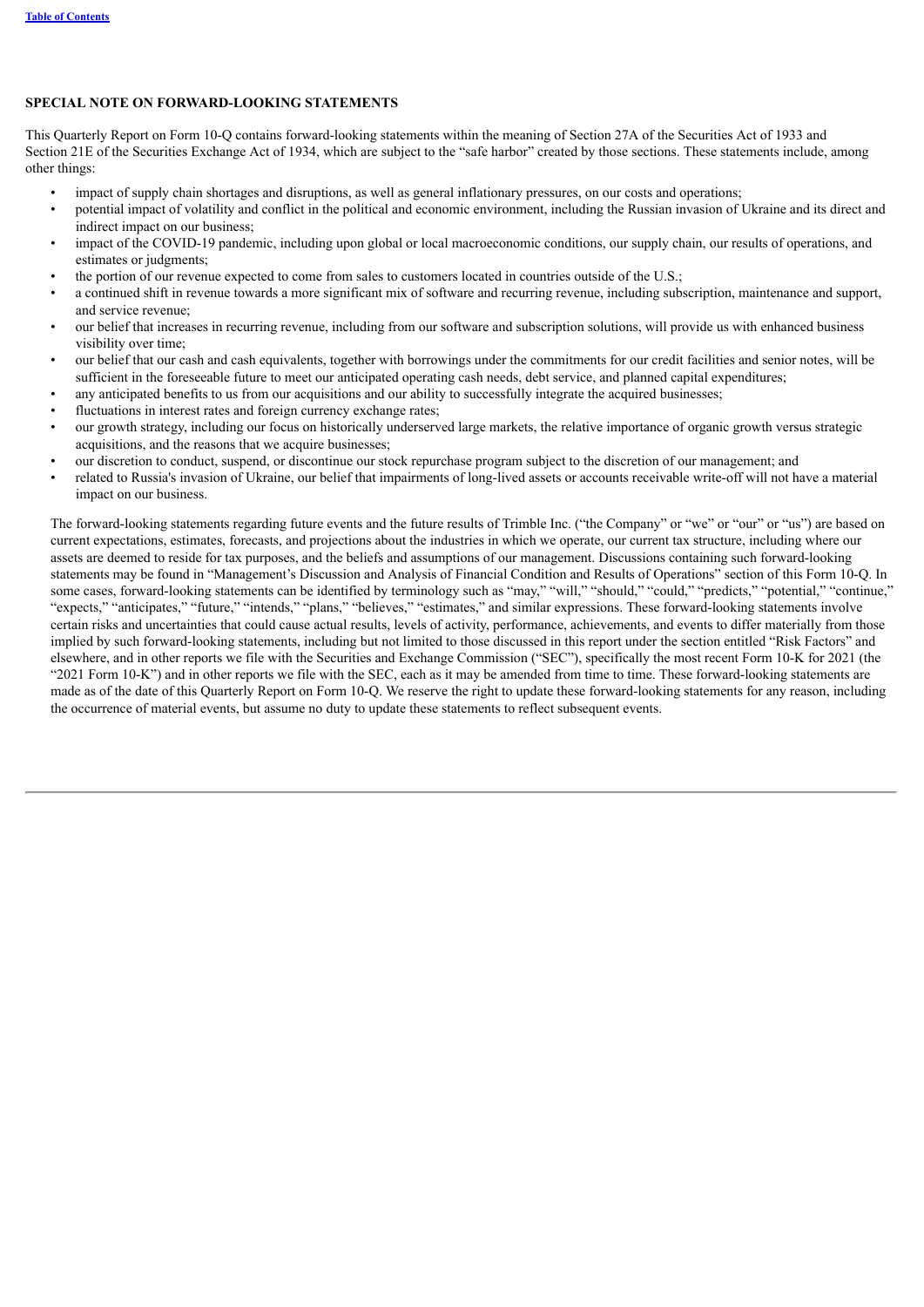## SPECIAL NOTE ON FORWARD-LOOKING STATEMENTS

This Quarterly Report on Form 10-Q contains forward-looking statements within the meaning of Section 27A of the Securities Act of 1933 and Section 21E of the Securities Exchange Act of 1934, which are subject to the "safe harbor" created by those sections. These statements include, among other things:

- impact of supply chain shortages and disruptions, as well as general inflationary pressures, on our costs and operations;
- potential impact of volatility and conflict in the political and economic environment, including the Russian invasion of Ukraine and its direct and indirect impact on our business;
- impact of the COVID-19 pandemic, including upon global or local macroeconomic conditions, our supply chain, our results of operations, and estimates or judgments;
- the portion of our revenue expected to come from sales to customers located in countries outside of the U.S.;
- a continued shift in revenue towards a more significant mix of software and recurring revenue, including subscription, maintenance and support, and service revenue;
- our belief that increases in recurring revenue, including from our software and subscription solutions, will provide us with enhanced business visibility over time;
- our belief that our cash and cash equivalents, together with borrowings under the commitments for our credit facilities and senior notes, will be sufficient in the foreseeable future to meet our anticipated operating cash needs, debt service, and planned capital expenditures;
- any anticipated benefits to us from our acquisitions and our ability to successfully integrate the acquired businesses;
- fluctuations in interest rates and foreign currency exchange rates;
- our growth strategy, including our focus on historically underserved large markets, the relative importance of organic growth versus strategic acquisitions, and the reasons that we acquire businesses;
- our discretion to conduct, suspend, or discontinue our stock repurchase program subject to the discretion of our management; and
- related to Russia's invasion of Ukraine, our belief that impairments of long-lived assets or accounts receivable write-off will not have a material impact on our business.

The forward-looking statements regarding future events and the future results of Trimble Inc. ("the Company" or "we" or "our" or "us") are based on current expectations, estimates, forecasts, and projections about the industries in which we operate, our current tax structure, including where our assets are deemed to reside for tax purposes, and the beliefs and assumptions of our management. Discussions containing such forward-looking statements may be found in "Management's Discussion and Analysis of Financial Condition and Results of Operations" section of this Form 10-Q. In some cases, forward-looking statements can be identified by terminology such as "may," "will," "should," "could," "predicts," "potential," "continue," "expects," "anticipates," "future," "intends," "plans," "believes," "estimates," and similar expressions. These forward-looking statements involve certain risks and uncertainties that could cause actual results, levels of activity, performance, achievements, and events to differ materially from those implied by such forward-looking statements, including but not limited to those discussed in this report under the section entitled "Risk Factors" and elsewhere, and in other reports we file with the Securities and Exchange Commission ("SEC"), specifically the most recent Form 10-K for 2021 (the "2021 Form 10-K") and in other reports we file with the SEC, each as it may be amended from time to time. These forward-looking statements are made as of the date of this Quarterly Report on Form 10-Q. We reserve the right to update these forward-looking statements for any reason, including the occurrence of material events, but assume no duty to update these statements to reflect subsequent events.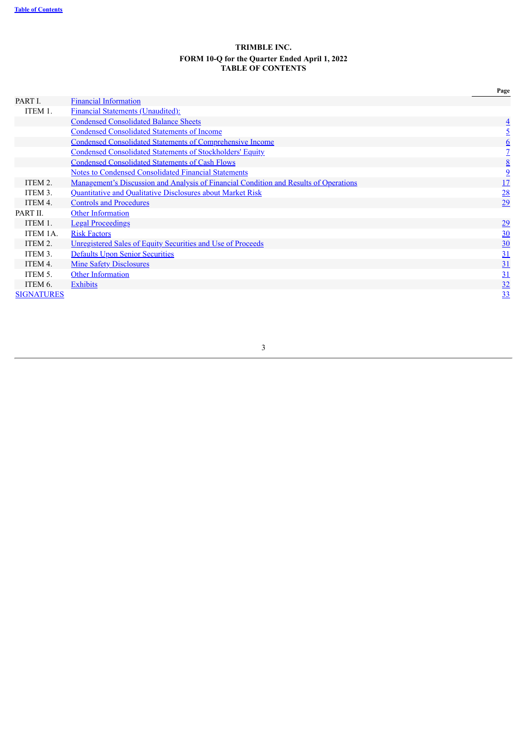[Table of Contents](#)

**TRIMBLE INC.**
**FORM 10-Q for the Quarter Ended April 1, 2022**
**TABLE OF CONTENTS**

| | | Page |
|---|---|---|
| PART I. | Financial Information | |
| ITEM 1. | Financial Statements (Unaudited): | |
| | Condensed Consolidated Balance Sheets | 4 |
| | Condensed Consolidated Statements of Income | 5 |
| | Condensed Consolidated Statements of Comprehensive Income | 6 |
| | Condensed Consolidated Statements of Stockholders' Equity | 7 |
| | Condensed Consolidated Statements of Cash Flows | 8 |
| | Notes to Condensed Consolidated Financial Statements | 9 |
| ITEM 2. | Management's Discussion and Analysis of Financial Condition and Results of Operations | 17 |
| ITEM 3. | Quantitative and Qualitative Disclosures about Market Risk | 28 |
| ITEM 4. | Controls and Procedures | 29 |
| PART II. | Other Information | |
| ITEM 1. | Legal Proceedings | 29 |
| ITEM 1A. | Risk Factors | 30 |
| ITEM 2. | Unregistered Sales of Equity Securities and Use of Proceeds | 30 |
| ITEM 3. | Defaults Upon Senior Securities | 31 |
| ITEM 4. | Mine Safety Disclosures | 31 |
| ITEM 5. | Other Information | 31 |
| ITEM 6. | Exhibits | 32 |
| SIGNATURES | | 33 |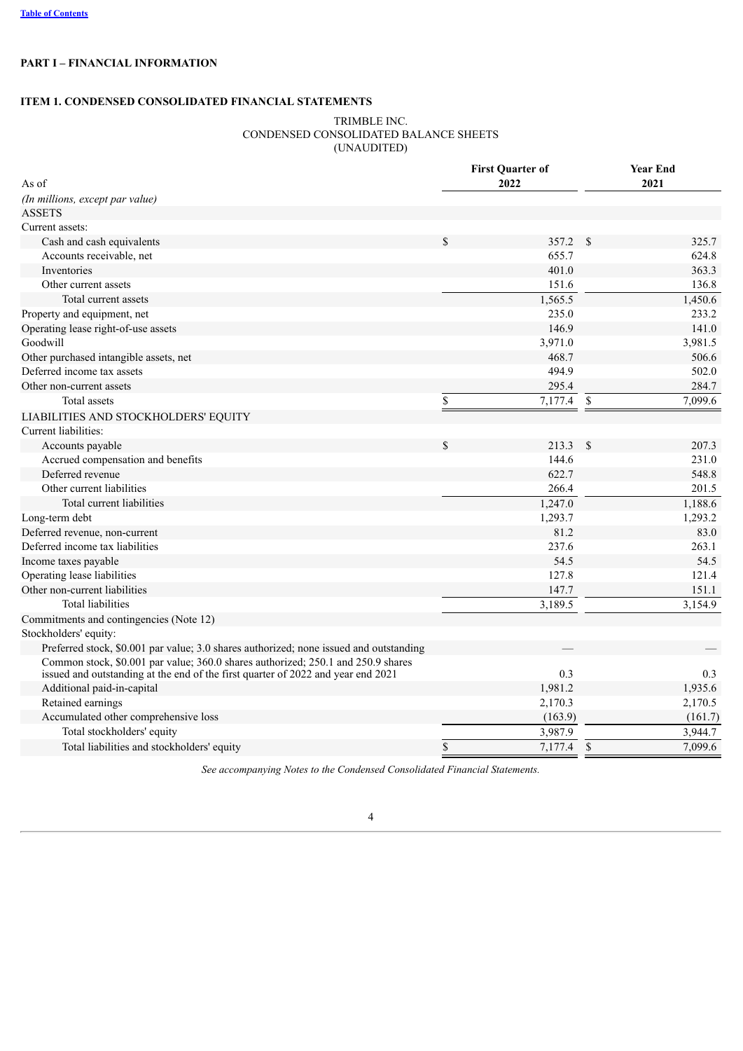# PART I – FINANCIAL INFORMATION

## ITEM 1. CONDENSED CONSOLIDATED FINANCIAL STATEMENTS

TRIMBLE INC.
CONDENSED CONSOLIDATED BALANCE SHEETS
(UNAUDITED)

| As of | First Quarter of 2022 | Year End 2021 |
|---|---|---|
| *(In millions, except par value)* | | |
| ASSETS | | |
| Current assets: | | |
| Cash and cash equivalents | $ 357.2 | $ 325.7 |
| Accounts receivable, net | 655.7 | 624.8 |
| Inventories | 401.0 | 363.3 |
| Other current assets | 151.6 | 136.8 |
| Total current assets | 1,565.5 | 1,450.6 |
| Property and equipment, net | 235.0 | 233.2 |
| Operating lease right-of-use assets | 146.9 | 141.0 |
| Goodwill | 3,971.0 | 3,981.5 |
| Other purchased intangible assets, net | 468.7 | 506.6 |
| Deferred income tax assets | 494.9 | 502.0 |
| Other non-current assets | 295.4 | 284.7 |
| Total assets | $ 7,177.4 | $ 7,099.6 |
| LIABILITIES AND STOCKHOLDERS' EQUITY | | |
| Current liabilities: | | |
| Accounts payable | $ 213.3 | $ 207.3 |
| Accrued compensation and benefits | 144.6 | 231.0 |
| Deferred revenue | 622.7 | 548.8 |
| Other current liabilities | 266.4 | 201.5 |
| Total current liabilities | 1,247.0 | 1,188.6 |
| Long-term debt | 1,293.7 | 1,293.2 |
| Deferred revenue, non-current | 81.2 | 83.0 |
| Deferred income tax liabilities | 237.6 | 263.1 |
| Income taxes payable | 54.5 | 54.5 |
| Operating lease liabilities | 127.8 | 121.4 |
| Other non-current liabilities | 147.7 | 151.1 |
| Total liabilities | 3,189.5 | 3,154.9 |
| Commitments and contingencies (Note 12) | | |
| Stockholders' equity: | | |
| Preferred stock, $0.001 par value; 3.0 shares authorized; none issued and outstanding | — | — |
| Common stock, $0.001 par value; 360.0 shares authorized; 250.1 and 250.9 shares issued and outstanding at the end of the first quarter of 2022 and year end 2021 | 0.3 | 0.3 |
| Additional paid-in-capital | 1,981.2 | 1,935.6 |
| Retained earnings | 2,170.3 | 2,170.5 |
| Accumulated other comprehensive loss | (163.9) | (161.7) |
| Total stockholders' equity | 3,987.9 | 3,944.7 |
| Total liabilities and stockholders' equity | $ 7,177.4 | $ 7,099.6 |

*See accompanying Notes to the Condensed Consolidated Financial Statements.*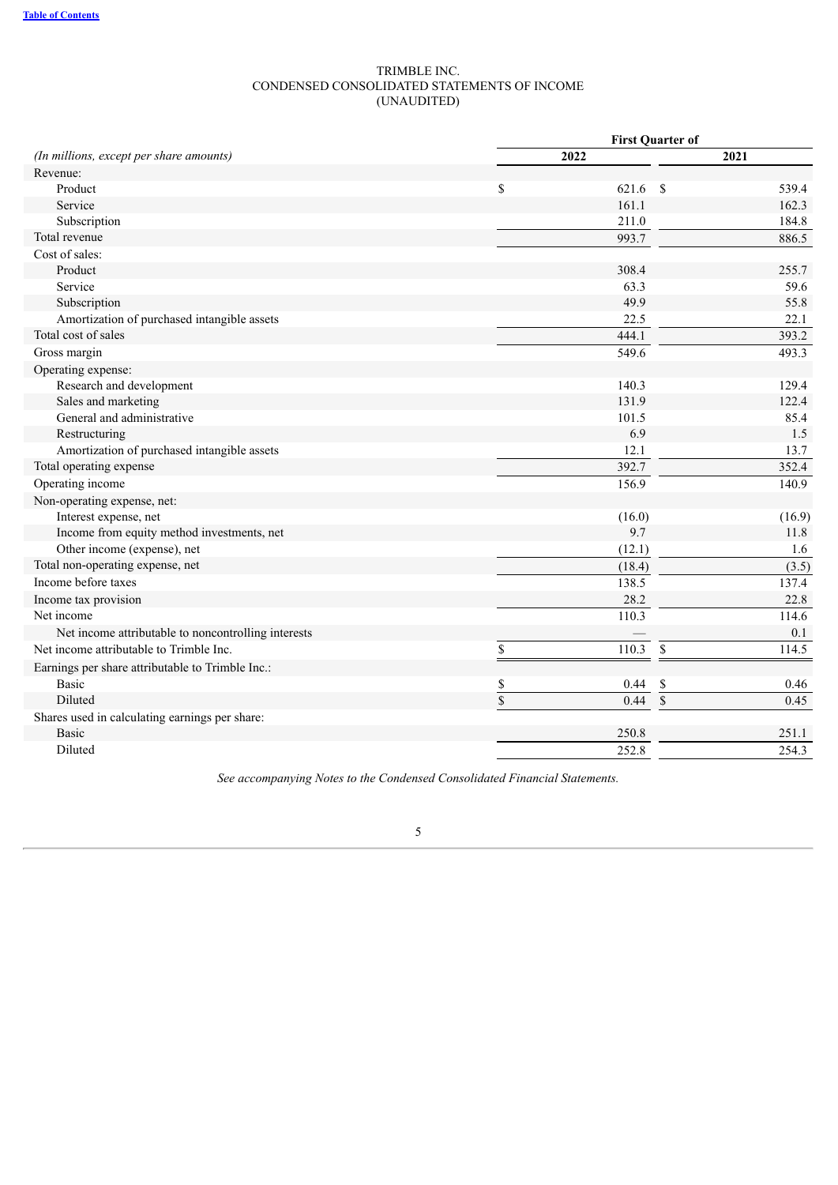# TRIMBLE INC.
## CONDENSED CONSOLIDATED STATEMENTS OF INCOME
## (UNAUDITED)

| *(In millions, except per share amounts)* | First Quarter of 2022 | First Quarter of 2021 |
|---|---|---|
| Revenue: | | |
| Product | $ 621.6 | $ 539.4 |
| Service | 161.1 | 162.3 |
| Subscription | 211.0 | 184.8 |
| Total revenue | 993.7 | 886.5 |
| Cost of sales: | | |
| Product | 308.4 | 255.7 |
| Service | 63.3 | 59.6 |
| Subscription | 49.9 | 55.8 |
| Amortization of purchased intangible assets | 22.5 | 22.1 |
| Total cost of sales | 444.1 | 393.2 |
| Gross margin | 549.6 | 493.3 |
| Operating expense: | | |
| Research and development | 140.3 | 129.4 |
| Sales and marketing | 131.9 | 122.4 |
| General and administrative | 101.5 | 85.4 |
| Restructuring | 6.9 | 1.5 |
| Amortization of purchased intangible assets | 12.1 | 13.7 |
| Total operating expense | 392.7 | 352.4 |
| Operating income | 156.9 | 140.9 |
| Non-operating expense, net: | | |
| Interest expense, net | (16.0) | (16.9) |
| Income from equity method investments, net | 9.7 | 11.8 |
| Other income (expense), net | (12.1) | 1.6 |
| Total non-operating expense, net | (18.4) | (3.5) |
| Income before taxes | 138.5 | 137.4 |
| Income tax provision | 28.2 | 22.8 |
| Net income | 110.3 | 114.6 |
| Net income attributable to noncontrolling interests | — | 0.1 |
| Net income attributable to Trimble Inc. | $ 110.3 | $ 114.5 |
| Earnings per share attributable to Trimble Inc.: | | |
| Basic | $ 0.44 | $ 0.46 |
| Diluted | $ 0.44 | $ 0.45 |
| Shares used in calculating earnings per share: | | |
| Basic | 250.8 | 251.1 |
| Diluted | 252.8 | 254.3 |

*See accompanying Notes to the Condensed Consolidated Financial Statements.*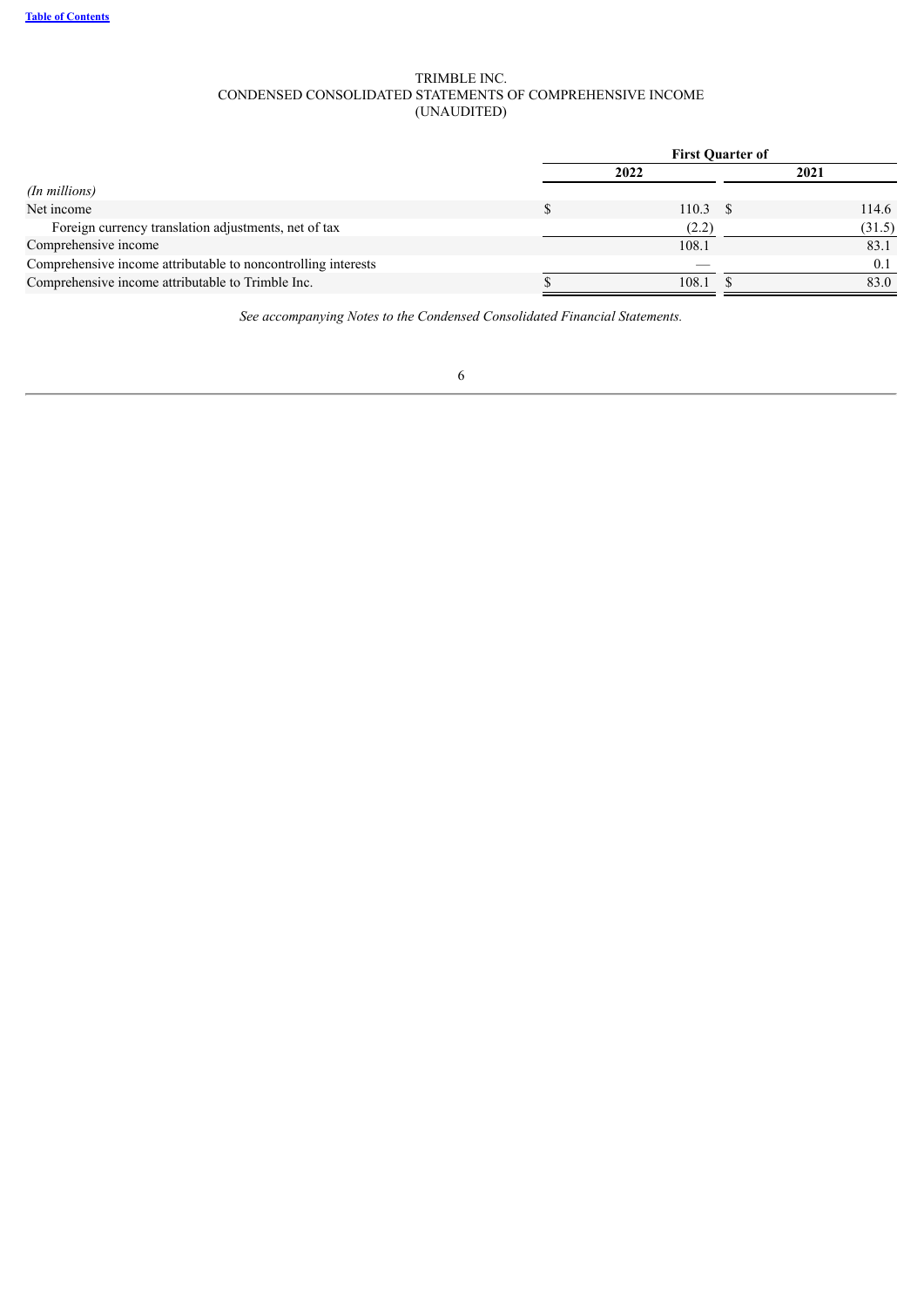TRIMBLE INC.
CONDENSED CONSOLIDATED STATEMENTS OF COMPREHENSIVE INCOME
(UNAUDITED)

| | First Quarter of | |
|---|---|---|
| | 2022 | 2021 |
| *(In millions)* | | |
| Net income | $ 110.3 | $ 114.6 |
| Foreign currency translation adjustments, net of tax | (2.2) | (31.5) |
| Comprehensive income | 108.1 | 83.1 |
| Comprehensive income attributable to noncontrolling interests | — | 0.1 |
| Comprehensive income attributable to Trimble Inc. | $ 108.1 | $ 83.0 |

*See accompanying Notes to the Condensed Consolidated Financial Statements.*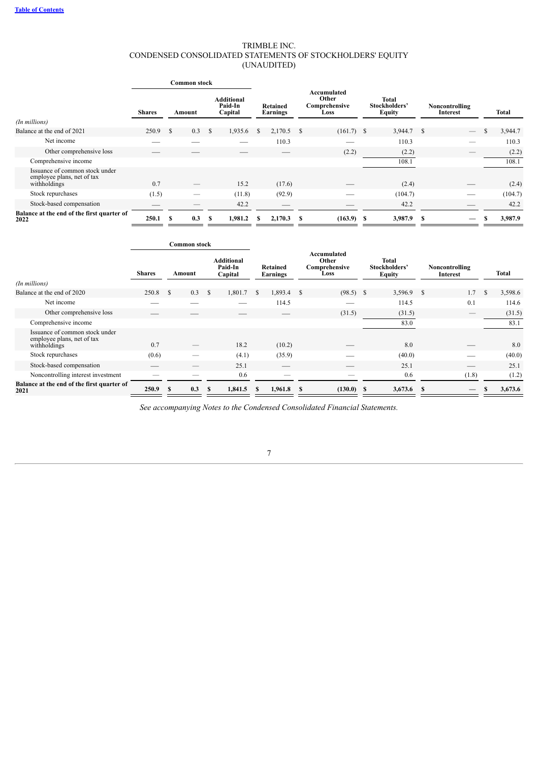TRIMBLE INC.
CONDENSED CONSOLIDATED STATEMENTS OF STOCKHOLDERS' EQUITY
(UNAUDITED)

| | Common stock | | | | | | | |
|---|---|---|---|---|---|---|---|---|
| *(In millions)* | Shares | Amount | Additional Paid-In Capital | Retained Earnings | Accumulated Other Comprehensive Loss | Total Stockholders' Equity | Noncontrolling Interest | Total |
| Balance at the end of 2021 | 250.9 | $ 0.3 | $ 1,935.6 | $ 2,170.5 | $ (161.7) | $ 3,944.7 | $ — | $ 3,944.7 |
| Net income | — | — | — | 110.3 | — | 110.3 | — | 110.3 |
| Other comprehensive loss | — | — | — | — | (2.2) | (2.2) | — | (2.2) |
| Comprehensive income | | | | | | 108.1 | | 108.1 |
| Issuance of common stock under employee plans, net of tax withholdings | 0.7 | — | 15.2 | (17.6) | — | (2.4) | — | (2.4) |
| Stock repurchases | (1.5) | — | (11.8) | (92.9) | — | (104.7) | — | (104.7) |
| Stock-based compensation | — | — | 42.2 | — | — | 42.2 | — | 42.2 |
| **Balance at the end of the first quarter of 2022** | **250.1** | **$ 0.3** | **$ 1,981.2** | **$ 2,170.3** | **$ (163.9)** | **$ 3,987.9** | **$ —** | **$ 3,987.9** |

| | Common stock | | | | | | | |
|---|---|---|---|---|---|---|---|---|
| *(In millions)* | Shares | Amount | Additional Paid-In Capital | Retained Earnings | Accumulated Other Comprehensive Loss | Total Stockholders' Equity | Noncontrolling Interest | Total |
| Balance at the end of 2020 | 250.8 | $ 0.3 | $ 1,801.7 | $ 1,893.4 | $ (98.5) | $ 3,596.9 | $ 1.7 | $ 3,598.6 |
| Net income | — | — | — | 114.5 | — | 114.5 | 0.1 | 114.6 |
| Other comprehensive loss | — | — | — | — | (31.5) | (31.5) | — | (31.5) |
| Comprehensive income | | | | | | 83.0 | | 83.1 |
| Issuance of common stock under employee plans, net of tax withholdings | 0.7 | — | 18.2 | (10.2) | — | 8.0 | — | 8.0 |
| Stock repurchases | (0.6) | — | (4.1) | (35.9) | — | (40.0) | — | (40.0) |
| Stock-based compensation | — | — | 25.1 | — | — | 25.1 | — | 25.1 |
| Noncontrolling interest investment | — | — | 0.6 | — | — | 0.6 | (1.8) | (1.2) |
| **Balance at the end of the first quarter of 2021** | **250.9** | **$ 0.3** | **$ 1,841.5** | **$ 1,961.8** | **$ (130.0)** | **$ 3,673.6** | **$ —** | **$ 3,673.6** |

*See accompanying Notes to the Condensed Consolidated Financial Statements.*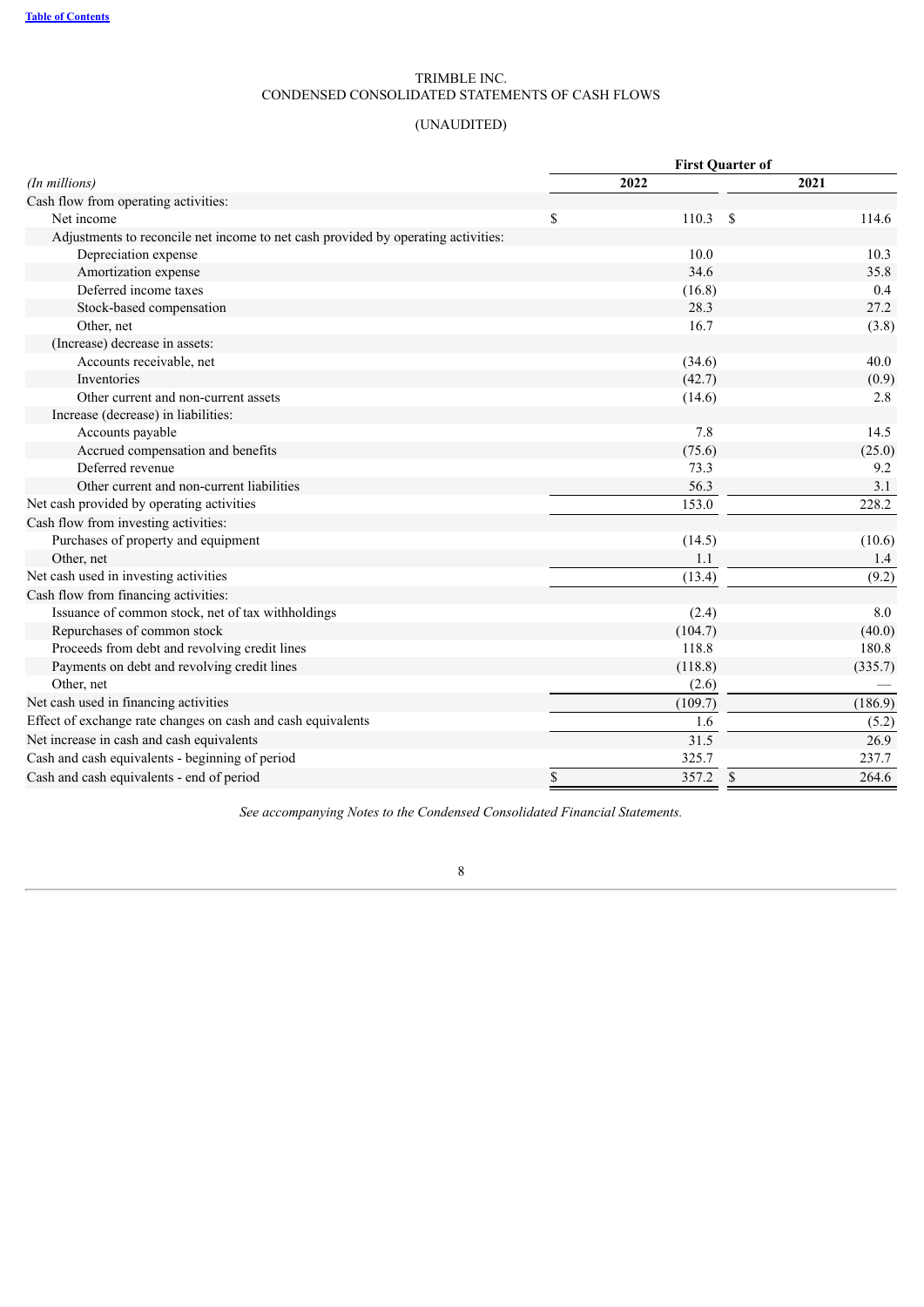[Table of Contents](#)

TRIMBLE INC.
CONDENSED CONSOLIDATED STATEMENTS OF CASH FLOWS

(UNAUDITED)

| *(In millions)* | First Quarter of 2022 | First Quarter of 2021 |
|---|---|---|
| Cash flow from operating activities: | | |
| Net income | $ 110.3 | $ 114.6 |
| Adjustments to reconcile net income to net cash provided by operating activities: | | |
| Depreciation expense | 10.0 | 10.3 |
| Amortization expense | 34.6 | 35.8 |
| Deferred income taxes | (16.8) | 0.4 |
| Stock-based compensation | 28.3 | 27.2 |
| Other, net | 16.7 | (3.8) |
| (Increase) decrease in assets: | | |
| Accounts receivable, net | (34.6) | 40.0 |
| Inventories | (42.7) | (0.9) |
| Other current and non-current assets | (14.6) | 2.8 |
| Increase (decrease) in liabilities: | | |
| Accounts payable | 7.8 | 14.5 |
| Accrued compensation and benefits | (75.6) | (25.0) |
| Deferred revenue | 73.3 | 9.2 |
| Other current and non-current liabilities | 56.3 | 3.1 |
| Net cash provided by operating activities | 153.0 | 228.2 |
| Cash flow from investing activities: | | |
| Purchases of property and equipment | (14.5) | (10.6) |
| Other, net | 1.1 | 1.4 |
| Net cash used in investing activities | (13.4) | (9.2) |
| Cash flow from financing activities: | | |
| Issuance of common stock, net of tax withholdings | (2.4) | 8.0 |
| Repurchases of common stock | (104.7) | (40.0) |
| Proceeds from debt and revolving credit lines | 118.8 | 180.8 |
| Payments on debt and revolving credit lines | (118.8) | (335.7) |
| Other, net | (2.6) | — |
| Net cash used in financing activities | (109.7) | (186.9) |
| Effect of exchange rate changes on cash and cash equivalents | 1.6 | (5.2) |
| Net increase in cash and cash equivalents | 31.5 | 26.9 |
| Cash and cash equivalents - beginning of period | 325.7 | 237.7 |
| Cash and cash equivalents - end of period | $ 357.2 | $ 264.6 |

*See accompanying Notes to the Condensed Consolidated Financial Statements.*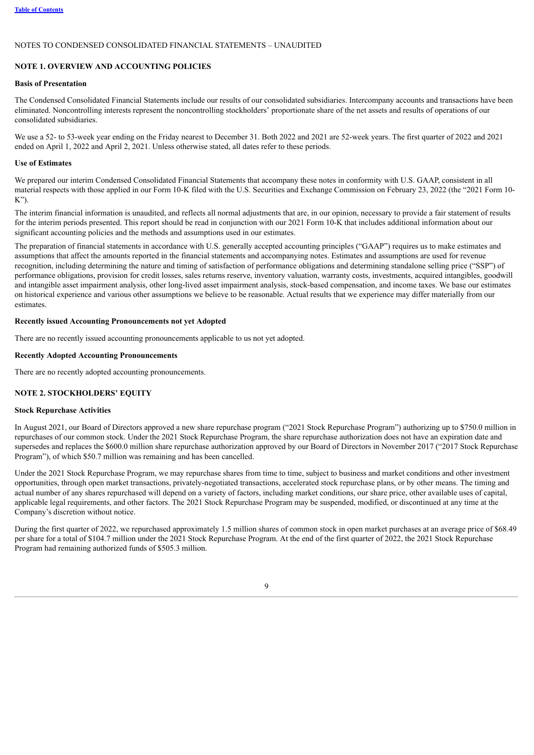NOTES TO CONDENSED CONSOLIDATED FINANCIAL STATEMENTS – UNAUDITED

## NOTE 1. OVERVIEW AND ACCOUNTING POLICIES

### Basis of Presentation

The Condensed Consolidated Financial Statements include our results of our consolidated subsidiaries. Intercompany accounts and transactions have been eliminated. Noncontrolling interests represent the noncontrolling stockholders' proportionate share of the net assets and results of operations of our consolidated subsidiaries.

We use a 52- to 53-week year ending on the Friday nearest to December 31. Both 2022 and 2021 are 52-week years. The first quarter of 2022 and 2021 ended on April 1, 2022 and April 2, 2021. Unless otherwise stated, all dates refer to these periods.

### Use of Estimates

We prepared our interim Condensed Consolidated Financial Statements that accompany these notes in conformity with U.S. GAAP, consistent in all material respects with those applied in our Form 10-K filed with the U.S. Securities and Exchange Commission on February 23, 2022 (the "2021 Form 10-K").

The interim financial information is unaudited, and reflects all normal adjustments that are, in our opinion, necessary to provide a fair statement of results for the interim periods presented. This report should be read in conjunction with our 2021 Form 10-K that includes additional information about our significant accounting policies and the methods and assumptions used in our estimates.

The preparation of financial statements in accordance with U.S. generally accepted accounting principles ("GAAP") requires us to make estimates and assumptions that affect the amounts reported in the financial statements and accompanying notes. Estimates and assumptions are used for revenue recognition, including determining the nature and timing of satisfaction of performance obligations and determining standalone selling price ("SSP") of performance obligations, provision for credit losses, sales returns reserve, inventory valuation, warranty costs, investments, acquired intangibles, goodwill and intangible asset impairment analysis, other long-lived asset impairment analysis, stock-based compensation, and income taxes. We base our estimates on historical experience and various other assumptions we believe to be reasonable. Actual results that we experience may differ materially from our estimates.

### Recently issued Accounting Pronouncements not yet Adopted

There are no recently issued accounting pronouncements applicable to us not yet adopted.

### Recently Adopted Accounting Pronouncements

There are no recently adopted accounting pronouncements.

## NOTE 2. STOCKHOLDERS' EQUITY

### Stock Repurchase Activities

In August 2021, our Board of Directors approved a new share repurchase program ("2021 Stock Repurchase Program") authorizing up to $750.0 million in repurchases of our common stock. Under the 2021 Stock Repurchase Program, the share repurchase authorization does not have an expiration date and supersedes and replaces the $600.0 million share repurchase authorization approved by our Board of Directors in November 2017 ("2017 Stock Repurchase Program"), of which $50.7 million was remaining and has been cancelled.

Under the 2021 Stock Repurchase Program, we may repurchase shares from time to time, subject to business and market conditions and other investment opportunities, through open market transactions, privately-negotiated transactions, accelerated stock repurchase plans, or by other means. The timing and actual number of any shares repurchased will depend on a variety of factors, including market conditions, our share price, other available uses of capital, applicable legal requirements, and other factors. The 2021 Stock Repurchase Program may be suspended, modified, or discontinued at any time at the Company's discretion without notice.

During the first quarter of 2022, we repurchased approximately 1.5 million shares of common stock in open market purchases at an average price of $68.49 per share for a total of $104.7 million under the 2021 Stock Repurchase Program. At the end of the first quarter of 2022, the 2021 Stock Repurchase Program had remaining authorized funds of $505.3 million.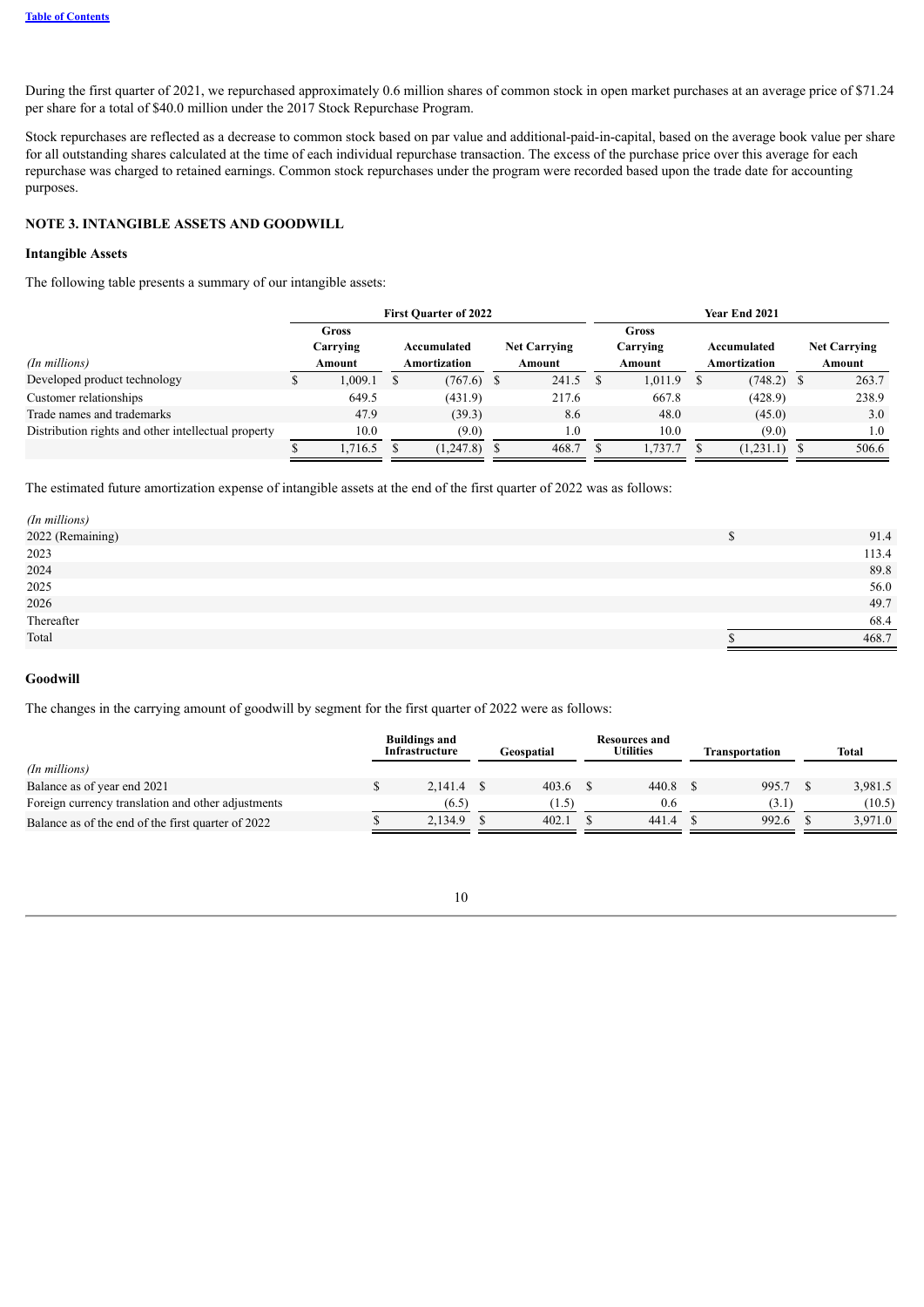During the first quarter of 2021, we repurchased approximately 0.6 million shares of common stock in open market purchases at an average price of $71.24 per share for a total of $40.0 million under the 2017 Stock Repurchase Program.

Stock repurchases are reflected as a decrease to common stock based on par value and additional-paid-in-capital, based on the average book value per share for all outstanding shares calculated at the time of each individual repurchase transaction. The excess of the purchase price over this average for each repurchase was charged to retained earnings. Common stock repurchases under the program were recorded based upon the trade date for accounting purposes.

## NOTE 3. INTANGIBLE ASSETS AND GOODWILL

### Intangible Assets

The following table presents a summary of our intangible assets:

| | First Quarter of 2022 | | | Year End 2021 | | |
|---|---|---|---|---|---|---|
| *(In millions)* | Gross Carrying Amount | Accumulated Amortization | Net Carrying Amount | Gross Carrying Amount | Accumulated Amortization | Net Carrying Amount |
| Developed product technology | $ 1,009.1 | $ (767.6) | $ 241.5 | $ 1,011.9 | $ (748.2) | $ 263.7 |
| Customer relationships | 649.5 | (431.9) | 217.6 | 667.8 | (428.9) | 238.9 |
| Trade names and trademarks | 47.9 | (39.3) | 8.6 | 48.0 | (45.0) | 3.0 |
| Distribution rights and other intellectual property | 10.0 | (9.0) | 1.0 | 10.0 | (9.0) | 1.0 |
| | $ 1,716.5 | $ (1,247.8) | $ 468.7 | $ 1,737.7 | $ (1,231.1) | $ 506.6 |

The estimated future amortization expense of intangible assets at the end of the first quarter of 2022 was as follows:

| *(In millions)* | |
|---|---|
| 2022 (Remaining) | $ 91.4 |
| 2023 | 113.4 |
| 2024 | 89.8 |
| 2025 | 56.0 |
| 2026 | 49.7 |
| Thereafter | 68.4 |
| Total | $ 468.7 |

### Goodwill

The changes in the carrying amount of goodwill by segment for the first quarter of 2022 were as follows:

| *(In millions)* | Buildings and Infrastructure | Geospatial | Resources and Utilities | Transportation | Total |
|---|---|---|---|---|---|
| Balance as of year end 2021 | $ 2,141.4 | $ 403.6 | $ 440.8 | $ 995.7 | $ 3,981.5 |
| Foreign currency translation and other adjustments | (6.5) | (1.5) | 0.6 | (3.1) | (10.5) |
| Balance as of the end of the first quarter of 2022 | $ 2,134.9 | $ 402.1 | $ 441.4 | $ 992.6 | $ 3,971.0 |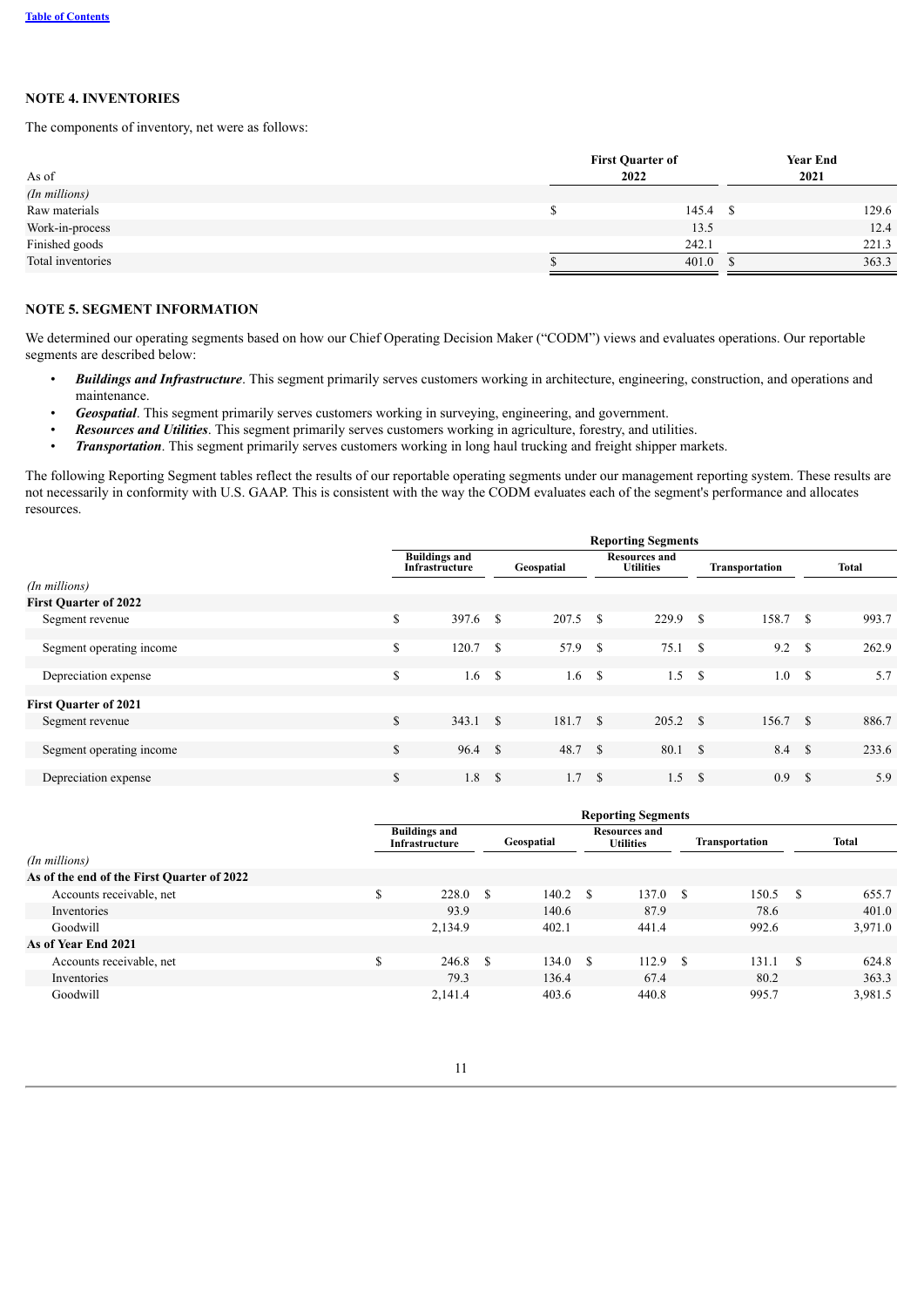## NOTE 4. INVENTORIES

The components of inventory, net were as follows:

| As of | First Quarter of 2022 | Year End 2021 |
|---|---|---|
| *(In millions)* | | |
| Raw materials | $ 145.4 | $ 129.6 |
| Work-in-process | 13.5 | 12.4 |
| Finished goods | 242.1 | 221.3 |
| Total inventories | $ 401.0 | $ 363.3 |

## NOTE 5. SEGMENT INFORMATION

We determined our operating segments based on how our Chief Operating Decision Maker ("CODM") views and evaluates operations. Our reportable segments are described below:

- ***Buildings and Infrastructure***. This segment primarily serves customers working in architecture, engineering, construction, and operations and maintenance.
- ***Geospatial***. This segment primarily serves customers working in surveying, engineering, and government.
- ***Resources and Utilities***. This segment primarily serves customers working in agriculture, forestry, and utilities.
- ***Transportation***. This segment primarily serves customers working in long haul trucking and freight shipper markets.

The following Reporting Segment tables reflect the results of our reportable operating segments under our management reporting system. These results are not necessarily in conformity with U.S. GAAP. This is consistent with the way the CODM evaluates each of the segment's performance and allocates resources.

| | Reporting Segments | | | | |
|---|---|---|---|---|---|
| | Buildings and Infrastructure | Geospatial | Resources and Utilities | Transportation | Total |
| *(In millions)* | | | | | |
| **First Quarter of 2022** | | | | | |
| Segment revenue | $ 397.6 | $ 207.5 | $ 229.9 | $ 158.7 | $ 993.7 |
| Segment operating income | $ 120.7 | $ 57.9 | $ 75.1 | $ 9.2 | $ 262.9 |
| Depreciation expense | $ 1.6 | $ 1.6 | $ 1.5 | $ 1.0 | $ 5.7 |
| **First Quarter of 2021** | | | | | |
| Segment revenue | $ 343.1 | $ 181.7 | $ 205.2 | $ 156.7 | $ 886.7 |
| Segment operating income | $ 96.4 | $ 48.7 | $ 80.1 | $ 8.4 | $ 233.6 |
| Depreciation expense | $ 1.8 | $ 1.7 | $ 1.5 | $ 0.9 | $ 5.9 |

| | Reporting Segments | | | | |
|---|---|---|---|---|---|
| | Buildings and Infrastructure | Geospatial | Resources and Utilities | Transportation | Total |
| *(In millions)* | | | | | |
| **As of the end of the First Quarter of 2022** | | | | | |
| Accounts receivable, net | $ 228.0 | $ 140.2 | $ 137.0 | $ 150.5 | $ 655.7 |
| Inventories | 93.9 | 140.6 | 87.9 | 78.6 | 401.0 |
| Goodwill | 2,134.9 | 402.1 | 441.4 | 992.6 | 3,971.0 |
| **As of Year End 2021** | | | | | |
| Accounts receivable, net | $ 246.8 | $ 134.0 | $ 112.9 | $ 131.1 | $ 624.8 |
| Inventories | 79.3 | 136.4 | 67.4 | 80.2 | 363.3 |
| Goodwill | 2,141.4 | 403.6 | 440.8 | 995.7 | 3,981.5 |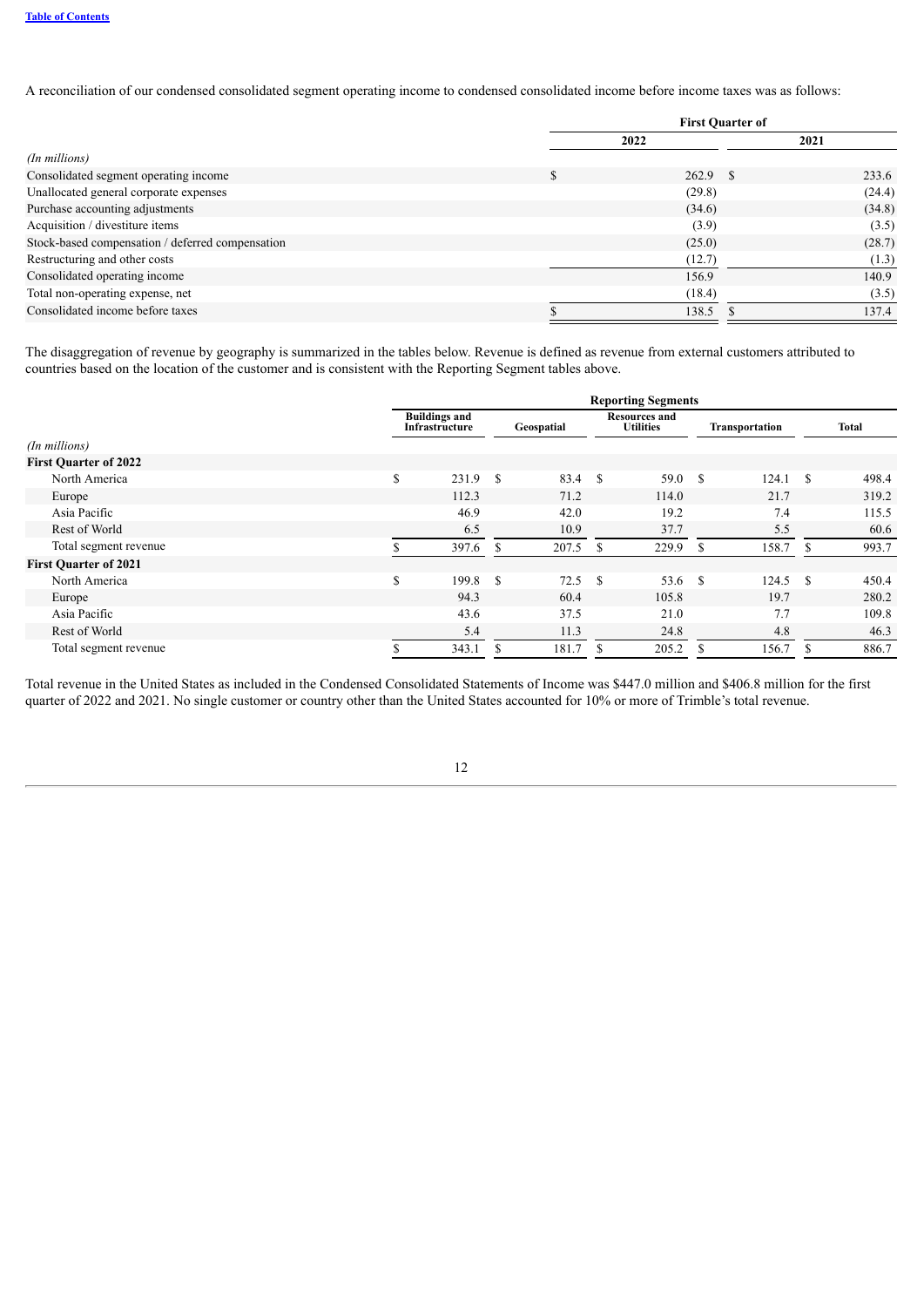A reconciliation of our condensed consolidated segment operating income to condensed consolidated income before income taxes was as follows:

| | First Quarter of | |
|---|---|---|
| *(In millions)* | 2022 | 2021 |
| Consolidated segment operating income | $ 262.9 | $ 233.6 |
| Unallocated general corporate expenses | (29.8) | (24.4) |
| Purchase accounting adjustments | (34.6) | (34.8) |
| Acquisition / divestiture items | (3.9) | (3.5) |
| Stock-based compensation / deferred compensation | (25.0) | (28.7) |
| Restructuring and other costs | (12.7) | (1.3) |
| Consolidated operating income | 156.9 | 140.9 |
| Total non-operating expense, net | (18.4) | (3.5) |
| Consolidated income before taxes | $ 138.5 | $ 137.4 |

The disaggregation of revenue by geography is summarized in the tables below. Revenue is defined as revenue from external customers attributed to countries based on the location of the customer and is consistent with the Reporting Segment tables above.

| | Reporting Segments | | | | |
|---|---|---|---|---|---|
| *(In millions)* | Buildings and Infrastructure | Geospatial | Resources and Utilities | Transportation | Total |
| **First Quarter of 2022** | | | | | |
| North America | $ 231.9 | $ 83.4 | $ 59.0 | $ 124.1 | $ 498.4 |
| Europe | 112.3 | 71.2 | 114.0 | 21.7 | 319.2 |
| Asia Pacific | 46.9 | 42.0 | 19.2 | 7.4 | 115.5 |
| Rest of World | 6.5 | 10.9 | 37.7 | 5.5 | 60.6 |
| Total segment revenue | $ 397.6 | $ 207.5 | $ 229.9 | $ 158.7 | $ 993.7 |
| **First Quarter of 2021** | | | | | |
| North America | $ 199.8 | $ 72.5 | $ 53.6 | $ 124.5 | $ 450.4 |
| Europe | 94.3 | 60.4 | 105.8 | 19.7 | 280.2 |
| Asia Pacific | 43.6 | 37.5 | 21.0 | 7.7 | 109.8 |
| Rest of World | 5.4 | 11.3 | 24.8 | 4.8 | 46.3 |
| Total segment revenue | $ 343.1 | $ 181.7 | $ 205.2 | $ 156.7 | $ 886.7 |

Total revenue in the United States as included in the Condensed Consolidated Statements of Income was $447.0 million and $406.8 million for the first quarter of 2022 and 2021. No single customer or country other than the United States accounted for 10% or more of Trimble's total revenue.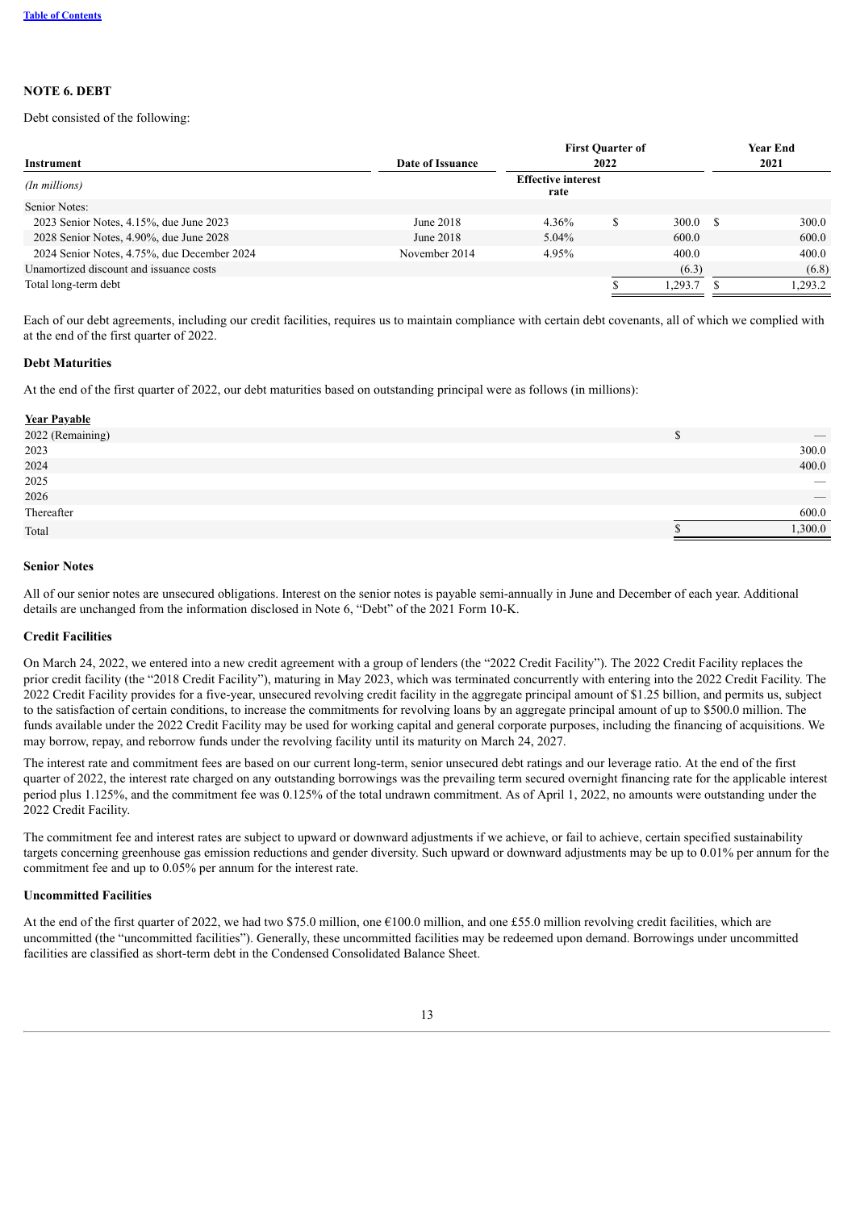**Table of Contents**

## NOTE 6. DEBT

Debt consisted of the following:

| Instrument | Date of Issuance | First Quarter of 2022 | | Year End 2021 |
|---|---|---|---|---|
| *(In millions)* | | Effective interest rate | | |
| Senior Notes: | | | | |
| 2023 Senior Notes, 4.15%, due June 2023 | June 2018 | 4.36% | $ 300.0 | $ 300.0 |
| 2028 Senior Notes, 4.90%, due June 2028 | June 2018 | 5.04% | 600.0 | 600.0 |
| 2024 Senior Notes, 4.75%, due December 2024 | November 2014 | 4.95% | 400.0 | 400.0 |
| Unamortized discount and issuance costs | | | (6.3) | (6.8) |
| Total long-term debt | | | $ 1,293.7 | $ 1,293.2 |

Each of our debt agreements, including our credit facilities, requires us to maintain compliance with certain debt covenants, all of which we complied with at the end of the first quarter of 2022.

### Debt Maturities

At the end of the first quarter of 2022, our debt maturities based on outstanding principal were as follows (in millions):

| Year Payable | |
|---|---|
| 2022 (Remaining) | $ — |
| 2023 | 300.0 |
| 2024 | 400.0 |
| 2025 | — |
| 2026 | — |
| Thereafter | 600.0 |
| Total | $ 1,300.0 |

### Senior Notes

All of our senior notes are unsecured obligations. Interest on the senior notes is payable semi-annually in June and December of each year. Additional details are unchanged from the information disclosed in Note 6, "Debt" of the 2021 Form 10-K.

### Credit Facilities

On March 24, 2022, we entered into a new credit agreement with a group of lenders (the "2022 Credit Facility"). The 2022 Credit Facility replaces the prior credit facility (the "2018 Credit Facility"), maturing in May 2023, which was terminated concurrently with entering into the 2022 Credit Facility. The 2022 Credit Facility provides for a five-year, unsecured revolving credit facility in the aggregate principal amount of $1.25 billion, and permits us, subject to the satisfaction of certain conditions, to increase the commitments for revolving loans by an aggregate principal amount of up to $500.0 million. The funds available under the 2022 Credit Facility may be used for working capital and general corporate purposes, including the financing of acquisitions. We may borrow, repay, and reborrow funds under the revolving facility until its maturity on March 24, 2027.

The interest rate and commitment fees are based on our current long-term, senior unsecured debt ratings and our leverage ratio. At the end of the first quarter of 2022, the interest rate charged on any outstanding borrowings was the prevailing term secured overnight financing rate for the applicable interest period plus 1.125%, and the commitment fee was 0.125% of the total undrawn commitment. As of April 1, 2022, no amounts were outstanding under the 2022 Credit Facility.

The commitment fee and interest rates are subject to upward or downward adjustments if we achieve, or fail to achieve, certain specified sustainability targets concerning greenhouse gas emission reductions and gender diversity. Such upward or downward adjustments may be up to 0.01% per annum for the commitment fee and up to 0.05% per annum for the interest rate.

### Uncommitted Facilities

At the end of the first quarter of 2022, we had two $75.0 million, one €100.0 million, and one £55.0 million revolving credit facilities, which are uncommitted (the "uncommitted facilities"). Generally, these uncommitted facilities may be redeemed upon demand. Borrowings under uncommitted facilities are classified as short-term debt in the Condensed Consolidated Balance Sheet.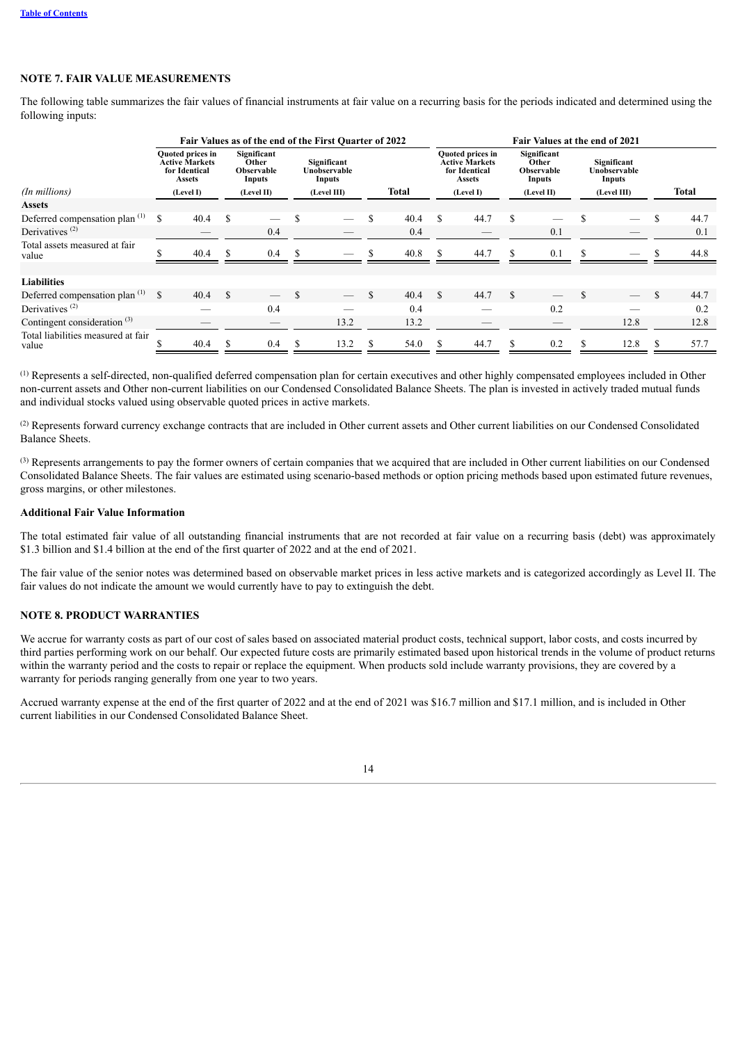## NOTE 7. FAIR VALUE MEASUREMENTS

The following table summarizes the fair values of financial instruments at fair value on a recurring basis for the periods indicated and determined using the following inputs:

| | Fair Values as of the end of the First Quarter of 2022 | | | | Fair Values at the end of 2021 | | | |
|---|---|---|---|---|---|---|---|---|
| | Quoted prices in Active Markets for Identical Assets | Significant Other Observable Inputs | Significant Unobservable Inputs | | Quoted prices in Active Markets for Identical Assets | Significant Other Observable Inputs | Significant Unobservable Inputs | |
| *(In millions)* | (Level I) | (Level II) | (Level III) | Total | (Level I) | (Level II) | (Level III) | Total |
| **Assets** | | | | | | | | |
| Deferred compensation plan [1] | $ 40.4 | $ — | $ — | $ 40.4 | $ 44.7 | $ — | $ — | $ 44.7 |
| Derivatives [2] | — | 0.4 | — | 0.4 | — | 0.1 | — | 0.1 |
| Total assets measured at fair value | $ 40.4 | $ 0.4 | $ — | $ 40.8 | $ 44.7 | $ 0.1 | $ — | $ 44.8 |
| **Liabilities** | | | | | | | | |
| Deferred compensation plan [1] | $ 40.4 | $ — | $ — | $ 40.4 | $ 44.7 | $ — | $ — | $ 44.7 |
| Derivatives [2] | — | 0.4 | — | 0.4 | — | 0.2 | — | 0.2 |
| Contingent consideration [3] | — | — | 13.2 | 13.2 | — | — | 12.8 | 12.8 |
| Total liabilities measured at fair value | $ 40.4 | $ 0.4 | $ 13.2 | $ 54.0 | $ 44.7 | $ 0.2 | $ 12.8 | $ 57.7 |

[1] Represents a self-directed, non-qualified deferred compensation plan for certain executives and other highly compensated employees included in Other non-current assets and Other non-current liabilities on our Condensed Consolidated Balance Sheets. The plan is invested in actively traded mutual funds and individual stocks valued using observable quoted prices in active markets.

[2] Represents forward currency exchange contracts that are included in Other current assets and Other current liabilities on our Condensed Consolidated Balance Sheets.

[3] Represents arrangements to pay the former owners of certain companies that we acquired that are included in Other current liabilities on our Condensed Consolidated Balance Sheets. The fair values are estimated using scenario-based methods or option pricing methods based upon estimated future revenues, gross margins, or other milestones.

### Additional Fair Value Information

The total estimated fair value of all outstanding financial instruments that are not recorded at fair value on a recurring basis (debt) was approximately $1.3 billion and $1.4 billion at the end of the first quarter of 2022 and at the end of 2021.

The fair value of the senior notes was determined based on observable market prices in less active markets and is categorized accordingly as Level II. The fair values do not indicate the amount we would currently have to pay to extinguish the debt.

## NOTE 8. PRODUCT WARRANTIES

We accrue for warranty costs as part of our cost of sales based on associated material product costs, technical support, labor costs, and costs incurred by third parties performing work on our behalf. Our expected future costs are primarily estimated based upon historical trends in the volume of product returns within the warranty period and the costs to repair or replace the equipment. When products sold include warranty provisions, they are covered by a warranty for periods ranging generally from one year to two years.

Accrued warranty expense at the end of the first quarter of 2022 and at the end of 2021 was $16.7 million and $17.1 million, and is included in Other current liabilities in our Condensed Consolidated Balance Sheet.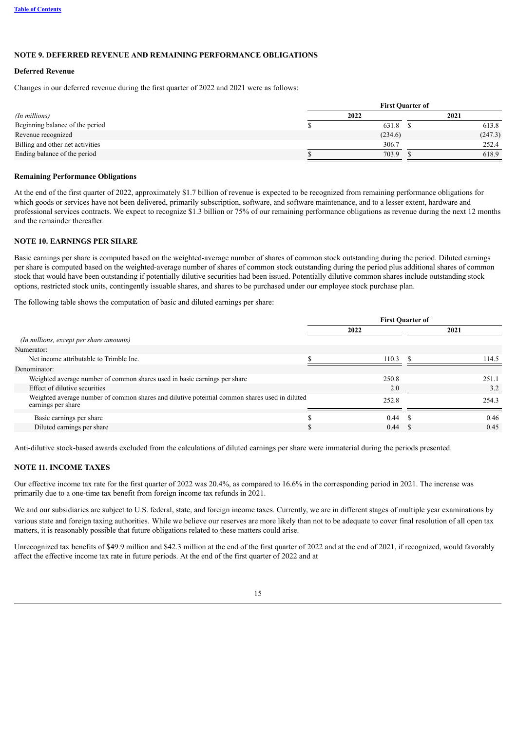## NOTE 9. DEFERRED REVENUE AND REMAINING PERFORMANCE OBLIGATIONS

### Deferred Revenue

Changes in our deferred revenue during the first quarter of 2022 and 2021 were as follows:

| | First Quarter of | |
|---|---|---|
| *(In millions)* | 2022 | 2021 |
| Beginning balance of the period | $ 631.8 | $ 613.8 |
| Revenue recognized | (234.6) | (247.3) |
| Billing and other net activities | 306.7 | 252.4 |
| Ending balance of the period | $ 703.9 | $ 618.9 |

### Remaining Performance Obligations

At the end of the first quarter of 2022, approximately $1.7 billion of revenue is expected to be recognized from remaining performance obligations for which goods or services have not been delivered, primarily subscription, software, and software maintenance, and to a lesser extent, hardware and professional services contracts. We expect to recognize $1.3 billion or 75% of our remaining performance obligations as revenue during the next 12 months and the remainder thereafter.

## NOTE 10. EARNINGS PER SHARE

Basic earnings per share is computed based on the weighted-average number of shares of common stock outstanding during the period. Diluted earnings per share is computed based on the weighted-average number of shares of common stock outstanding during the period plus additional shares of common stock that would have been outstanding if potentially dilutive securities had been issued. Potentially dilutive common shares include outstanding stock options, restricted stock units, contingently issuable shares, and shares to be purchased under our employee stock purchase plan.

The following table shows the computation of basic and diluted earnings per share:

| | First Quarter of | |
|---|---|---|
| | 2022 | 2021 |
| *(In millions, except per share amounts)* | | |
| Numerator: | | |
| Net income attributable to Trimble Inc. | $ 110.3 | $ 114.5 |
| Denominator: | | |
| Weighted average number of common shares used in basic earnings per share | 250.8 | 251.1 |
| Effect of dilutive securities | 2.0 | 3.2 |
| Weighted average number of common shares and dilutive potential common shares used in diluted earnings per share | 252.8 | 254.3 |
| Basic earnings per share | $ 0.44 | $ 0.46 |
| Diluted earnings per share | $ 0.44 | $ 0.45 |

Anti-dilutive stock-based awards excluded from the calculations of diluted earnings per share were immaterial during the periods presented.

## NOTE 11. INCOME TAXES

Our effective income tax rate for the first quarter of 2022 was 20.4%, as compared to 16.6% in the corresponding period in 2021. The increase was primarily due to a one-time tax benefit from foreign income tax refunds in 2021.

We and our subsidiaries are subject to U.S. federal, state, and foreign income taxes. Currently, we are in different stages of multiple year examinations by various state and foreign taxing authorities. While we believe our reserves are more likely than not to be adequate to cover final resolution of all open tax matters, it is reasonably possible that future obligations related to these matters could arise.

Unrecognized tax benefits of $49.9 million and $42.3 million at the end of the first quarter of 2022 and at the end of 2021, if recognized, would favorably affect the effective income tax rate in future periods. At the end of the first quarter of 2022 and at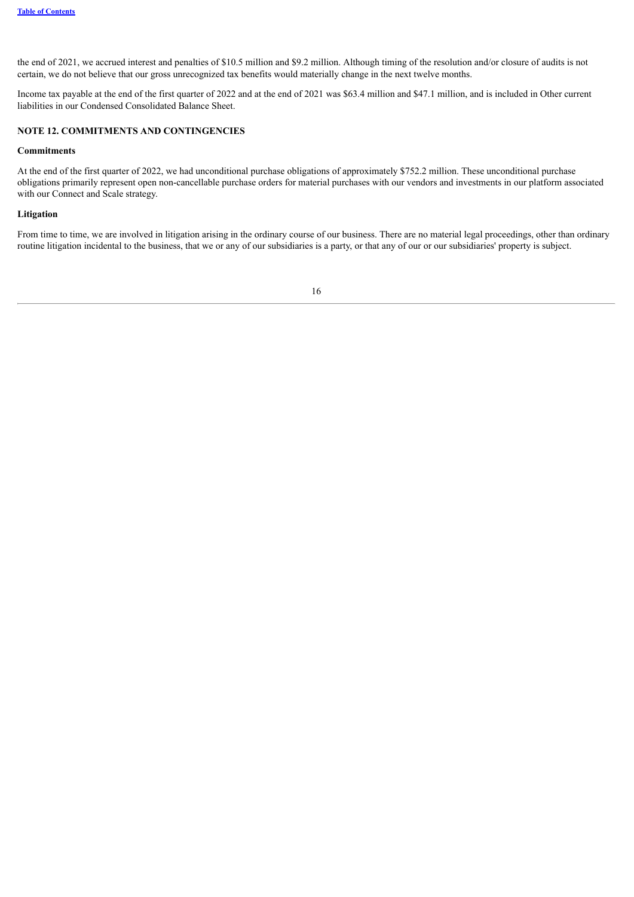the end of 2021, we accrued interest and penalties of $10.5 million and $9.2 million. Although timing of the resolution and/or closure of audits is not certain, we do not believe that our gross unrecognized tax benefits would materially change in the next twelve months.

Income tax payable at the end of the first quarter of 2022 and at the end of 2021 was $63.4 million and $47.1 million, and is included in Other current liabilities in our Condensed Consolidated Balance Sheet.

## NOTE 12. COMMITMENTS AND CONTINGENCIES

### Commitments

At the end of the first quarter of 2022, we had unconditional purchase obligations of approximately $752.2 million. These unconditional purchase obligations primarily represent open non-cancellable purchase orders for material purchases with our vendors and investments in our platform associated with our Connect and Scale strategy.

### Litigation

From time to time, we are involved in litigation arising in the ordinary course of our business. There are no material legal proceedings, other than ordinary routine litigation incidental to the business, that we or any of our subsidiaries is a party, or that any of our or our subsidiaries' property is subject.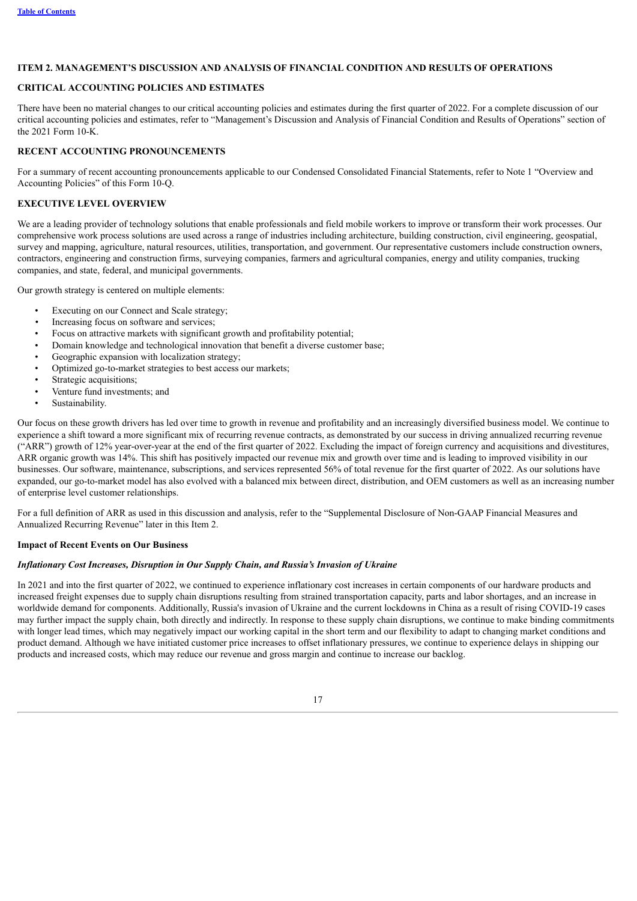## ITEM 2. MANAGEMENT'S DISCUSSION AND ANALYSIS OF FINANCIAL CONDITION AND RESULTS OF OPERATIONS

### CRITICAL ACCOUNTING POLICIES AND ESTIMATES

There have been no material changes to our critical accounting policies and estimates during the first quarter of 2022. For a complete discussion of our critical accounting policies and estimates, refer to "Management's Discussion and Analysis of Financial Condition and Results of Operations" section of the 2021 Form 10-K.

### RECENT ACCOUNTING PRONOUNCEMENTS

For a summary of recent accounting pronouncements applicable to our Condensed Consolidated Financial Statements, refer to Note 1 "Overview and Accounting Policies" of this Form 10-Q.

### EXECUTIVE LEVEL OVERVIEW

We are a leading provider of technology solutions that enable professionals and field mobile workers to improve or transform their work processes. Our comprehensive work process solutions are used across a range of industries including architecture, building construction, civil engineering, geospatial, survey and mapping, agriculture, natural resources, utilities, transportation, and government. Our representative customers include construction owners, contractors, engineering and construction firms, surveying companies, farmers and agricultural companies, energy and utility companies, trucking companies, and state, federal, and municipal governments.

Our growth strategy is centered on multiple elements:

- Executing on our Connect and Scale strategy;
- Increasing focus on software and services;
- Focus on attractive markets with significant growth and profitability potential;
- Domain knowledge and technological innovation that benefit a diverse customer base;
- Geographic expansion with localization strategy;
- Optimized go-to-market strategies to best access our markets;
- Strategic acquisitions;
- Venture fund investments; and
- Sustainability.

Our focus on these growth drivers has led over time to growth in revenue and profitability and an increasingly diversified business model. We continue to experience a shift toward a more significant mix of recurring revenue contracts, as demonstrated by our success in driving annualized recurring revenue ("ARR") growth of 12% year-over-year at the end of the first quarter of 2022. Excluding the impact of foreign currency and acquisitions and divestitures, ARR organic growth was 14%. This shift has positively impacted our revenue mix and growth over time and is leading to improved visibility in our businesses. Our software, maintenance, subscriptions, and services represented 56% of total revenue for the first quarter of 2022. As our solutions have expanded, our go-to-market model has also evolved with a balanced mix between direct, distribution, and OEM customers as well as an increasing number of enterprise level customer relationships.

For a full definition of ARR as used in this discussion and analysis, refer to the "Supplemental Disclosure of Non-GAAP Financial Measures and Annualized Recurring Revenue" later in this Item 2.

**Impact of Recent Events on Our Business**

***Inflationary Cost Increases, Disruption in Our Supply Chain, and Russia's Invasion of Ukraine***

In 2021 and into the first quarter of 2022, we continued to experience inflationary cost increases in certain components of our hardware products and increased freight expenses due to supply chain disruptions resulting from strained transportation capacity, parts and labor shortages, and an increase in worldwide demand for components. Additionally, Russia's invasion of Ukraine and the current lockdowns in China as a result of rising COVID-19 cases may further impact the supply chain, both directly and indirectly. In response to these supply chain disruptions, we continue to make binding commitments with longer lead times, which may negatively impact our working capital in the short term and our flexibility to adapt to changing market conditions and product demand. Although we have initiated customer price increases to offset inflationary pressures, we continue to experience delays in shipping our products and increased costs, which may reduce our revenue and gross margin and continue to increase our backlog.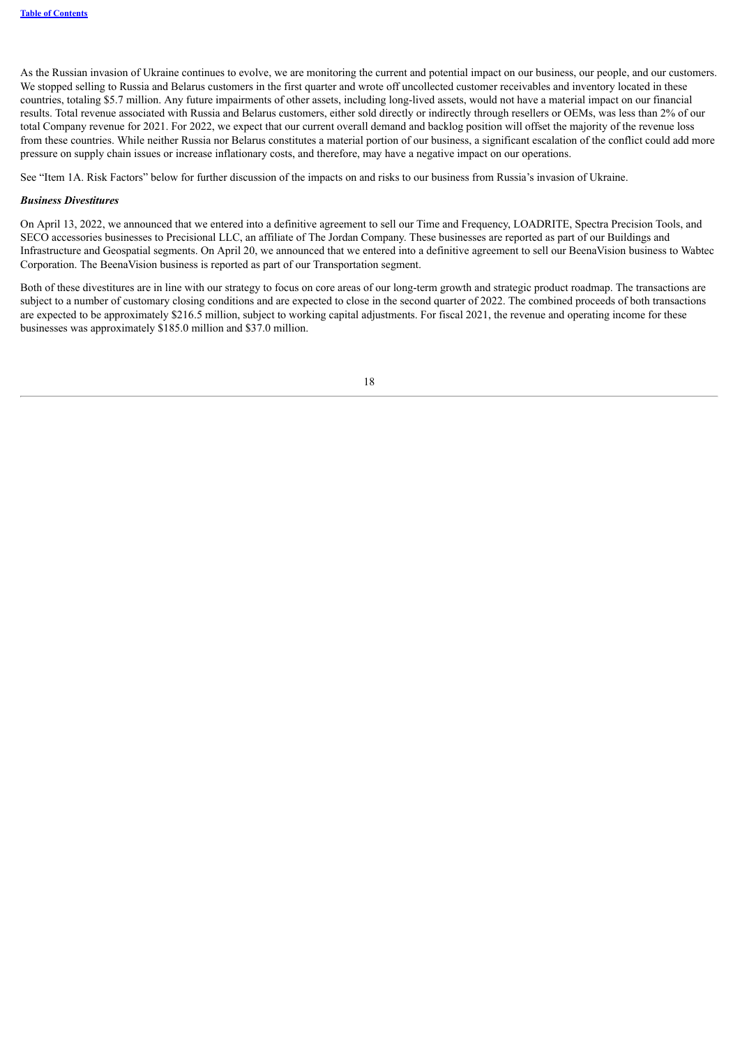As the Russian invasion of Ukraine continues to evolve, we are monitoring the current and potential impact on our business, our people, and our customers. We stopped selling to Russia and Belarus customers in the first quarter and wrote off uncollected customer receivables and inventory located in these countries, totaling $5.7 million. Any future impairments of other assets, including long-lived assets, would not have a material impact on our financial results. Total revenue associated with Russia and Belarus customers, either sold directly or indirectly through resellers or OEMs, was less than 2% of our total Company revenue for 2021. For 2022, we expect that our current overall demand and backlog position will offset the majority of the revenue loss from these countries. While neither Russia nor Belarus constitutes a material portion of our business, a significant escalation of the conflict could add more pressure on supply chain issues or increase inflationary costs, and therefore, may have a negative impact on our operations.

See "Item 1A. Risk Factors" below for further discussion of the impacts on and risks to our business from Russia's invasion of Ukraine.

***Business Divestitures***

On April 13, 2022, we announced that we entered into a definitive agreement to sell our Time and Frequency, LOADRITE, Spectra Precision Tools, and SECO accessories businesses to Precisional LLC, an affiliate of The Jordan Company. These businesses are reported as part of our Buildings and Infrastructure and Geospatial segments. On April 20, we announced that we entered into a definitive agreement to sell our BeenaVision business to Wabtec Corporation. The BeenaVision business is reported as part of our Transportation segment.

Both of these divestitures are in line with our strategy to focus on core areas of our long-term growth and strategic product roadmap. The transactions are subject to a number of customary closing conditions and are expected to close in the second quarter of 2022. The combined proceeds of both transactions are expected to be approximately $216.5 million, subject to working capital adjustments. For fiscal 2021, the revenue and operating income for these businesses was approximately $185.0 million and $37.0 million.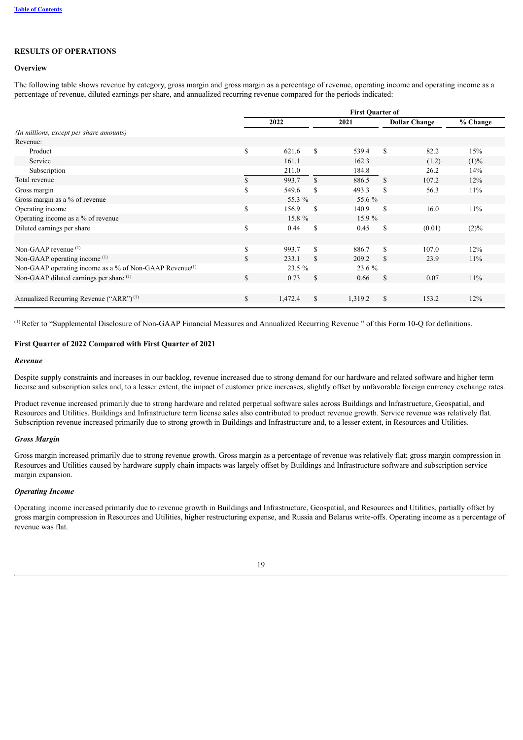## RESULTS OF OPERATIONS

### Overview

The following table shows revenue by category, gross margin and gross margin as a percentage of revenue, operating income and operating income as a percentage of revenue, diluted earnings per share, and annualized recurring revenue compared for the periods indicated:

| | First Quarter of | | | |
|---|---|---|---|---|
| | 2022 | 2021 | Dollar Change | % Change |
| *(In millions, except per share amounts)* | | | | |
| Revenue: | | | | |
| Product | $ 621.6 | $ 539.4 | $ 82.2 | 15% |
| Service | 161.1 | 162.3 | (1.2) | (1)% |
| Subscription | 211.0 | 184.8 | 26.2 | 14% |
| Total revenue | $ 993.7 | $ 886.5 | $ 107.2 | 12% |
| Gross margin | $ 549.6 | $ 493.3 | $ 56.3 | 11% |
| Gross margin as a % of revenue | 55.3 % | 55.6 % | | |
| Operating income | $ 156.9 | $ 140.9 | $ 16.0 | 11% |
| Operating income as a % of revenue | 15.8 % | 15.9 % | | |
| Diluted earnings per share | $ 0.44 | $ 0.45 | $ (0.01) | (2)% |
| | | | | |
| Non-GAAP revenue [(1)] | $ 993.7 | $ 886.7 | $ 107.0 | 12% |
| Non-GAAP operating income [(1)] | $ 233.1 | $ 209.2 | $ 23.9 | 11% |
| Non-GAAP operating income as a % of Non-GAAP Revenue[(1)] | 23.5 % | 23.6 % | | |
| Non-GAAP diluted earnings per share [(1)] | $ 0.73 | $ 0.66 | $ 0.07 | 11% |
| | | | | |
| Annualized Recurring Revenue ("ARR") [(1)] | $ 1,472.4 | $ 1,319.2 | $ 153.2 | 12% |

[(1)] Refer to "Supplemental Disclosure of Non-GAAP Financial Measures and Annualized Recurring Revenue " of this Form 10-Q for definitions.

### First Quarter of 2022 Compared with First Quarter of 2021

#### *Revenue*

Despite supply constraints and increases in our backlog, revenue increased due to strong demand for our hardware and related software and higher term license and subscription sales and, to a lesser extent, the impact of customer price increases, slightly offset by unfavorable foreign currency exchange rates.

Product revenue increased primarily due to strong hardware and related perpetual software sales across Buildings and Infrastructure, Geospatial, and Resources and Utilities. Buildings and Infrastructure term license sales also contributed to product revenue growth. Service revenue was relatively flat. Subscription revenue increased primarily due to strong growth in Buildings and Infrastructure and, to a lesser extent, in Resources and Utilities.

#### *Gross Margin*

Gross margin increased primarily due to strong revenue growth. Gross margin as a percentage of revenue was relatively flat; gross margin compression in Resources and Utilities caused by hardware supply chain impacts was largely offset by Buildings and Infrastructure software and subscription service margin expansion.

#### *Operating Income*

Operating income increased primarily due to revenue growth in Buildings and Infrastructure, Geospatial, and Resources and Utilities, partially offset by gross margin compression in Resources and Utilities, higher restructuring expense, and Russia and Belarus write-offs. Operating income as a percentage of revenue was flat.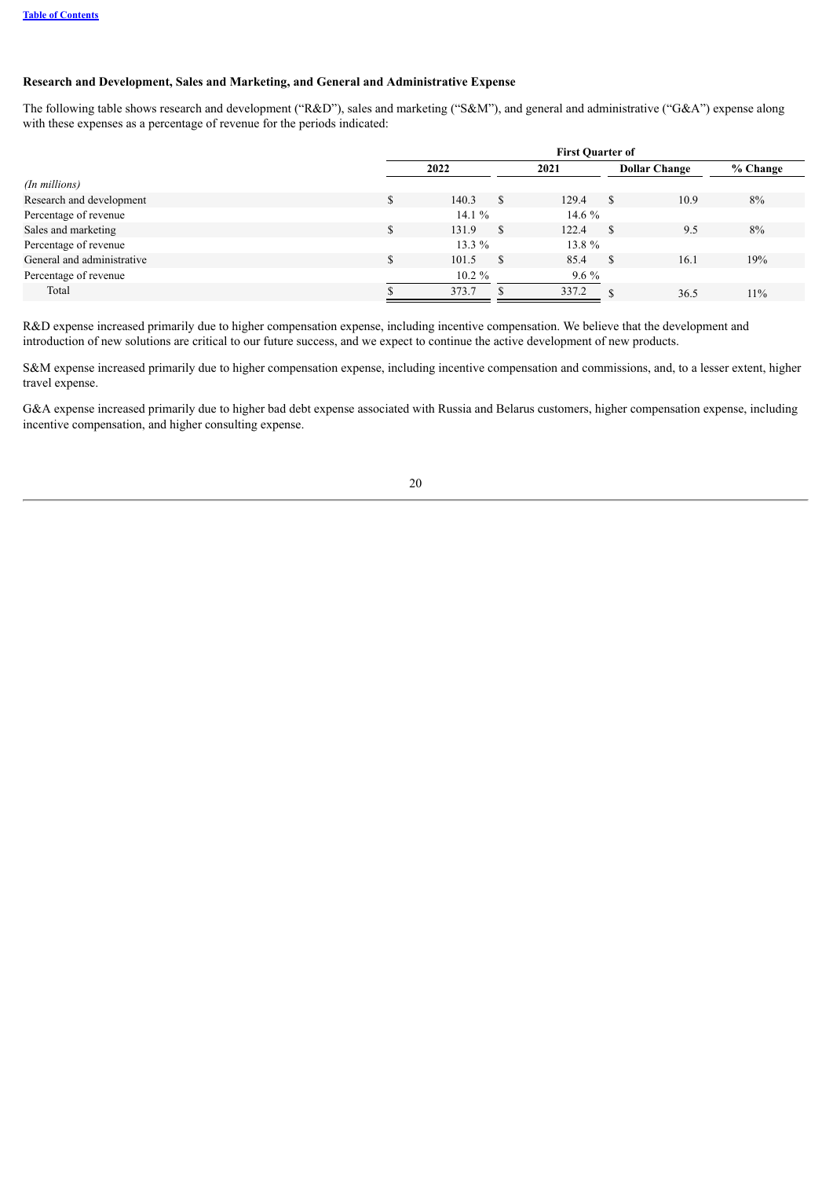### Research and Development, Sales and Marketing, and General and Administrative Expense

The following table shows research and development ("R&D"), sales and marketing ("S&M"), and general and administrative ("G&A") expense along with these expenses as a percentage of revenue for the periods indicated:

| | First Quarter of | | | |
|---|---|---|---|---|
| | 2022 | 2021 | Dollar Change | % Change |
| *(In millions)* | | | | |
| Research and development | $ 140.3 | $ 129.4 | $ 10.9 | 8% |
| Percentage of revenue | 14.1 % | 14.6 % | | |
| Sales and marketing | $ 131.9 | $ 122.4 | $ 9.5 | 8% |
| Percentage of revenue | 13.3 % | 13.8 % | | |
| General and administrative | $ 101.5 | $ 85.4 | $ 16.1 | 19% |
| Percentage of revenue | 10.2 % | 9.6 % | | |
| Total | $ 373.7 | $ 337.2 | $ 36.5 | 11% |

R&D expense increased primarily due to higher compensation expense, including incentive compensation. We believe that the development and introduction of new solutions are critical to our future success, and we expect to continue the active development of new products.

S&M expense increased primarily due to higher compensation expense, including incentive compensation and commissions, and, to a lesser extent, higher travel expense.

G&A expense increased primarily due to higher bad debt expense associated with Russia and Belarus customers, higher compensation expense, including incentive compensation, and higher consulting expense.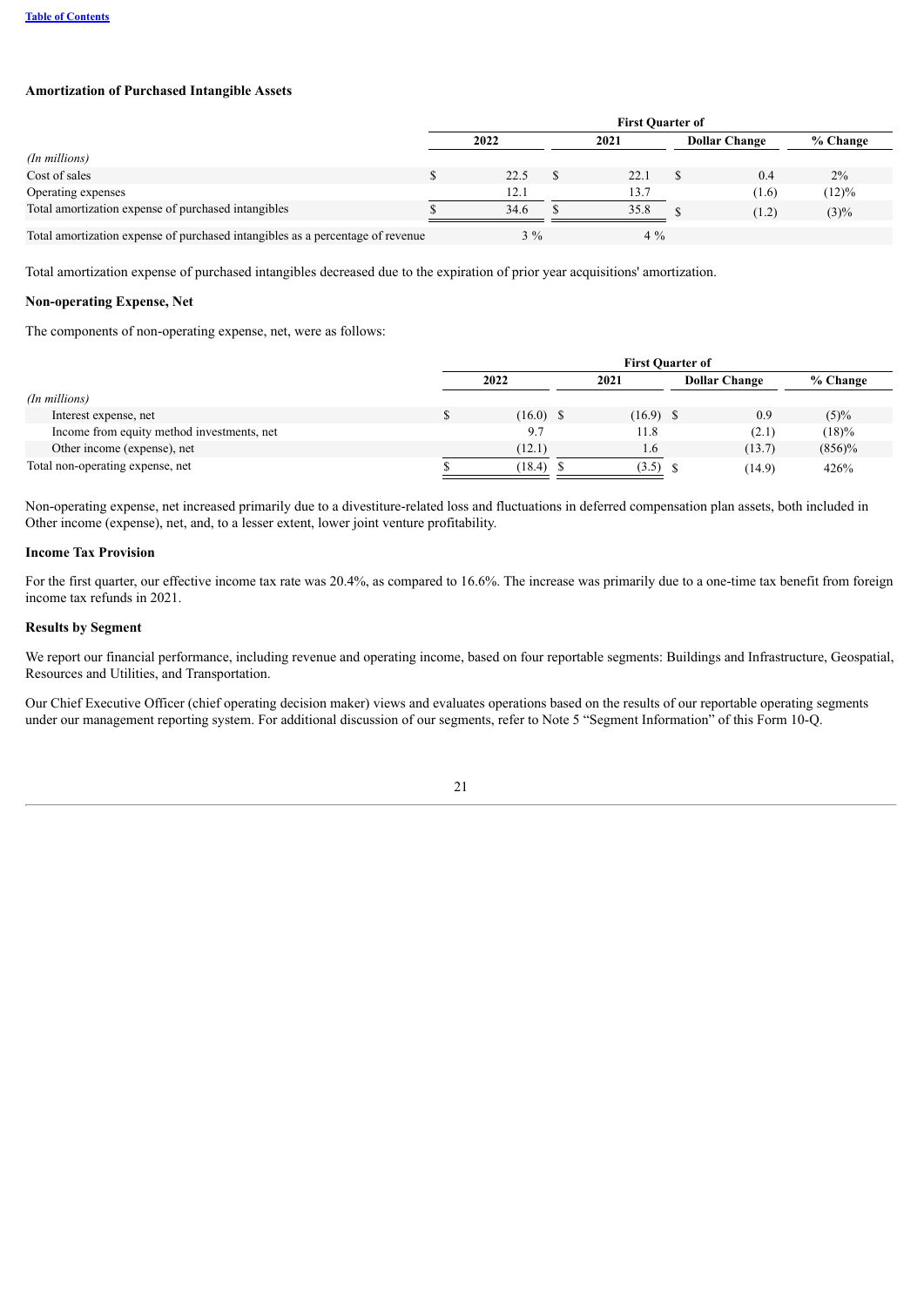Table of Contents

**Amortization of Purchased Intangible Assets**

| | First Quarter of | | | |
|---|---|---|---|---|
| | 2022 | 2021 | Dollar Change | % Change |
| *(In millions)* | | | | |
| Cost of sales | $ 22.5 | $ 22.1 | $ 0.4 | 2% |
| Operating expenses | 12.1 | 13.7 | (1.6) | (12)% |
| Total amortization expense of purchased intangibles | $ 34.6 | $ 35.8 | $ (1.2) | (3)% |
| Total amortization expense of purchased intangibles as a percentage of revenue | 3 % | 4 % | | |

Total amortization expense of purchased intangibles decreased due to the expiration of prior year acquisitions' amortization.

**Non-operating Expense, Net**

The components of non-operating expense, net, were as follows:

| | First Quarter of | | | |
|---|---|---|---|---|
| | 2022 | 2021 | Dollar Change | % Change |
| *(In millions)* | | | | |
| Interest expense, net | $ (16.0) | $ (16.9) | $ 0.9 | (5)% |
| Income from equity method investments, net | 9.7 | 11.8 | (2.1) | (18)% |
| Other income (expense), net | (12.1) | 1.6 | (13.7) | (856)% |
| Total non-operating expense, net | $ (18.4) | $ (3.5) | $ (14.9) | 426% |

Non-operating expense, net increased primarily due to a divestiture-related loss and fluctuations in deferred compensation plan assets, both included in Other income (expense), net, and, to a lesser extent, lower joint venture profitability.

**Income Tax Provision**

For the first quarter, our effective income tax rate was 20.4%, as compared to 16.6%. The increase was primarily due to a one-time tax benefit from foreign income tax refunds in 2021.

**Results by Segment**

We report our financial performance, including revenue and operating income, based on four reportable segments: Buildings and Infrastructure, Geospatial, Resources and Utilities, and Transportation.

Our Chief Executive Officer (chief operating decision maker) views and evaluates operations based on the results of our reportable operating segments under our management reporting system. For additional discussion of our segments, refer to Note 5 "Segment Information" of this Form 10-Q.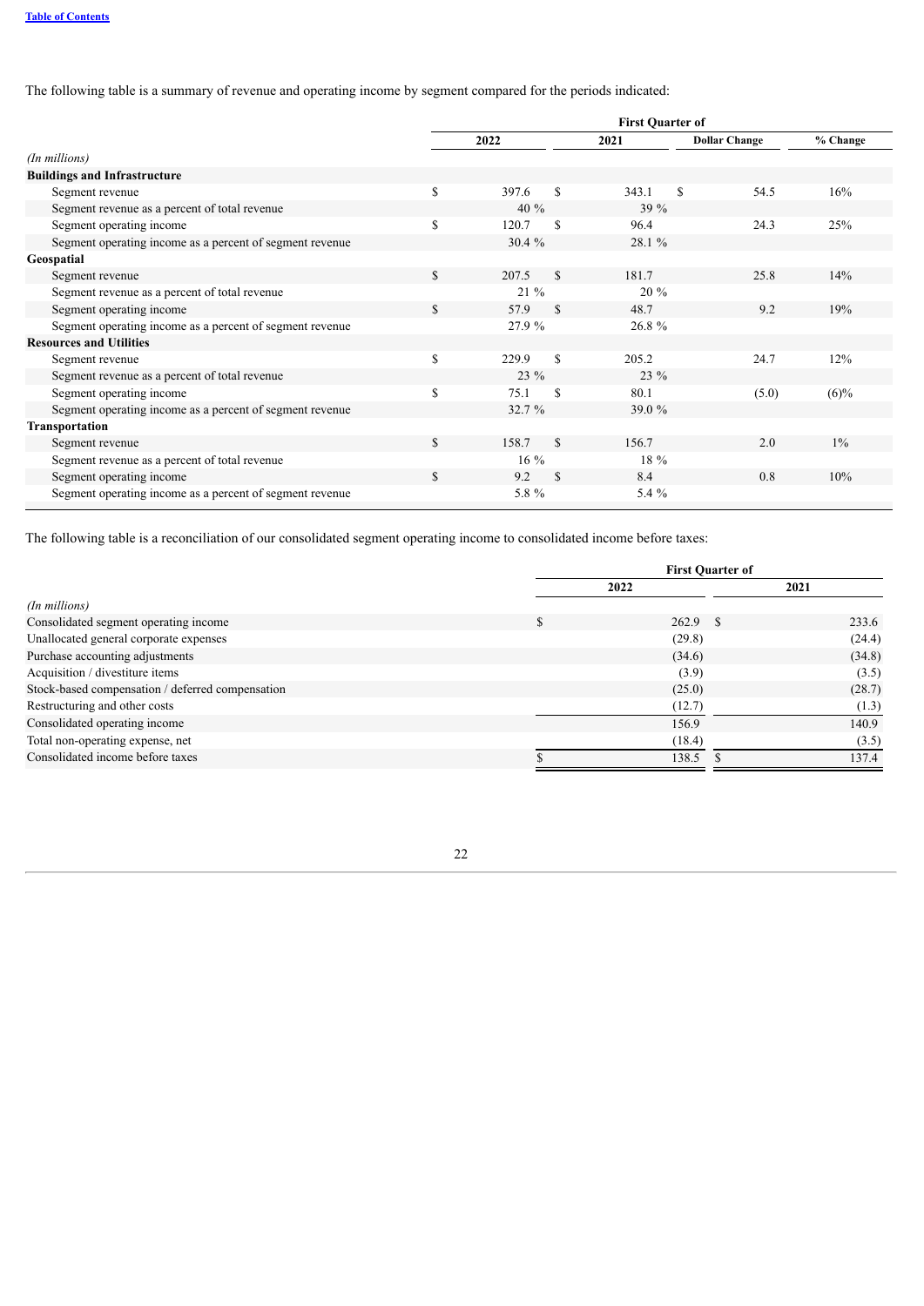The following table is a summary of revenue and operating income by segment compared for the periods indicated:

| | First Quarter of | | | |
|---|---|---|---|---|
| | 2022 | 2021 | Dollar Change | % Change |
| *(In millions)* | | | | |
| **Buildings and Infrastructure** | | | | |
| Segment revenue | $ 397.6 | $ 343.1 | $ 54.5 | 16% |
| Segment revenue as a percent of total revenue | 40 % | 39 % | | |
| Segment operating income | $ 120.7 | $ 96.4 | 24.3 | 25% |
| Segment operating income as a percent of segment revenue | 30.4 % | 28.1 % | | |
| **Geospatial** | | | | |
| Segment revenue | $ 207.5 | $ 181.7 | 25.8 | 14% |
| Segment revenue as a percent of total revenue | 21 % | 20 % | | |
| Segment operating income | $ 57.9 | $ 48.7 | 9.2 | 19% |
| Segment operating income as a percent of segment revenue | 27.9 % | 26.8 % | | |
| **Resources and Utilities** | | | | |
| Segment revenue | $ 229.9 | $ 205.2 | 24.7 | 12% |
| Segment revenue as a percent of total revenue | 23 % | 23 % | | |
| Segment operating income | $ 75.1 | $ 80.1 | (5.0) | (6)% |
| Segment operating income as a percent of segment revenue | 32.7 % | 39.0 % | | |
| **Transportation** | | | | |
| Segment revenue | $ 158.7 | $ 156.7 | 2.0 | 1% |
| Segment revenue as a percent of total revenue | 16 % | 18 % | | |
| Segment operating income | $ 9.2 | $ 8.4 | 0.8 | 10% |
| Segment operating income as a percent of segment revenue | 5.8 % | 5.4 % | | |

The following table is a reconciliation of our consolidated segment operating income to consolidated income before taxes:

| | First Quarter of | |
|---|---|---|
| | 2022 | 2021 |
| *(In millions)* | | |
| Consolidated segment operating income | $ 262.9 | $ 233.6 |
| Unallocated general corporate expenses | (29.8) | (24.4) |
| Purchase accounting adjustments | (34.6) | (34.8) |
| Acquisition / divestiture items | (3.9) | (3.5) |
| Stock-based compensation / deferred compensation | (25.0) | (28.7) |
| Restructuring and other costs | (12.7) | (1.3) |
| Consolidated operating income | 156.9 | 140.9 |
| Total non-operating expense, net | (18.4) | (3.5) |
| Consolidated income before taxes | $ 138.5 | $ 137.4 |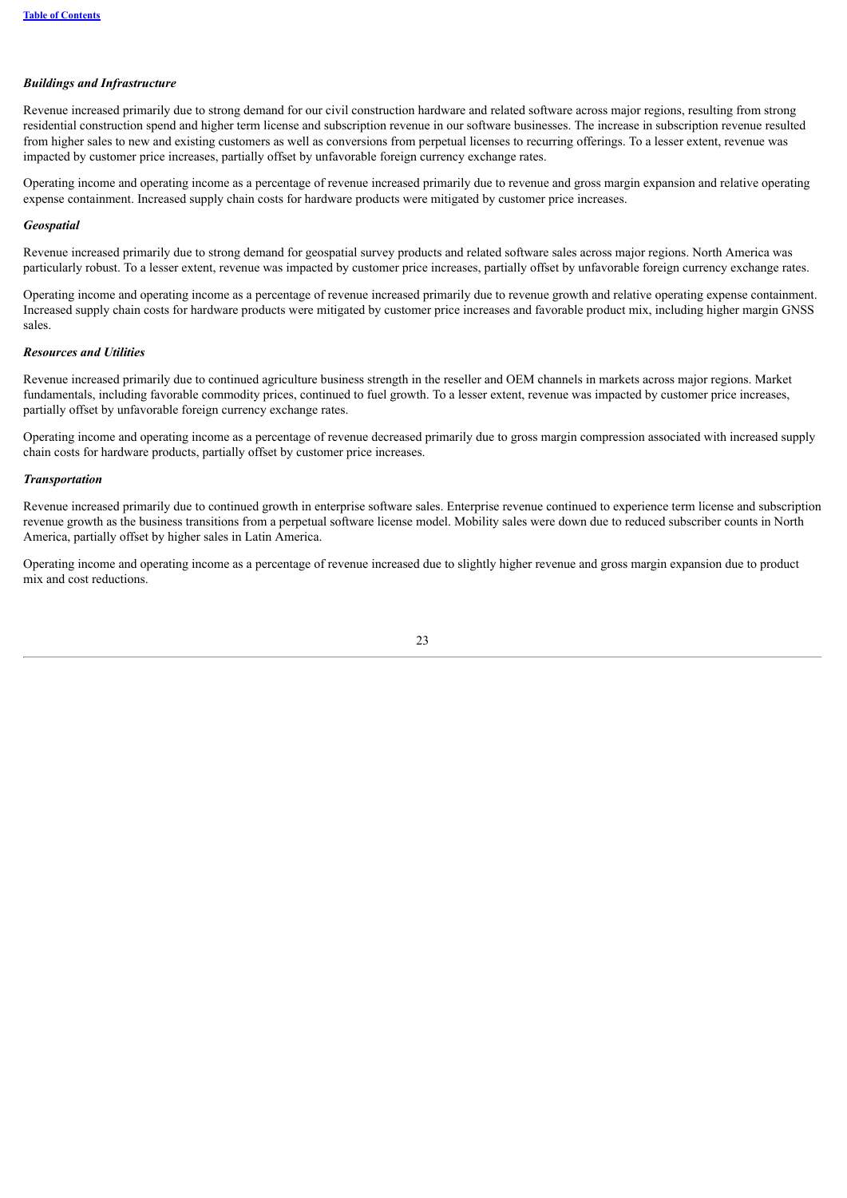*Buildings and Infrastructure*

Revenue increased primarily due to strong demand for our civil construction hardware and related software across major regions, resulting from strong residential construction spend and higher term license and subscription revenue in our software businesses. The increase in subscription revenue resulted from higher sales to new and existing customers as well as conversions from perpetual licenses to recurring offerings. To a lesser extent, revenue was impacted by customer price increases, partially offset by unfavorable foreign currency exchange rates.

Operating income and operating income as a percentage of revenue increased primarily due to revenue and gross margin expansion and relative operating expense containment. Increased supply chain costs for hardware products were mitigated by customer price increases.

*Geospatial*

Revenue increased primarily due to strong demand for geospatial survey products and related software sales across major regions. North America was particularly robust. To a lesser extent, revenue was impacted by customer price increases, partially offset by unfavorable foreign currency exchange rates.

Operating income and operating income as a percentage of revenue increased primarily due to revenue growth and relative operating expense containment. Increased supply chain costs for hardware products were mitigated by customer price increases and favorable product mix, including higher margin GNSS sales.

*Resources and Utilities*

Revenue increased primarily due to continued agriculture business strength in the reseller and OEM channels in markets across major regions. Market fundamentals, including favorable commodity prices, continued to fuel growth. To a lesser extent, revenue was impacted by customer price increases, partially offset by unfavorable foreign currency exchange rates.

Operating income and operating income as a percentage of revenue decreased primarily due to gross margin compression associated with increased supply chain costs for hardware products, partially offset by customer price increases.

*Transportation*

Revenue increased primarily due to continued growth in enterprise software sales. Enterprise revenue continued to experience term license and subscription revenue growth as the business transitions from a perpetual software license model. Mobility sales were down due to reduced subscriber counts in North America, partially offset by higher sales in Latin America.

Operating income and operating income as a percentage of revenue increased due to slightly higher revenue and gross margin expansion due to product mix and cost reductions.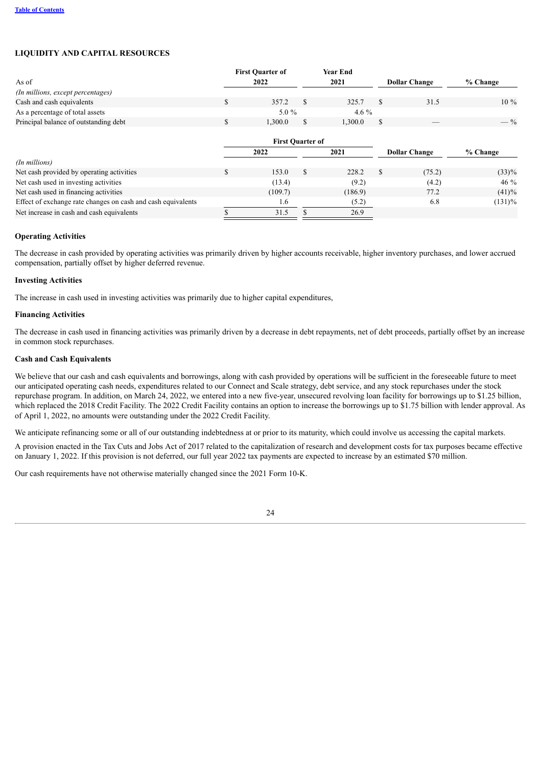## LIQUIDITY AND CAPITAL RESOURCES

| As of | First Quarter of 2022 | Year End 2021 | Dollar Change | % Change |
|---|---|---|---|---|
| *(In millions, except percentages)* | | | | |
| Cash and cash equivalents | $ 357.2 | $ 325.7 | $ 31.5 | 10 % |
| As a percentage of total assets | 5.0 % | 4.6 % | | |
| Principal balance of outstanding debt | $ 1,300.0 | $ 1,300.0 | $ — | — % |

| | First Quarter of | | | |
|---|---|---|---|---|
| | 2022 | 2021 | Dollar Change | % Change |
| *(In millions)* | | | | |
| Net cash provided by operating activities | $ 153.0 | $ 228.2 | $ (75.2) | (33)% |
| Net cash used in investing activities | (13.4) | (9.2) | (4.2) | 46 % |
| Net cash used in financing activities | (109.7) | (186.9) | 77.2 | (41)% |
| Effect of exchange rate changes on cash and cash equivalents | 1.6 | (5.2) | 6.8 | (131)% |
| Net increase in cash and cash equivalents | $ 31.5 | $ 26.9 | | |

**Operating Activities**

The decrease in cash provided by operating activities was primarily driven by higher accounts receivable, higher inventory purchases, and lower accrued compensation, partially offset by higher deferred revenue.

**Investing Activities**

The increase in cash used in investing activities was primarily due to higher capital expenditures,

**Financing Activities**

The decrease in cash used in financing activities was primarily driven by a decrease in debt repayments, net of debt proceeds, partially offset by an increase in common stock repurchases.

**Cash and Cash Equivalents**

We believe that our cash and cash equivalents and borrowings, along with cash provided by operations will be sufficient in the foreseeable future to meet our anticipated operating cash needs, expenditures related to our Connect and Scale strategy, debt service, and any stock repurchases under the stock repurchase program. In addition, on March 24, 2022, we entered into a new five-year, unsecured revolving loan facility for borrowings up to $1.25 billion, which replaced the 2018 Credit Facility. The 2022 Credit Facility contains an option to increase the borrowings up to $1.75 billion with lender approval. As of April 1, 2022, no amounts were outstanding under the 2022 Credit Facility.

We anticipate refinancing some or all of our outstanding indebtedness at or prior to its maturity, which could involve us accessing the capital markets.

A provision enacted in the Tax Cuts and Jobs Act of 2017 related to the capitalization of research and development costs for tax purposes became effective on January 1, 2022. If this provision is not deferred, our full year 2022 tax payments are expected to increase by an estimated $70 million.

Our cash requirements have not otherwise materially changed since the 2021 Form 10-K.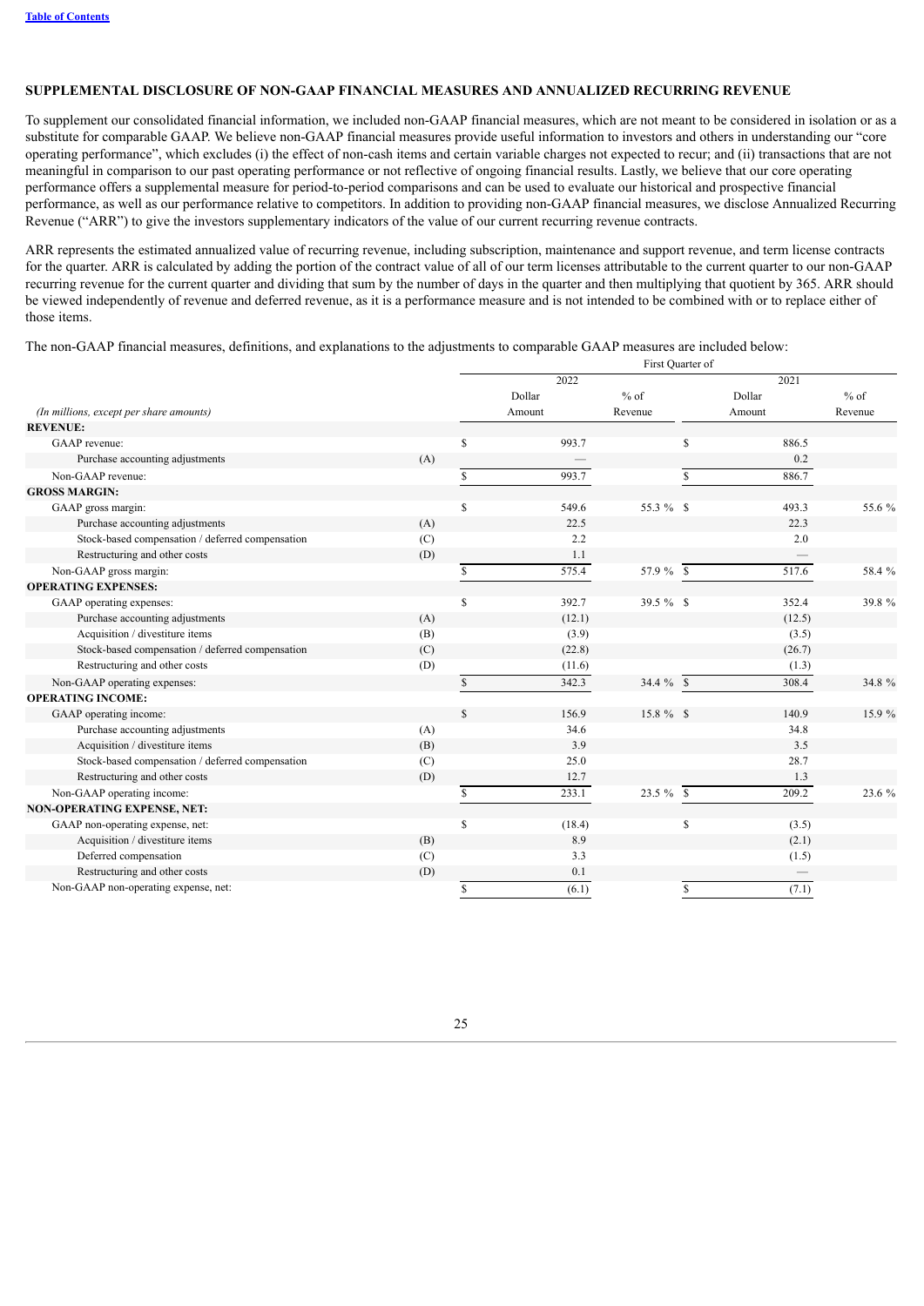[Table of Contents](#)

## SUPPLEMENTAL DISCLOSURE OF NON-GAAP FINANCIAL MEASURES AND ANNUALIZED RECURRING REVENUE

To supplement our consolidated financial information, we included non-GAAP financial measures, which are not meant to be considered in isolation or as a substitute for comparable GAAP. We believe non-GAAP financial measures provide useful information to investors and others in understanding our "core operating performance", which excludes (i) the effect of non-cash items and certain variable charges not expected to recur; and (ii) transactions that are not meaningful in comparison to our past operating performance or not reflective of ongoing financial results. Lastly, we believe that our core operating performance offers a supplemental measure for period-to-period comparisons and can be used to evaluate our historical and prospective financial performance, as well as our performance relative to competitors. In addition to providing non-GAAP financial measures, we disclose Annualized Recurring Revenue ("ARR") to give the investors supplementary indicators of the value of our current recurring revenue contracts.

ARR represents the estimated annualized value of recurring revenue, including subscription, maintenance and support revenue, and term license contracts for the quarter. ARR is calculated by adding the portion of the contract value of all of our term licenses attributable to the current quarter to our non-GAAP recurring revenue for the current quarter and dividing that sum by the number of days in the quarter and then multiplying that quotient by 365. ARR should be viewed independently of revenue and deferred revenue, as it is a performance measure and is not intended to be combined with or to replace either of those items.

The non-GAAP financial measures, definitions, and explanations to the adjustments to comparable GAAP measures are included below:

| | | First Quarter of | | | |
|---|---|---|---|---|---|
| | | 2022 | | 2021 | |
| *(In millions, except per share amounts)* | | Dollar Amount | % of Revenue | Dollar Amount | % of Revenue |
| **REVENUE:** | | | | | |
| GAAP revenue: | | $ 993.7 | | $ 886.5 | |
| Purchase accounting adjustments | (A) | — | | 0.2 | |
| Non-GAAP revenue: | | $ 993.7 | | $ 886.7 | |
| **GROSS MARGIN:** | | | | | |
| GAAP gross margin: | | $ 549.6 | 55.3 % | $ 493.3 | 55.6 % |
| Purchase accounting adjustments | (A) | 22.5 | | 22.3 | |
| Stock-based compensation / deferred compensation | (C) | 2.2 | | 2.0 | |
| Restructuring and other costs | (D) | 1.1 | | — | |
| Non-GAAP gross margin: | | $ 575.4 | 57.9 % | $ 517.6 | 58.4 % |
| **OPERATING EXPENSES:** | | | | | |
| GAAP operating expenses: | | $ 392.7 | 39.5 % | $ 352.4 | 39.8 % |
| Purchase accounting adjustments | (A) | (12.1) | | (12.5) | |
| Acquisition / divestiture items | (B) | (3.9) | | (3.5) | |
| Stock-based compensation / deferred compensation | (C) | (22.8) | | (26.7) | |
| Restructuring and other costs | (D) | (11.6) | | (1.3) | |
| Non-GAAP operating expenses: | | $ 342.3 | 34.4 % | $ 308.4 | 34.8 % |
| **OPERATING INCOME:** | | | | | |
| GAAP operating income: | | $ 156.9 | 15.8 % | $ 140.9 | 15.9 % |
| Purchase accounting adjustments | (A) | 34.6 | | 34.8 | |
| Acquisition / divestiture items | (B) | 3.9 | | 3.5 | |
| Stock-based compensation / deferred compensation | (C) | 25.0 | | 28.7 | |
| Restructuring and other costs | (D) | 12.7 | | 1.3 | |
| Non-GAAP operating income: | | $ 233.1 | 23.5 % | $ 209.2 | 23.6 % |
| **NON-OPERATING EXPENSE, NET:** | | | | | |
| GAAP non-operating expense, net: | | $ (18.4) | | $ (3.5) | |
| Acquisition / divestiture items | (B) | 8.9 | | (2.1) | |
| Deferred compensation | (C) | 3.3 | | (1.5) | |
| Restructuring and other costs | (D) | 0.1 | | — | |
| Non-GAAP non-operating expense, net: | | $ (6.1) | | $ (7.1) | |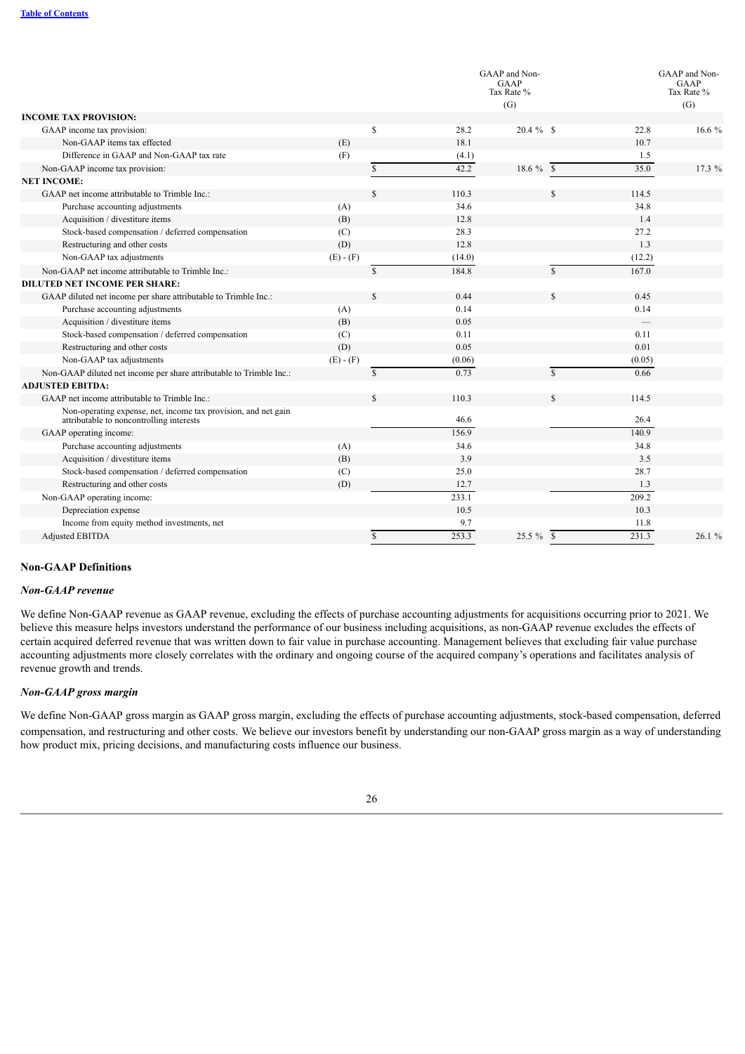|  |  |  | GAAP and Non-GAAP Tax Rate % (G) |  | GAAP and Non-GAAP Tax Rate % (G) |
|---|---|---|---|---|---|
| **INCOME TAX PROVISION:** |  |  |  |  |  |
| GAAP income tax provision: |  | $ 28.2 | 20.4 % | $ 22.8 | 16.6 % |
| Non-GAAP items tax effected | (E) | 18.1 |  | 10.7 |  |
| Difference in GAAP and Non-GAAP tax rate | (F) | (4.1) |  | 1.5 |  |
| Non-GAAP income tax provision: |  | $ 42.2 | 18.6 % | $ 35.0 | 17.3 % |
| **NET INCOME:** |  |  |  |  |  |
| GAAP net income attributable to Trimble Inc.: |  | $ 110.3 |  | $ 114.5 |  |
| Purchase accounting adjustments | (A) | 34.6 |  | 34.8 |  |
| Acquisition / divestiture items | (B) | 12.8 |  | 1.4 |  |
| Stock-based compensation / deferred compensation | (C) | 28.3 |  | 27.2 |  |
| Restructuring and other costs | (D) | 12.8 |  | 1.3 |  |
| Non-GAAP tax adjustments | (E) - (F) | (14.0) |  | (12.2) |  |
| Non-GAAP net income attributable to Trimble Inc.: |  | $ 184.8 |  | $ 167.0 |  |
| **DILUTED NET INCOME PER SHARE:** |  |  |  |  |  |
| GAAP diluted net income per share attributable to Trimble Inc.: |  | $ 0.44 |  | $ 0.45 |  |
| Purchase accounting adjustments | (A) | 0.14 |  | 0.14 |  |
| Acquisition / divestiture items | (B) | 0.05 |  | — |  |
| Stock-based compensation / deferred compensation | (C) | 0.11 |  | 0.11 |  |
| Restructuring and other costs | (D) | 0.05 |  | 0.01 |  |
| Non-GAAP tax adjustments | (E) - (F) | (0.06) |  | (0.05) |  |
| Non-GAAP diluted net income per share attributable to Trimble Inc.: |  | $ 0.73 |  | $ 0.66 |  |
| **ADJUSTED EBITDA:** |  |  |  |  |  |
| GAAP net income attributable to Trimble Inc.: |  | $ 110.3 |  | $ 114.5 |  |
| Non-operating expense, net, income tax provision, and net gain attributable to noncontrolling interests |  | 46.6 |  | 26.4 |  |
| GAAP operating income: |  | 156.9 |  | 140.9 |  |
| Purchase accounting adjustments | (A) | 34.6 |  | 34.8 |  |
| Acquisition / divestiture items | (B) | 3.9 |  | 3.5 |  |
| Stock-based compensation / deferred compensation | (C) | 25.0 |  | 28.7 |  |
| Restructuring and other costs | (D) | 12.7 |  | 1.3 |  |
| Non-GAAP operating income: |  | 233.1 |  | 209.2 |  |
| Depreciation expense |  | 10.5 |  | 10.3 |  |
| Income from equity method investments, net |  | 9.7 |  | 11.8 |  |
| Adjusted EBITDA |  | $ 253.3 | 25.5 % | $ 231.3 | 26.1 % |

## Non-GAAP Definitions

### *Non-GAAP revenue*

We define Non-GAAP revenue as GAAP revenue, excluding the effects of purchase accounting adjustments for acquisitions occurring prior to 2021. We believe this measure helps investors understand the performance of our business including acquisitions, as non-GAAP revenue excludes the effects of certain acquired deferred revenue that was written down to fair value in purchase accounting. Management believes that excluding fair value purchase accounting adjustments more closely correlates with the ordinary and ongoing course of the acquired company's operations and facilitates analysis of revenue growth and trends.

### *Non-GAAP gross margin*

We define Non-GAAP gross margin as GAAP gross margin, excluding the effects of purchase accounting adjustments, stock-based compensation, deferred compensation, and restructuring and other costs. We believe our investors benefit by understanding our non-GAAP gross margin as a way of understanding how product mix, pricing decisions, and manufacturing costs influence our business.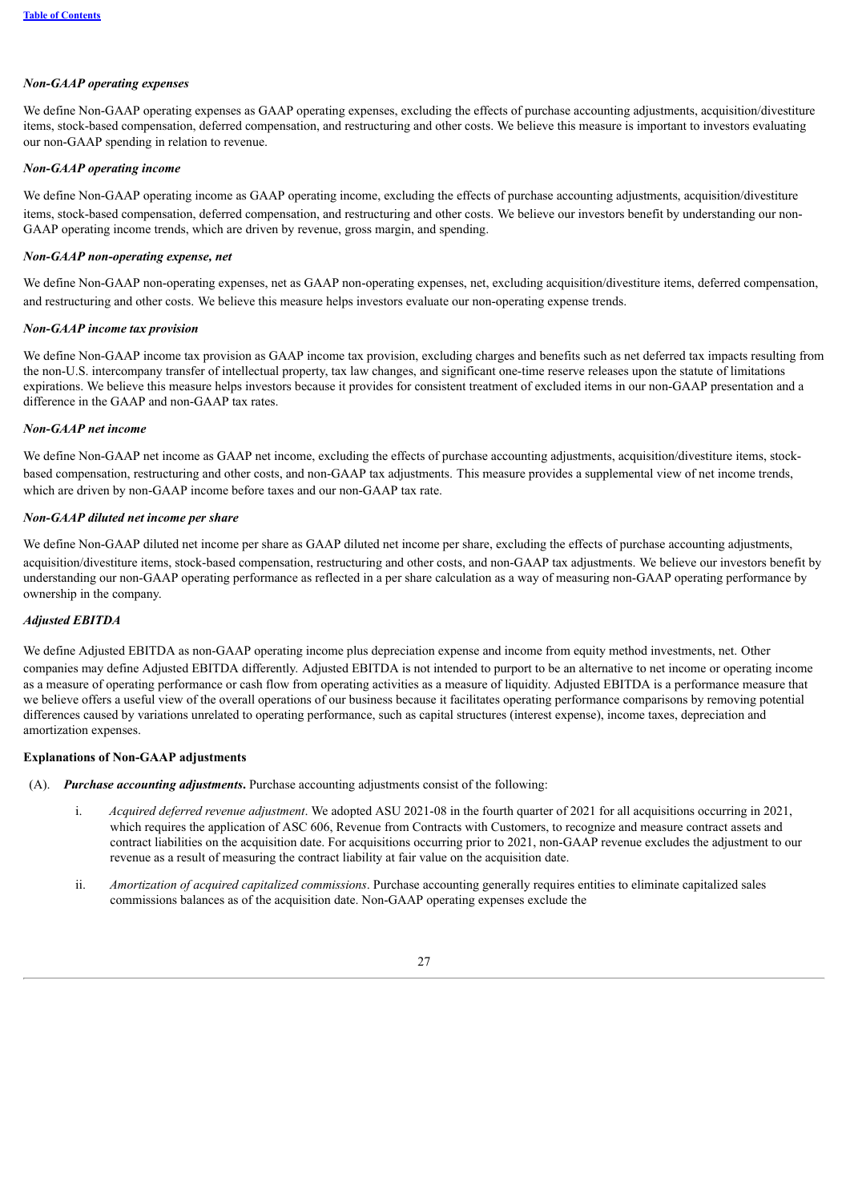*Non-GAAP operating expenses*

We define Non-GAAP operating expenses as GAAP operating expenses, excluding the effects of purchase accounting adjustments, acquisition/divestiture items, stock-based compensation, deferred compensation, and restructuring and other costs. We believe this measure is important to investors evaluating our non-GAAP spending in relation to revenue.

*Non-GAAP operating income*

We define Non-GAAP operating income as GAAP operating income, excluding the effects of purchase accounting adjustments, acquisition/divestiture items, stock-based compensation, deferred compensation, and restructuring and other costs. We believe our investors benefit by understanding our non-GAAP operating income trends, which are driven by revenue, gross margin, and spending.

*Non-GAAP non-operating expense, net*

We define Non-GAAP non-operating expenses, net as GAAP non-operating expenses, net, excluding acquisition/divestiture items, deferred compensation, and restructuring and other costs. We believe this measure helps investors evaluate our non-operating expense trends.

*Non-GAAP income tax provision*

We define Non-GAAP income tax provision as GAAP income tax provision, excluding charges and benefits such as net deferred tax impacts resulting from the non-U.S. intercompany transfer of intellectual property, tax law changes, and significant one-time reserve releases upon the statute of limitations expirations. We believe this measure helps investors because it provides for consistent treatment of excluded items in our non-GAAP presentation and a difference in the GAAP and non-GAAP tax rates.

*Non-GAAP net income*

We define Non-GAAP net income as GAAP net income, excluding the effects of purchase accounting adjustments, acquisition/divestiture items, stock-based compensation, restructuring and other costs, and non-GAAP tax adjustments. This measure provides a supplemental view of net income trends, which are driven by non-GAAP income before taxes and our non-GAAP tax rate.

*Non-GAAP diluted net income per share*

We define Non-GAAP diluted net income per share as GAAP diluted net income per share, excluding the effects of purchase accounting adjustments, acquisition/divestiture items, stock-based compensation, restructuring and other costs, and non-GAAP tax adjustments. We believe our investors benefit by understanding our non-GAAP operating performance as reflected in a per share calculation as a way of measuring non-GAAP operating performance by ownership in the company.

*Adjusted EBITDA*

We define Adjusted EBITDA as non-GAAP operating income plus depreciation expense and income from equity method investments, net. Other companies may define Adjusted EBITDA differently. Adjusted EBITDA is not intended to purport to be an alternative to net income or operating income as a measure of operating performance or cash flow from operating activities as a measure of liquidity. Adjusted EBITDA is a performance measure that we believe offers a useful view of the overall operations of our business because it facilitates operating performance comparisons by removing potential differences caused by variations unrelated to operating performance, such as capital structures (interest expense), income taxes, depreciation and amortization expenses.

**Explanations of Non-GAAP adjustments**

(A). ***Purchase accounting adjustments*.** Purchase accounting adjustments consist of the following:

i. *Acquired deferred revenue adjustment*. We adopted ASU 2021-08 in the fourth quarter of 2021 for all acquisitions occurring in 2021, which requires the application of ASC 606, Revenue from Contracts with Customers, to recognize and measure contract assets and contract liabilities on the acquisition date. For acquisitions occurring prior to 2021, non-GAAP revenue excludes the adjustment to our revenue as a result of measuring the contract liability at fair value on the acquisition date.

ii. *Amortization of acquired capitalized commissions*. Purchase accounting generally requires entities to eliminate capitalized sales commissions balances as of the acquisition date. Non-GAAP operating expenses exclude the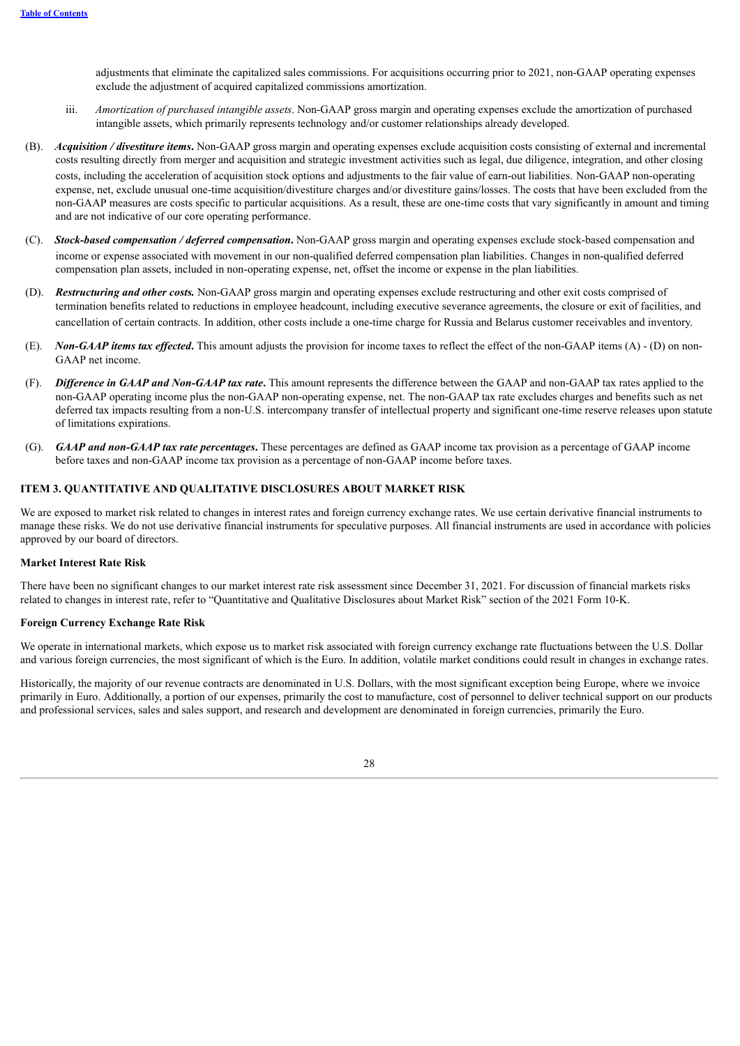adjustments that eliminate the capitalized sales commissions. For acquisitions occurring prior to 2021, non-GAAP operating expenses exclude the adjustment of acquired capitalized commissions amortization.

iii. *Amortization of purchased intangible assets*. Non-GAAP gross margin and operating expenses exclude the amortization of purchased intangible assets, which primarily represents technology and/or customer relationships already developed.

(B). ***Acquisition / divestiture items*.** Non-GAAP gross margin and operating expenses exclude acquisition costs consisting of external and incremental costs resulting directly from merger and acquisition and strategic investment activities such as legal, due diligence, integration, and other closing costs, including the acceleration of acquisition stock options and adjustments to the fair value of earn-out liabilities. Non-GAAP non-operating expense, net, exclude unusual one-time acquisition/divestiture charges and/or divestiture gains/losses. The costs that have been excluded from the non-GAAP measures are costs specific to particular acquisitions. As a result, these are one-time costs that vary significantly in amount and timing and are not indicative of our core operating performance.

(C). ***Stock-based compensation / deferred compensation*.** Non-GAAP gross margin and operating expenses exclude stock-based compensation and income or expense associated with movement in our non-qualified deferred compensation plan liabilities. Changes in non-qualified deferred compensation plan assets, included in non-operating expense, net, offset the income or expense in the plan liabilities.

(D). ***Restructuring and other costs.*** Non-GAAP gross margin and operating expenses exclude restructuring and other exit costs comprised of termination benefits related to reductions in employee headcount, including executive severance agreements, the closure or exit of facilities, and cancellation of certain contracts. In addition, other costs include a one-time charge for Russia and Belarus customer receivables and inventory.

(E). ***Non-GAAP items tax effected*.** This amount adjusts the provision for income taxes to reflect the effect of the non-GAAP items (A) - (D) on non-GAAP net income.

(F). ***Difference in GAAP and Non-GAAP tax rate*.** This amount represents the difference between the GAAP and non-GAAP tax rates applied to the non-GAAP operating income plus the non-GAAP non-operating expense, net. The non-GAAP tax rate excludes charges and benefits such as net deferred tax impacts resulting from a non-U.S. intercompany transfer of intellectual property and significant one-time reserve releases upon statute of limitations expirations.

(G). ***GAAP and non-GAAP tax rate percentages*.** These percentages are defined as GAAP income tax provision as a percentage of GAAP income before taxes and non-GAAP income tax provision as a percentage of non-GAAP income before taxes.

## ITEM 3. QUANTITATIVE AND QUALITATIVE DISCLOSURES ABOUT MARKET RISK

We are exposed to market risk related to changes in interest rates and foreign currency exchange rates. We use certain derivative financial instruments to manage these risks. We do not use derivative financial instruments for speculative purposes. All financial instruments are used in accordance with policies approved by our board of directors.

### Market Interest Rate Risk

There have been no significant changes to our market interest rate risk assessment since December 31, 2021. For discussion of financial markets risks related to changes in interest rate, refer to "Quantitative and Qualitative Disclosures about Market Risk" section of the 2021 Form 10-K.

### Foreign Currency Exchange Rate Risk

We operate in international markets, which expose us to market risk associated with foreign currency exchange rate fluctuations between the U.S. Dollar and various foreign currencies, the most significant of which is the Euro. In addition, volatile market conditions could result in changes in exchange rates.

Historically, the majority of our revenue contracts are denominated in U.S. Dollars, with the most significant exception being Europe, where we invoice primarily in Euro. Additionally, a portion of our expenses, primarily the cost to manufacture, cost of personnel to deliver technical support on our products and professional services, sales and sales support, and research and development are denominated in foreign currencies, primarily the Euro.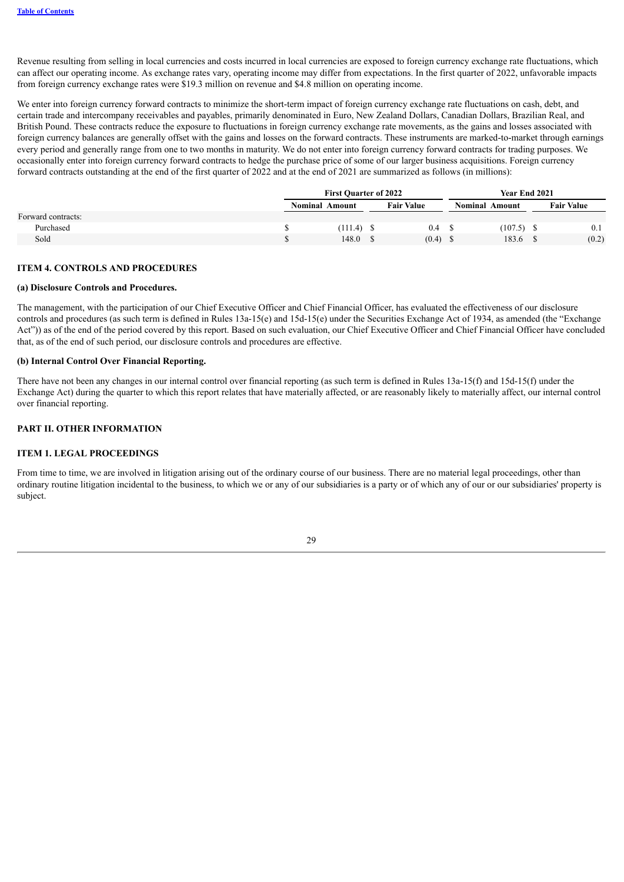Revenue resulting from selling in local currencies and costs incurred in local currencies are exposed to foreign currency exchange rate fluctuations, which can affect our operating income. As exchange rates vary, operating income may differ from expectations. In the first quarter of 2022, unfavorable impacts from foreign currency exchange rates were $19.3 million on revenue and $4.8 million on operating income.

We enter into foreign currency forward contracts to minimize the short-term impact of foreign currency exchange rate fluctuations on cash, debt, and certain trade and intercompany receivables and payables, primarily denominated in Euro, New Zealand Dollars, Canadian Dollars, Brazilian Real, and British Pound. These contracts reduce the exposure to fluctuations in foreign currency exchange rate movements, as the gains and losses associated with foreign currency balances are generally offset with the gains and losses on the forward contracts. These instruments are marked-to-market through earnings every period and generally range from one to two months in maturity. We do not enter into foreign currency forward contracts for trading purposes. We occasionally enter into foreign currency forward contracts to hedge the purchase price of some of our larger business acquisitions. Foreign currency forward contracts outstanding at the end of the first quarter of 2022 and at the end of 2021 are summarized as follows (in millions):

| | First Quarter of 2022 | | Year End 2021 | |
|---|---|---|---|---|
| | Nominal Amount | Fair Value | Nominal Amount | Fair Value |
| Forward contracts: | | | | |
| Purchased | $ (111.4) | $ 0.4 | $ (107.5) | $ 0.1 |
| Sold | $ 148.0 | $ (0.4) | $ 183.6 | $ (0.2) |

## ITEM 4. CONTROLS AND PROCEDURES

### (a) Disclosure Controls and Procedures.

The management, with the participation of our Chief Executive Officer and Chief Financial Officer, has evaluated the effectiveness of our disclosure controls and procedures (as such term is defined in Rules 13a-15(e) and 15d-15(e) under the Securities Exchange Act of 1934, as amended (the "Exchange Act")) as of the end of the period covered by this report. Based on such evaluation, our Chief Executive Officer and Chief Financial Officer have concluded that, as of the end of such period, our disclosure controls and procedures are effective.

### (b) Internal Control Over Financial Reporting.

There have not been any changes in our internal control over financial reporting (as such term is defined in Rules 13a-15(f) and 15d-15(f) under the Exchange Act) during the quarter to which this report relates that have materially affected, or are reasonably likely to materially affect, our internal control over financial reporting.

# PART II. OTHER INFORMATION

## ITEM 1. LEGAL PROCEEDINGS

From time to time, we are involved in litigation arising out of the ordinary course of our business. There are no material legal proceedings, other than ordinary routine litigation incidental to the business, to which we or any of our subsidiaries is a party or of which any of our or our subsidiaries' property is subject.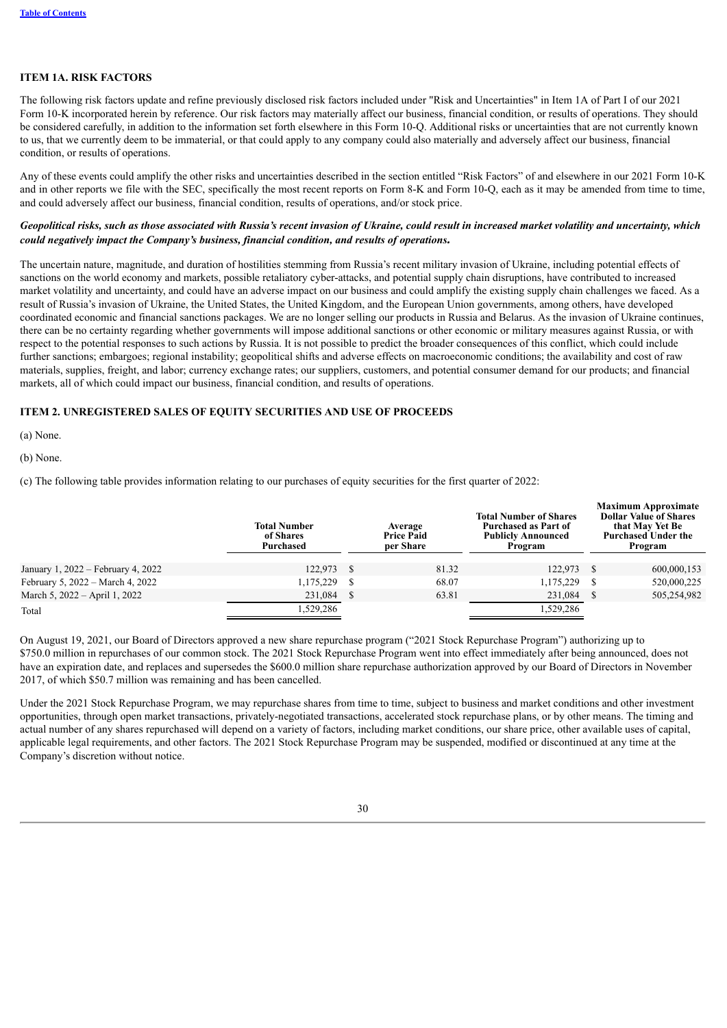## ITEM 1A. RISK FACTORS

The following risk factors update and refine previously disclosed risk factors included under "Risk and Uncertainties" in Item 1A of Part I of our 2021 Form 10-K incorporated herein by reference. Our risk factors may materially affect our business, financial condition, or results of operations. They should be considered carefully, in addition to the information set forth elsewhere in this Form 10-Q. Additional risks or uncertainties that are not currently known to us, that we currently deem to be immaterial, or that could apply to any company could also materially and adversely affect our business, financial condition, or results of operations.

Any of these events could amplify the other risks and uncertainties described in the section entitled "Risk Factors" of and elsewhere in our 2021 Form 10-K and in other reports we file with the SEC, specifically the most recent reports on Form 8-K and Form 10-Q, each as it may be amended from time to time, and could adversely affect our business, financial condition, results of operations, and/or stock price.

***Geopolitical risks, such as those associated with Russia's recent invasion of Ukraine, could result in increased market volatility and uncertainty, which could negatively impact the Company's business, financial condition, and results of operations.***

The uncertain nature, magnitude, and duration of hostilities stemming from Russia's recent military invasion of Ukraine, including potential effects of sanctions on the world economy and markets, possible retaliatory cyber-attacks, and potential supply chain disruptions, have contributed to increased market volatility and uncertainty, and could have an adverse impact on our business and could amplify the existing supply chain challenges we faced. As a result of Russia's invasion of Ukraine, the United States, the United Kingdom, and the European Union governments, among others, have developed coordinated economic and financial sanctions packages. We are no longer selling our products in Russia and Belarus. As the invasion of Ukraine continues, there can be no certainty regarding whether governments will impose additional sanctions or other economic or military measures against Russia, or with respect to the potential responses to such actions by Russia. It is not possible to predict the broader consequences of this conflict, which could include further sanctions; embargoes; regional instability; geopolitical shifts and adverse effects on macroeconomic conditions; the availability and cost of raw materials, supplies, freight, and labor; currency exchange rates; our suppliers, customers, and potential consumer demand for our products; and financial markets, all of which could impact our business, financial condition, and results of operations.

## ITEM 2. UNREGISTERED SALES OF EQUITY SECURITIES AND USE OF PROCEEDS

(a) None.

(b) None.

(c) The following table provides information relating to our purchases of equity securities for the first quarter of 2022:

| | Total Number of Shares Purchased | Average Price Paid per Share | Total Number of Shares Purchased as Part of Publicly Announced Program | Maximum Approximate Dollar Value of Shares that May Yet Be Purchased Under the Program |
|---|---|---|---|---|
| January 1, 2022 – February 4, 2022 | 122,973 | $ 81.32 | 122,973 | $ 600,000,153 |
| February 5, 2022 – March 4, 2022 | 1,175,229 | $ 68.07 | 1,175,229 | $ 520,000,225 |
| March 5, 2022 – April 1, 2022 | 231,084 | $ 63.81 | 231,084 | $ 505,254,982 |
| Total | 1,529,286 | | 1,529,286 | |

On August 19, 2021, our Board of Directors approved a new share repurchase program ("2021 Stock Repurchase Program") authorizing up to $750.0 million in repurchases of our common stock. The 2021 Stock Repurchase Program went into effect immediately after being announced, does not have an expiration date, and replaces and supersedes the $600.0 million share repurchase authorization approved by our Board of Directors in November 2017, of which $50.7 million was remaining and has been cancelled.

Under the 2021 Stock Repurchase Program, we may repurchase shares from time to time, subject to business and market conditions and other investment opportunities, through open market transactions, privately-negotiated transactions, accelerated stock repurchase plans, or by other means. The timing and actual number of any shares repurchased will depend on a variety of factors, including market conditions, our share price, other available uses of capital, applicable legal requirements, and other factors. The 2021 Stock Repurchase Program may be suspended, modified or discontinued at any time at the Company's discretion without notice.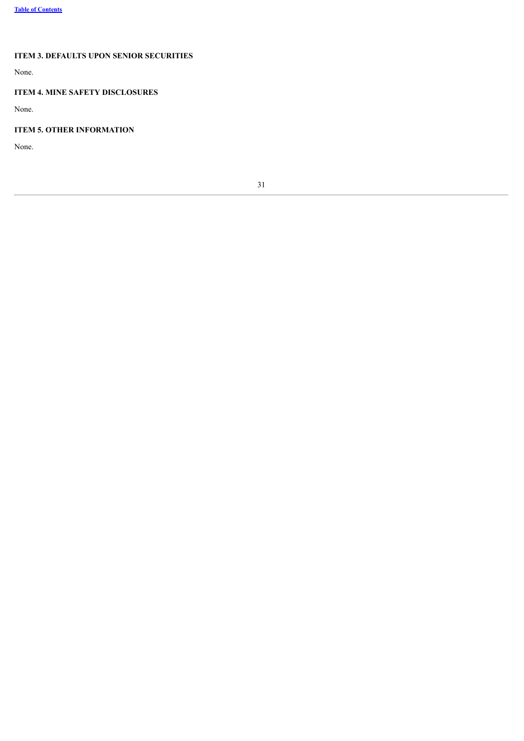### ITEM 3. DEFAULTS UPON SENIOR SECURITIES

None.

### ITEM 4. MINE SAFETY DISCLOSURES

None.

### ITEM 5. OTHER INFORMATION

None.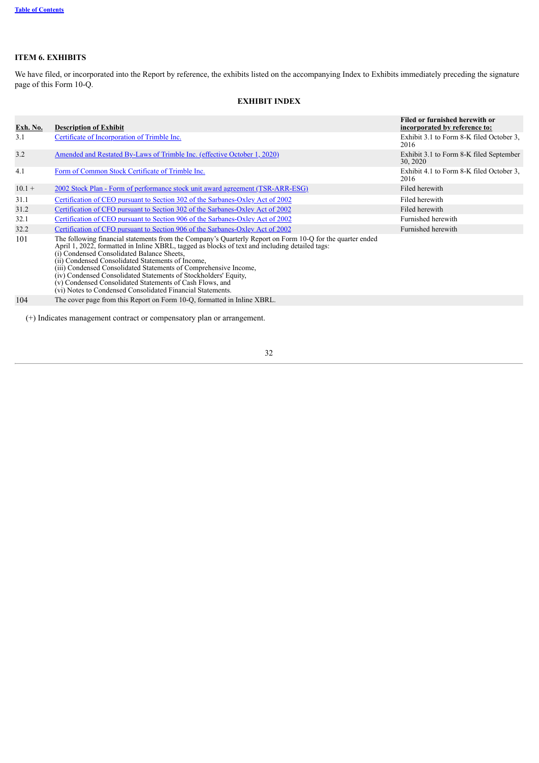## ITEM 6. EXHIBITS

We have filed, or incorporated into the Report by reference, the exhibits listed on the accompanying Index to Exhibits immediately preceding the signature page of this Form 10-Q.

### EXHIBIT INDEX

| Exh. No. | Description of Exhibit | Filed or furnished herewith or incorporated by reference to: |
|---|---|---|
| 3.1 | Certificate of Incorporation of Trimble Inc. | Exhibit 3.1 to Form 8-K filed October 3, 2016 |
| 3.2 | Amended and Restated By-Laws of Trimble Inc. (effective October 1, 2020) | Exhibit 3.1 to Form 8-K filed September 30, 2020 |
| 4.1 | Form of Common Stock Certificate of Trimble Inc. | Exhibit 4.1 to Form 8-K filed October 3, 2016 |
| 10.1 + | 2002 Stock Plan - Form of performance stock unit award agreement (TSR-ARR-ESG) | Filed herewith |
| 31.1 | Certification of CEO pursuant to Section 302 of the Sarbanes-Oxley Act of 2002 | Filed herewith |
| 31.2 | Certification of CFO pursuant to Section 302 of the Sarbanes-Oxley Act of 2002 | Filed herewith |
| 32.1 | Certification of CEO pursuant to Section 906 of the Sarbanes-Oxley Act of 2002 | Furnished herewith |
| 32.2 | Certification of CFO pursuant to Section 906 of the Sarbanes-Oxley Act of 2002 | Furnished herewith |
| 101 | The following financial statements from the Company's Quarterly Report on Form 10-Q for the quarter ended April 1, 2022, formatted in Inline XBRL, tagged as blocks of text and including detailed tags:<br>(i) Condensed Consolidated Balance Sheets,<br>(ii) Condensed Consolidated Statements of Income,<br>(iii) Condensed Consolidated Statements of Comprehensive Income,<br>(iv) Condensed Consolidated Statements of Stockholders' Equity,<br>(v) Condensed Consolidated Statements of Cash Flows, and<br>(vi) Notes to Condensed Consolidated Financial Statements. | |
| 104 | The cover page from this Report on Form 10-Q, formatted in Inline XBRL. | |

(+) Indicates management contract or compensatory plan or arrangement.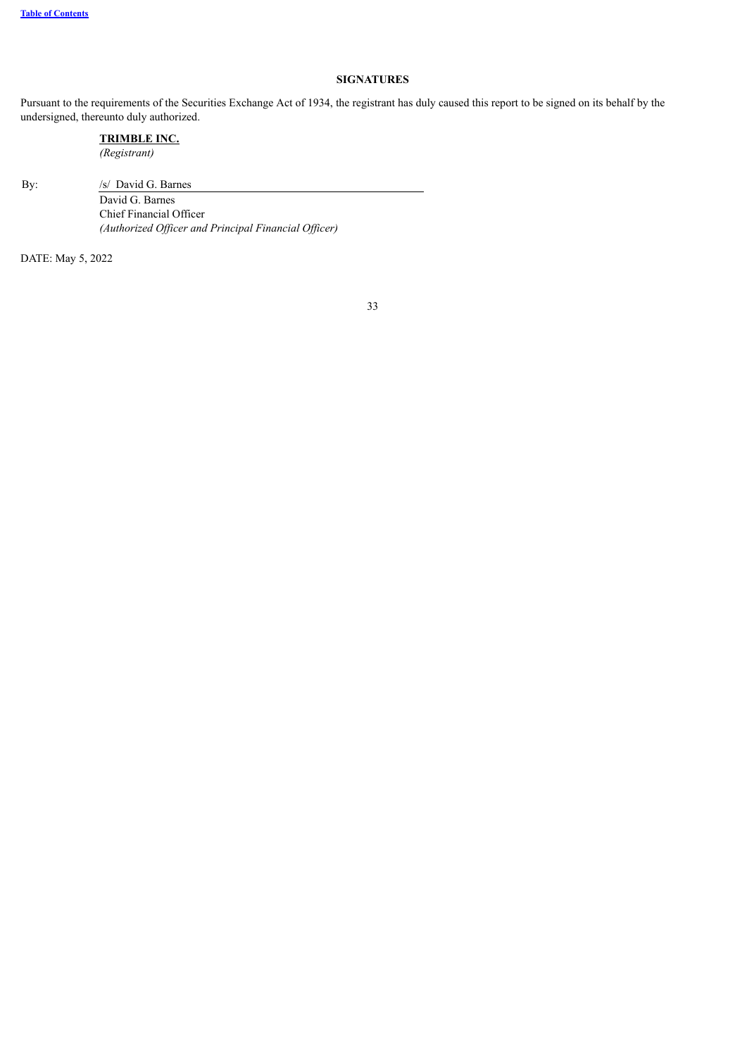## SIGNATURES

Pursuant to the requirements of the Securities Exchange Act of 1934, the registrant has duly caused this report to be signed on its behalf by the undersigned, thereunto duly authorized.

**TRIMBLE INC.**
*(Registrant)*

By: /s/ David G. Barnes

David G. Barnes
Chief Financial Officer
*(Authorized Officer and Principal Financial Officer)*

DATE: May 5, 2022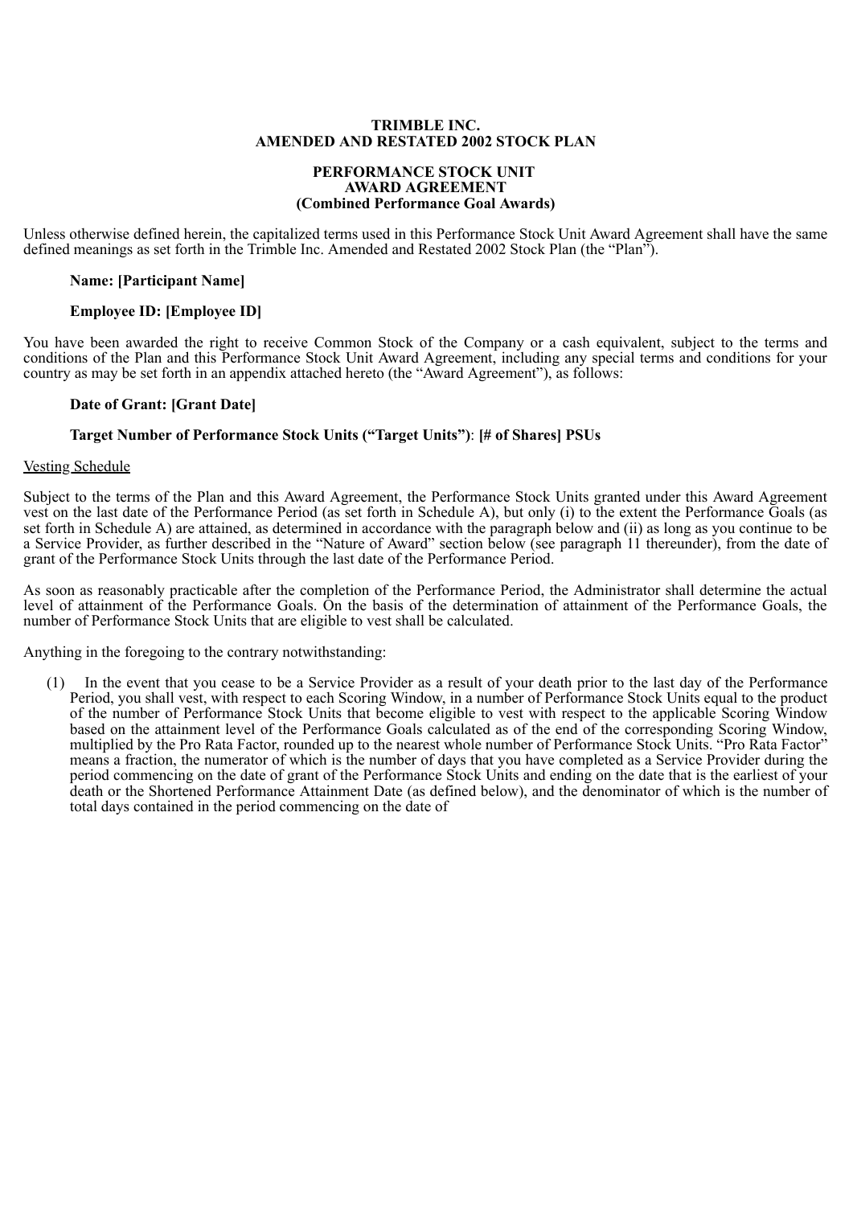**TRIMBLE INC.**
**AMENDED AND RESTATED 2002 STOCK PLAN**

**PERFORMANCE STOCK UNIT**
**AWARD AGREEMENT**
**(Combined Performance Goal Awards)**

Unless otherwise defined herein, the capitalized terms used in this Performance Stock Unit Award Agreement shall have the same defined meanings as set forth in the Trimble Inc. Amended and Restated 2002 Stock Plan (the "Plan").

**Name: [Participant Name]**

**Employee ID: [Employee ID]**

You have been awarded the right to receive Common Stock of the Company or a cash equivalent, subject to the terms and conditions of the Plan and this Performance Stock Unit Award Agreement, including any special terms and conditions for your country as may be set forth in an appendix attached hereto (the "Award Agreement"), as follows:

**Date of Grant: [Grant Date]**

**Target Number of Performance Stock Units ("Target Units")**: **[# of Shares] PSUs**

Vesting Schedule

Subject to the terms of the Plan and this Award Agreement, the Performance Stock Units granted under this Award Agreement vest on the last date of the Performance Period (as set forth in Schedule A), but only (i) to the extent the Performance Goals (as set forth in Schedule A) are attained, as determined in accordance with the paragraph below and (ii) as long as you continue to be a Service Provider, as further described in the "Nature of Award" section below (see paragraph 11 thereunder), from the date of grant of the Performance Stock Units through the last date of the Performance Period.

As soon as reasonably practicable after the completion of the Performance Period, the Administrator shall determine the actual level of attainment of the Performance Goals. On the basis of the determination of attainment of the Performance Goals, the number of Performance Stock Units that are eligible to vest shall be calculated.

Anything in the foregoing to the contrary notwithstanding:

(1) In the event that you cease to be a Service Provider as a result of your death prior to the last day of the Performance Period, you shall vest, with respect to each Scoring Window, in a number of Performance Stock Units equal to the product of the number of Performance Stock Units that become eligible to vest with respect to the applicable Scoring Window based on the attainment level of the Performance Goals calculated as of the end of the corresponding Scoring Window, multiplied by the Pro Rata Factor, rounded up to the nearest whole number of Performance Stock Units. "Pro Rata Factor" means a fraction, the numerator of which is the number of days that you have completed as a Service Provider during the period commencing on the date of grant of the Performance Stock Units and ending on the date that is the earliest of your death or the Shortened Performance Attainment Date (as defined below), and the denominator of which is the number of total days contained in the period commencing on the date of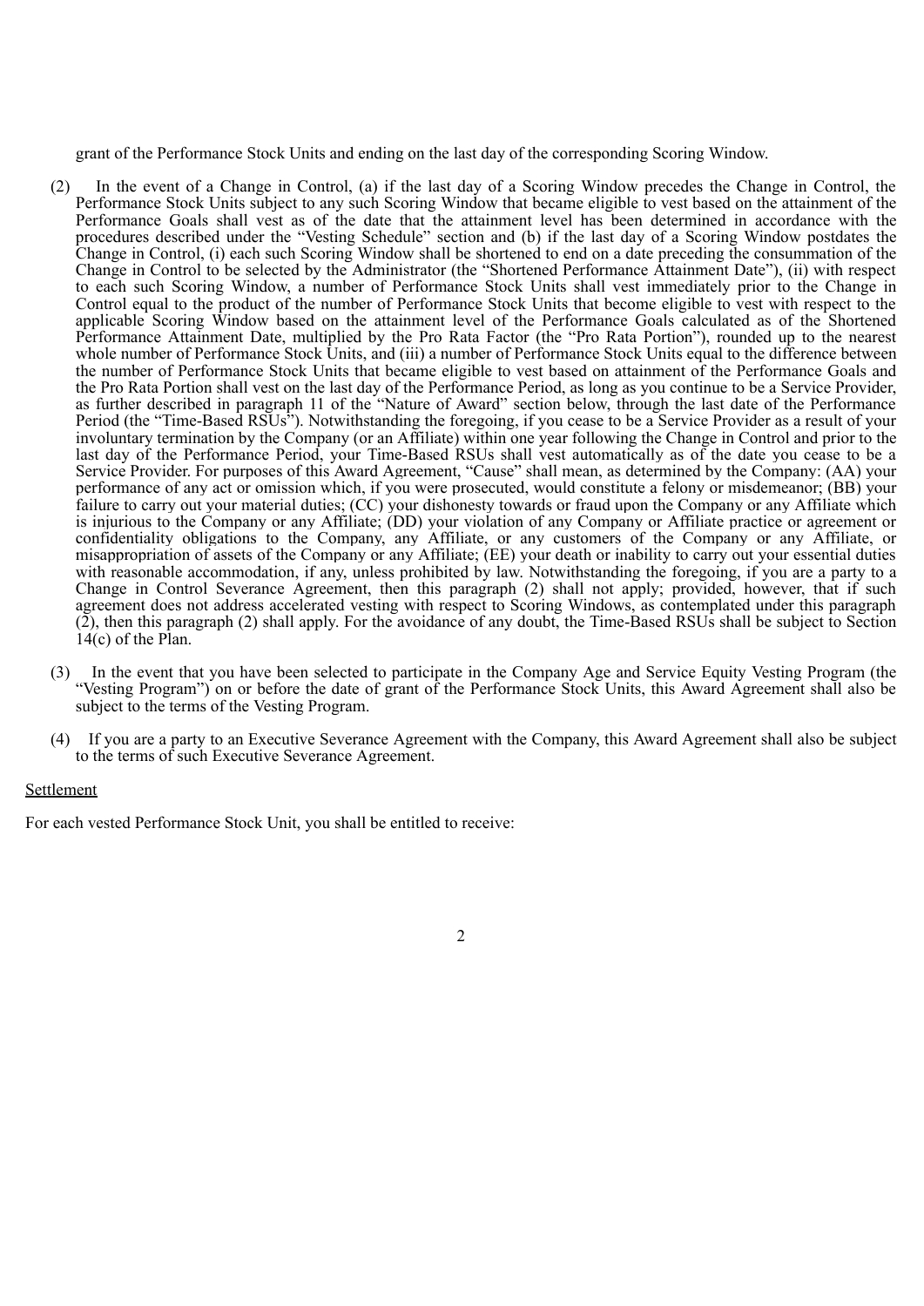grant of the Performance Stock Units and ending on the last day of the corresponding Scoring Window.

(2) In the event of a Change in Control, (a) if the last day of a Scoring Window precedes the Change in Control, the Performance Stock Units subject to any such Scoring Window that became eligible to vest based on the attainment of the Performance Goals shall vest as of the date that the attainment level has been determined in accordance with the procedures described under the "Vesting Schedule" section and (b) if the last day of a Scoring Window postdates the Change in Control, (i) each such Scoring Window shall be shortened to end on a date preceding the consummation of the Change in Control to be selected by the Administrator (the "Shortened Performance Attainment Date"), (ii) with respect to each such Scoring Window, a number of Performance Stock Units shall vest immediately prior to the Change in Control equal to the product of the number of Performance Stock Units that become eligible to vest with respect to the applicable Scoring Window based on the attainment level of the Performance Goals calculated as of the Shortened Performance Attainment Date, multiplied by the Pro Rata Factor (the "Pro Rata Portion"), rounded up to the nearest whole number of Performance Stock Units, and (iii) a number of Performance Stock Units equal to the difference between the number of Performance Stock Units that became eligible to vest based on attainment of the Performance Goals and the Pro Rata Portion shall vest on the last day of the Performance Period, as long as you continue to be a Service Provider, as further described in paragraph 11 of the "Nature of Award" section below, through the last date of the Performance Period (the "Time-Based RSUs"). Notwithstanding the foregoing, if you cease to be a Service Provider as a result of your involuntary termination by the Company (or an Affiliate) within one year following the Change in Control and prior to the last day of the Performance Period, your Time-Based RSUs shall vest automatically as of the date you cease to be a Service Provider. For purposes of this Award Agreement, "Cause" shall mean, as determined by the Company: (AA) your performance of any act or omission which, if you were prosecuted, would constitute a felony or misdemeanor; (BB) your failure to carry out your material duties; (CC) your dishonesty towards or fraud upon the Company or any Affiliate which is injurious to the Company or any Affiliate; (DD) your violation of any Company or Affiliate practice or agreement or confidentiality obligations to the Company, any Affiliate, or any customers of the Company or any Affiliate, or misappropriation of assets of the Company or any Affiliate; (EE) your death or inability to carry out your essential duties with reasonable accommodation, if any, unless prohibited by law. Notwithstanding the foregoing, if you are a party to a Change in Control Severance Agreement, then this paragraph (2) shall not apply; provided, however, that if such agreement does not address accelerated vesting with respect to Scoring Windows, as contemplated under this paragraph (2), then this paragraph (2) shall apply. For the avoidance of any doubt, the Time-Based RSUs shall be subject to Section 14(c) of the Plan.

(3) In the event that you have been selected to participate in the Company Age and Service Equity Vesting Program (the "Vesting Program") on or before the date of grant of the Performance Stock Units, this Award Agreement shall also be subject to the terms of the Vesting Program.

(4) If you are a party to an Executive Severance Agreement with the Company, this Award Agreement shall also be subject to the terms of such Executive Severance Agreement.

<u>Settlement</u>

For each vested Performance Stock Unit, you shall be entitled to receive: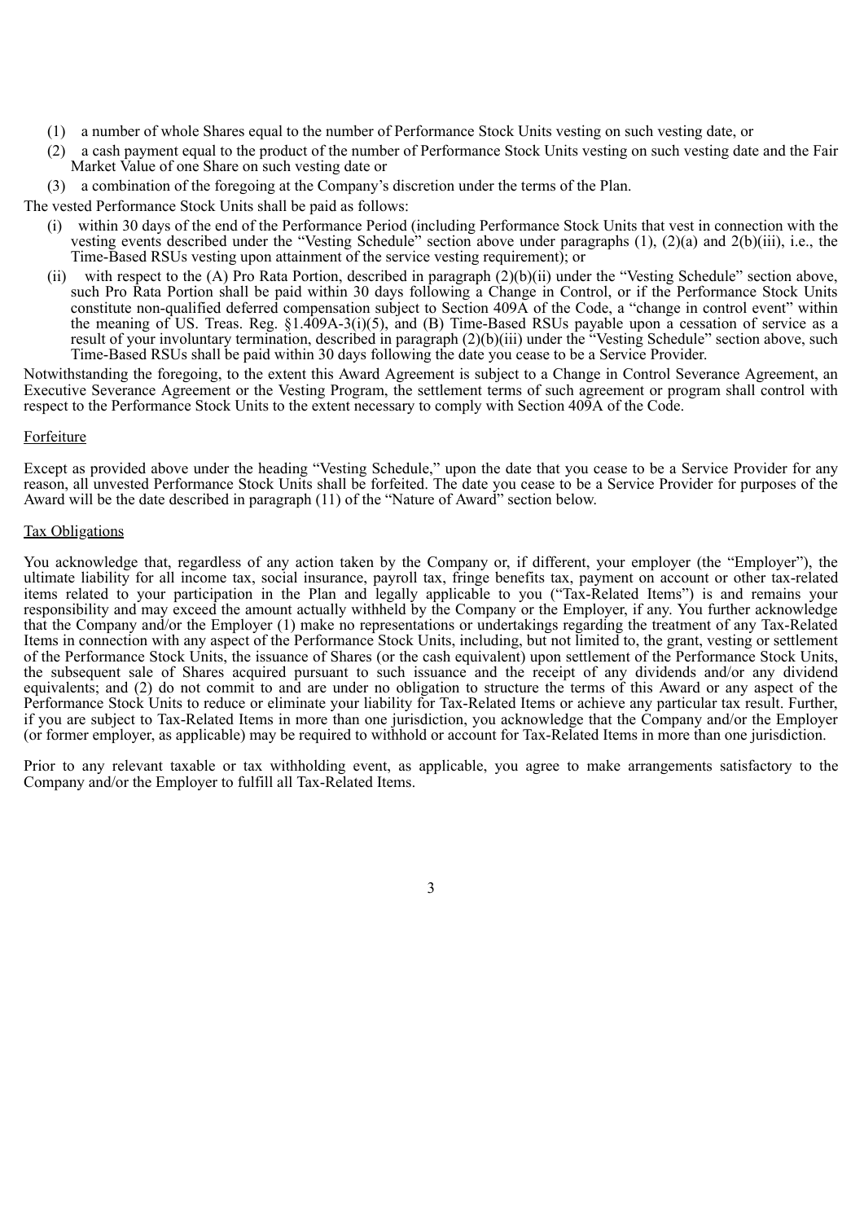(1) a number of whole Shares equal to the number of Performance Stock Units vesting on such vesting date, or

(2) a cash payment equal to the product of the number of Performance Stock Units vesting on such vesting date and the Fair Market Value of one Share on such vesting date or

(3) a combination of the foregoing at the Company's discretion under the terms of the Plan.

The vested Performance Stock Units shall be paid as follows:

(i) within 30 days of the end of the Performance Period (including Performance Stock Units that vest in connection with the vesting events described under the "Vesting Schedule" section above under paragraphs (1), (2)(a) and 2(b)(iii), i.e., the Time-Based RSUs vesting upon attainment of the service vesting requirement); or

(ii) with respect to the (A) Pro Rata Portion, described in paragraph (2)(b)(ii) under the "Vesting Schedule" section above, such Pro Rata Portion shall be paid within 30 days following a Change in Control, or if the Performance Stock Units constitute non-qualified deferred compensation subject to Section 409A of the Code, a "change in control event" within the meaning of US. Treas. Reg. §1.409A-3(i)(5), and (B) Time-Based RSUs payable upon a cessation of service as a result of your involuntary termination, described in paragraph (2)(b)(iii) under the "Vesting Schedule" section above, such Time-Based RSUs shall be paid within 30 days following the date you cease to be a Service Provider.

Notwithstanding the foregoing, to the extent this Award Agreement is subject to a Change in Control Severance Agreement, an Executive Severance Agreement or the Vesting Program, the settlement terms of such agreement or program shall control with respect to the Performance Stock Units to the extent necessary to comply with Section 409A of the Code.

Forfeiture

Except as provided above under the heading "Vesting Schedule," upon the date that you cease to be a Service Provider for any reason, all unvested Performance Stock Units shall be forfeited. The date you cease to be a Service Provider for purposes of the Award will be the date described in paragraph (11) of the "Nature of Award" section below.

Tax Obligations

You acknowledge that, regardless of any action taken by the Company or, if different, your employer (the "Employer"), the ultimate liability for all income tax, social insurance, payroll tax, fringe benefits tax, payment on account or other tax-related items related to your participation in the Plan and legally applicable to you ("Tax-Related Items") is and remains your responsibility and may exceed the amount actually withheld by the Company or the Employer, if any. You further acknowledge that the Company and/or the Employer (1) make no representations or undertakings regarding the treatment of any Tax-Related Items in connection with any aspect of the Performance Stock Units, including, but not limited to, the grant, vesting or settlement of the Performance Stock Units, the issuance of Shares (or the cash equivalent) upon settlement of the Performance Stock Units, the subsequent sale of Shares acquired pursuant to such issuance and the receipt of any dividends and/or any dividend equivalents; and (2) do not commit to and are under no obligation to structure the terms of this Award or any aspect of the Performance Stock Units to reduce or eliminate your liability for Tax-Related Items or achieve any particular tax result. Further, if you are subject to Tax-Related Items in more than one jurisdiction, you acknowledge that the Company and/or the Employer (or former employer, as applicable) may be required to withhold or account for Tax-Related Items in more than one jurisdiction.

Prior to any relevant taxable or tax withholding event, as applicable, you agree to make arrangements satisfactory to the Company and/or the Employer to fulfill all Tax-Related Items.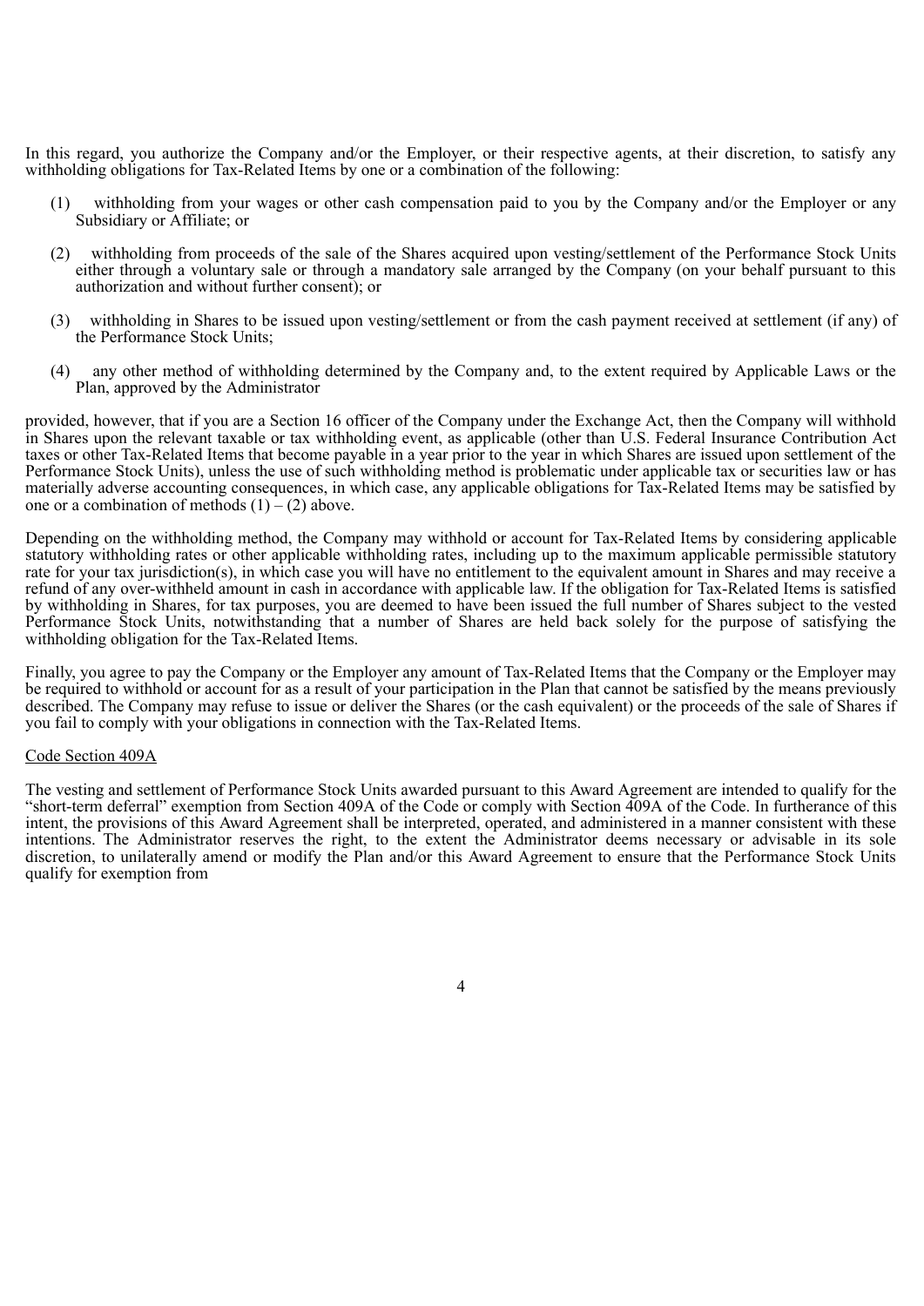In this regard, you authorize the Company and/or the Employer, or their respective agents, at their discretion, to satisfy any withholding obligations for Tax-Related Items by one or a combination of the following:

(1) withholding from your wages or other cash compensation paid to you by the Company and/or the Employer or any Subsidiary or Affiliate; or

(2) withholding from proceeds of the sale of the Shares acquired upon vesting/settlement of the Performance Stock Units either through a voluntary sale or through a mandatory sale arranged by the Company (on your behalf pursuant to this authorization and without further consent); or

(3) withholding in Shares to be issued upon vesting/settlement or from the cash payment received at settlement (if any) of the Performance Stock Units;

(4) any other method of withholding determined by the Company and, to the extent required by Applicable Laws or the Plan, approved by the Administrator

provided, however, that if you are a Section 16 officer of the Company under the Exchange Act, then the Company will withhold in Shares upon the relevant taxable or tax withholding event, as applicable (other than U.S. Federal Insurance Contribution Act taxes or other Tax-Related Items that become payable in a year prior to the year in which Shares are issued upon settlement of the Performance Stock Units), unless the use of such withholding method is problematic under applicable tax or securities law or has materially adverse accounting consequences, in which case, any applicable obligations for Tax-Related Items may be satisfied by one or a combination of methods (1) – (2) above.

Depending on the withholding method, the Company may withhold or account for Tax-Related Items by considering applicable statutory withholding rates or other applicable withholding rates, including up to the maximum applicable permissible statutory rate for your tax jurisdiction(s), in which case you will have no entitlement to the equivalent amount in Shares and may receive a refund of any over-withheld amount in cash in accordance with applicable law. If the obligation for Tax-Related Items is satisfied by withholding in Shares, for tax purposes, you are deemed to have been issued the full number of Shares subject to the vested Performance Stock Units, notwithstanding that a number of Shares are held back solely for the purpose of satisfying the withholding obligation for the Tax-Related Items.

Finally, you agree to pay the Company or the Employer any amount of Tax-Related Items that the Company or the Employer may be required to withhold or account for as a result of your participation in the Plan that cannot be satisfied by the means previously described. The Company may refuse to issue or deliver the Shares (or the cash equivalent) or the proceeds of the sale of Shares if you fail to comply with your obligations in connection with the Tax-Related Items.

Code Section 409A

The vesting and settlement of Performance Stock Units awarded pursuant to this Award Agreement are intended to qualify for the "short-term deferral" exemption from Section 409A of the Code or comply with Section 409A of the Code. In furtherance of this intent, the provisions of this Award Agreement shall be interpreted, operated, and administered in a manner consistent with these intentions. The Administrator reserves the right, to the extent the Administrator deems necessary or advisable in its sole discretion, to unilaterally amend or modify the Plan and/or this Award Agreement to ensure that the Performance Stock Units qualify for exemption from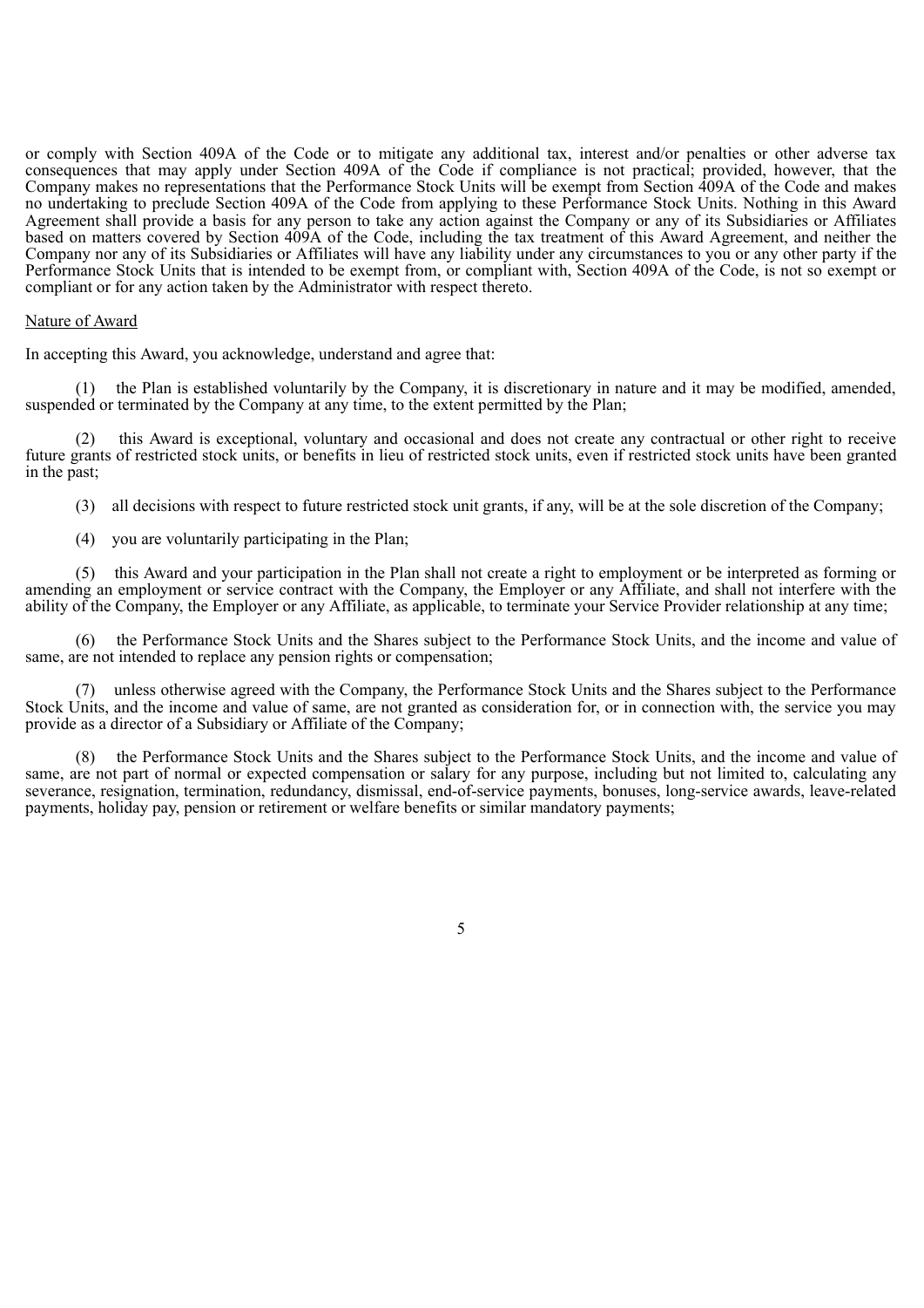or comply with Section 409A of the Code or to mitigate any additional tax, interest and/or penalties or other adverse tax consequences that may apply under Section 409A of the Code if compliance is not practical; provided, however, that the Company makes no representations that the Performance Stock Units will be exempt from Section 409A of the Code and makes no undertaking to preclude Section 409A of the Code from applying to these Performance Stock Units. Nothing in this Award Agreement shall provide a basis for any person to take any action against the Company or any of its Subsidiaries or Affiliates based on matters covered by Section 409A of the Code, including the tax treatment of this Award Agreement, and neither the Company nor any of its Subsidiaries or Affiliates will have any liability under any circumstances to you or any other party if the Performance Stock Units that is intended to be exempt from, or compliant with, Section 409A of the Code, is not so exempt or compliant or for any action taken by the Administrator with respect thereto.

Nature of Award

In accepting this Award, you acknowledge, understand and agree that:

(1) the Plan is established voluntarily by the Company, it is discretionary in nature and it may be modified, amended, suspended or terminated by the Company at any time, to the extent permitted by the Plan;

(2) this Award is exceptional, voluntary and occasional and does not create any contractual or other right to receive future grants of restricted stock units, or benefits in lieu of restricted stock units, even if restricted stock units have been granted in the past;

(3) all decisions with respect to future restricted stock unit grants, if any, will be at the sole discretion of the Company;

(4) you are voluntarily participating in the Plan;

(5) this Award and your participation in the Plan shall not create a right to employment or be interpreted as forming or amending an employment or service contract with the Company, the Employer or any Affiliate, and shall not interfere with the ability of the Company, the Employer or any Affiliate, as applicable, to terminate your Service Provider relationship at any time;

(6) the Performance Stock Units and the Shares subject to the Performance Stock Units, and the income and value of same, are not intended to replace any pension rights or compensation;

(7) unless otherwise agreed with the Company, the Performance Stock Units and the Shares subject to the Performance Stock Units, and the income and value of same, are not granted as consideration for, or in connection with, the service you may provide as a director of a Subsidiary or Affiliate of the Company;

(8) the Performance Stock Units and the Shares subject to the Performance Stock Units, and the income and value of same, are not part of normal or expected compensation or salary for any purpose, including but not limited to, calculating any severance, resignation, termination, redundancy, dismissal, end-of-service payments, bonuses, long-service awards, leave-related payments, holiday pay, pension or retirement or welfare benefits or similar mandatory payments;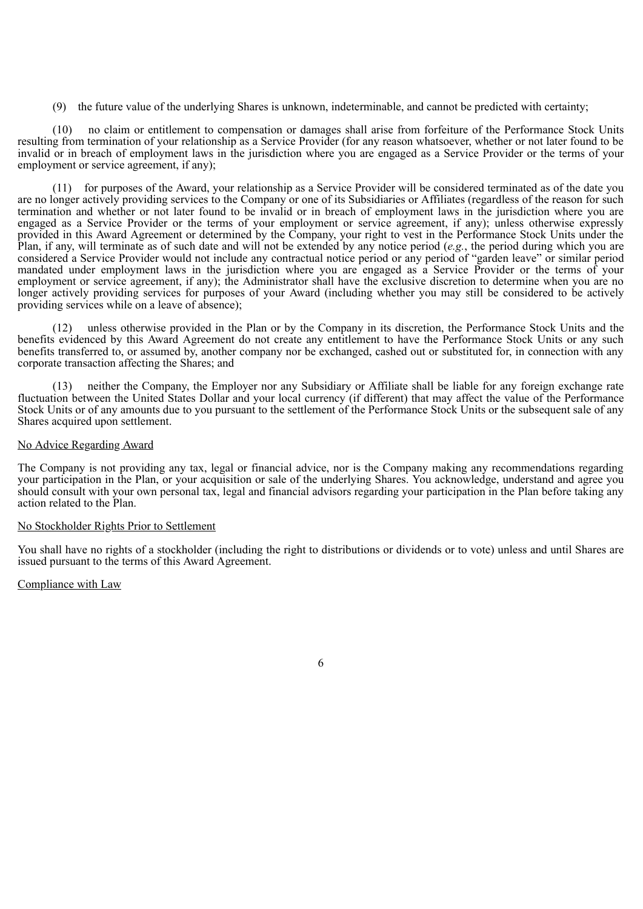(9) the future value of the underlying Shares is unknown, indeterminable, and cannot be predicted with certainty;

(10) no claim or entitlement to compensation or damages shall arise from forfeiture of the Performance Stock Units resulting from termination of your relationship as a Service Provider (for any reason whatsoever, whether or not later found to be invalid or in breach of employment laws in the jurisdiction where you are engaged as a Service Provider or the terms of your employment or service agreement, if any);

(11) for purposes of the Award, your relationship as a Service Provider will be considered terminated as of the date you are no longer actively providing services to the Company or one of its Subsidiaries or Affiliates (regardless of the reason for such termination and whether or not later found to be invalid or in breach of employment laws in the jurisdiction where you are engaged as a Service Provider or the terms of your employment or service agreement, if any); unless otherwise expressly provided in this Award Agreement or determined by the Company, your right to vest in the Performance Stock Units under the Plan, if any, will terminate as of such date and will not be extended by any notice period (*e.g.*, the period during which you are considered a Service Provider would not include any contractual notice period or any period of "garden leave" or similar period mandated under employment laws in the jurisdiction where you are engaged as a Service Provider or the terms of your employment or service agreement, if any); the Administrator shall have the exclusive discretion to determine when you are no longer actively providing services for purposes of your Award (including whether you may still be considered to be actively providing services while on a leave of absence);

(12) unless otherwise provided in the Plan or by the Company in its discretion, the Performance Stock Units and the benefits evidenced by this Award Agreement do not create any entitlement to have the Performance Stock Units or any such benefits transferred to, or assumed by, another company nor be exchanged, cashed out or substituted for, in connection with any corporate transaction affecting the Shares; and

(13) neither the Company, the Employer nor any Subsidiary or Affiliate shall be liable for any foreign exchange rate fluctuation between the United States Dollar and your local currency (if different) that may affect the value of the Performance Stock Units or of any amounts due to you pursuant to the settlement of the Performance Stock Units or the subsequent sale of any Shares acquired upon settlement.

No Advice Regarding Award

The Company is not providing any tax, legal or financial advice, nor is the Company making any recommendations regarding your participation in the Plan, or your acquisition or sale of the underlying Shares. You acknowledge, understand and agree you should consult with your own personal tax, legal and financial advisors regarding your participation in the Plan before taking any action related to the Plan.

No Stockholder Rights Prior to Settlement

You shall have no rights of a stockholder (including the right to distributions or dividends or to vote) unless and until Shares are issued pursuant to the terms of this Award Agreement.

Compliance with Law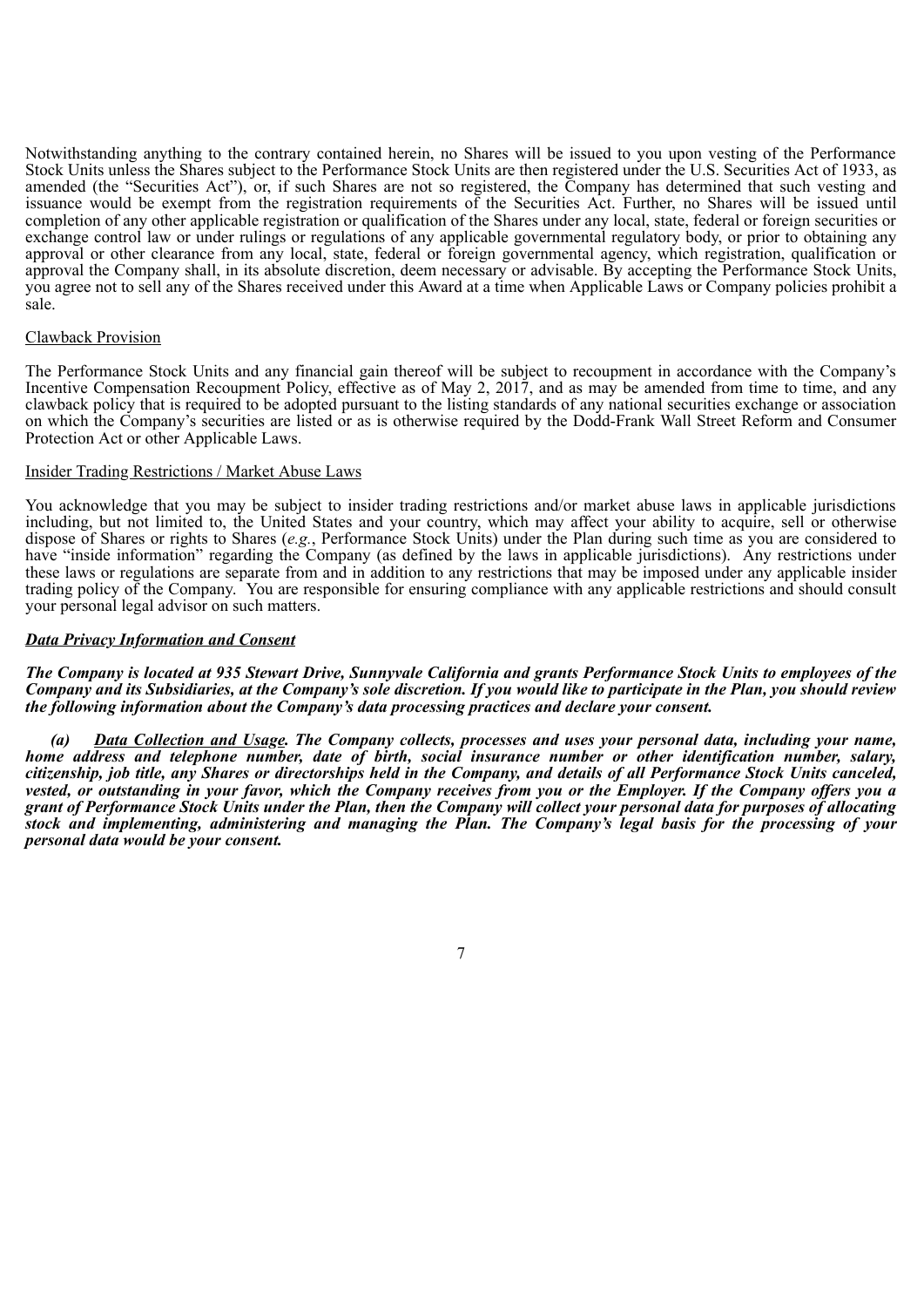Notwithstanding anything to the contrary contained herein, no Shares will be issued to you upon vesting of the Performance Stock Units unless the Shares subject to the Performance Stock Units are then registered under the U.S. Securities Act of 1933, as amended (the "Securities Act"), or, if such Shares are not so registered, the Company has determined that such vesting and issuance would be exempt from the registration requirements of the Securities Act. Further, no Shares will be issued until completion of any other applicable registration or qualification of the Shares under any local, state, federal or foreign securities or exchange control law or under rulings or regulations of any applicable governmental regulatory body, or prior to obtaining any approval or other clearance from any local, state, federal or foreign governmental agency, which registration, qualification or approval the Company shall, in its absolute discretion, deem necessary or advisable. By accepting the Performance Stock Units, you agree not to sell any of the Shares received under this Award at a time when Applicable Laws or Company policies prohibit a sale.

Clawback Provision

The Performance Stock Units and any financial gain thereof will be subject to recoupment in accordance with the Company's Incentive Compensation Recoupment Policy, effective as of May 2, 2017, and as may be amended from time to time, and any clawback policy that is required to be adopted pursuant to the listing standards of any national securities exchange or association on which the Company's securities are listed or as is otherwise required by the Dodd-Frank Wall Street Reform and Consumer Protection Act or other Applicable Laws.

Insider Trading Restrictions / Market Abuse Laws

You acknowledge that you may be subject to insider trading restrictions and/or market abuse laws in applicable jurisdictions including, but not limited to, the United States and your country, which may affect your ability to acquire, sell or otherwise dispose of Shares or rights to Shares (*e.g.*, Performance Stock Units) under the Plan during such time as you are considered to have "inside information" regarding the Company (as defined by the laws in applicable jurisdictions). Any restrictions under these laws or regulations are separate from and in addition to any restrictions that may be imposed under any applicable insider trading policy of the Company. You are responsible for ensuring compliance with any applicable restrictions and should consult your personal legal advisor on such matters.

***Data Privacy Information and Consent***

***The Company is located at 935 Stewart Drive, Sunnyvale California and grants Performance Stock Units to employees of the Company and its Subsidiaries, at the Company's sole discretion. If you would like to participate in the Plan, you should review the following information about the Company's data processing practices and declare your consent.***

***(a) Data Collection and Usage. The Company collects, processes and uses your personal data, including your name, home address and telephone number, date of birth, social insurance number or other identification number, salary, citizenship, job title, any Shares or directorships held in the Company, and details of all Performance Stock Units canceled, vested, or outstanding in your favor, which the Company receives from you or the Employer. If the Company offers you a grant of Performance Stock Units under the Plan, then the Company will collect your personal data for purposes of allocating stock and implementing, administering and managing the Plan. The Company's legal basis for the processing of your personal data would be your consent.***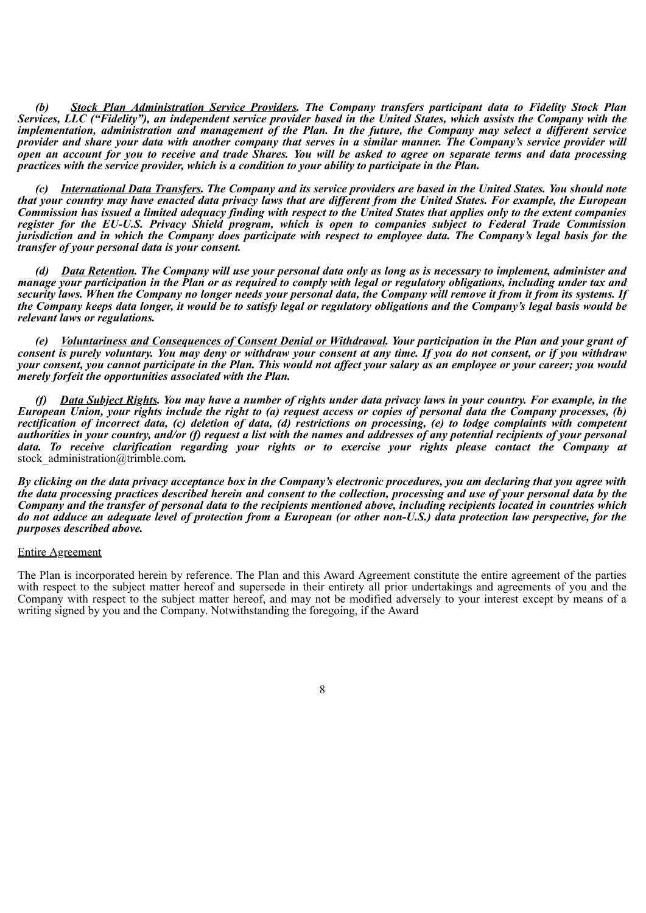*(b)* ***Stock Plan Administration Service Providers****. The Company transfers participant data to Fidelity Stock Plan Services, LLC ("Fidelity"), an independent service provider based in the United States, which assists the Company with the implementation, administration and management of the Plan. In the future, the Company may select a different service provider and share your data with another company that serves in a similar manner. The Company's service provider will open an account for you to receive and trade Shares. You will be asked to agree on separate terms and data processing practices with the service provider, which is a condition to your ability to participate in the Plan.*

*(c)* ***International Data Transfers****. The Company and its service providers are based in the United States. You should note that your country may have enacted data privacy laws that are different from the United States. For example, the European Commission has issued a limited adequacy finding with respect to the United States that applies only to the extent companies register for the EU-U.S. Privacy Shield program, which is open to companies subject to Federal Trade Commission jurisdiction and in which the Company does participate with respect to employee data. The Company's legal basis for the transfer of your personal data is your consent.*

*(d)* ***Data Retention****. The Company will use your personal data only as long as is necessary to implement, administer and manage your participation in the Plan or as required to comply with legal or regulatory obligations, including under tax and security laws. When the Company no longer needs your personal data, the Company will remove it from it from its systems. If the Company keeps data longer, it would be to satisfy legal or regulatory obligations and the Company's legal basis would be relevant laws or regulations.*

*(e)* ***Voluntariness and Consequences of Consent Denial or Withdrawal****. Your participation in the Plan and your grant of consent is purely voluntary. You may deny or withdraw your consent at any time. If you do not consent, or if you withdraw your consent, you cannot participate in the Plan. This would not affect your salary as an employee or your career; you would merely forfeit the opportunities associated with the Plan.*

*(f)* ***Data Subject Rights****. You may have a number of rights under data privacy laws in your country. For example, in the European Union, your rights include the right to (a) request access or copies of personal data the Company processes, (b) rectification of incorrect data, (c) deletion of data, (d) restrictions on processing, (e) to lodge complaints with competent authorities in your country, and/or (f) request a list with the names and addresses of any potential recipients of your personal data. To receive clarification regarding your rights or to exercise your rights please contact the Company at* stock_administration@trimble.com*.*

***By clicking on the data privacy acceptance box in the Company's electronic procedures, you am declaring that you agree with the data processing practices described herein and consent to the collection, processing and use of your personal data by the Company and the transfer of personal data to the recipients mentioned above, including recipients located in countries which do not adduce an adequate level of protection from a European (or other non-U.S.) data protection law perspective, for the purposes described above.***

Entire Agreement

The Plan is incorporated herein by reference. The Plan and this Award Agreement constitute the entire agreement of the parties with respect to the subject matter hereof and supersede in their entirety all prior undertakings and agreements of you and the Company with respect to the subject matter hereof, and may not be modified adversely to your interest except by means of a writing signed by you and the Company. Notwithstanding the foregoing, if the Award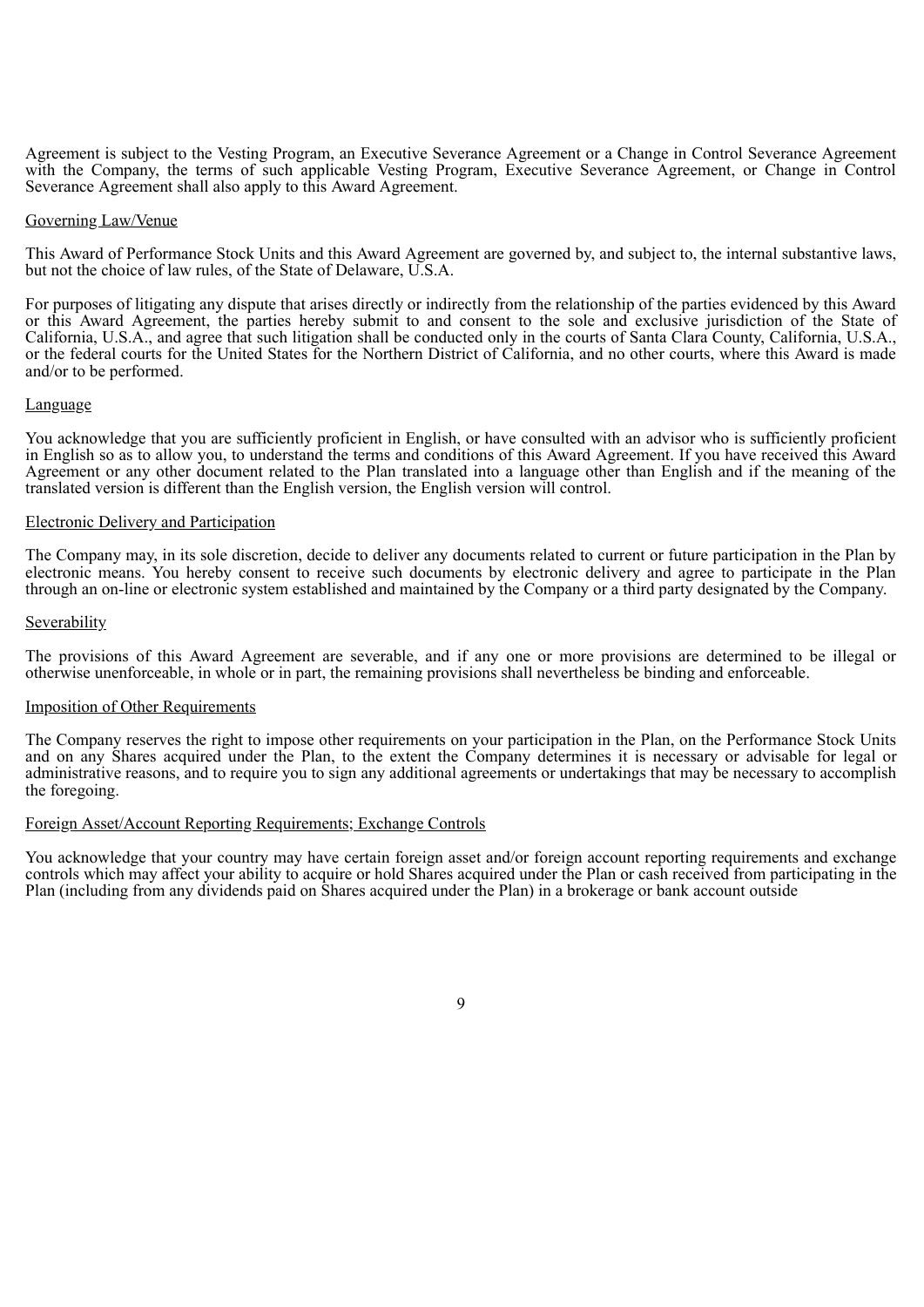Agreement is subject to the Vesting Program, an Executive Severance Agreement or a Change in Control Severance Agreement with the Company, the terms of such applicable Vesting Program, Executive Severance Agreement, or Change in Control Severance Agreement shall also apply to this Award Agreement.

Governing Law/Venue

This Award of Performance Stock Units and this Award Agreement are governed by, and subject to, the internal substantive laws, but not the choice of law rules, of the State of Delaware, U.S.A.

For purposes of litigating any dispute that arises directly or indirectly from the relationship of the parties evidenced by this Award or this Award Agreement, the parties hereby submit to and consent to the sole and exclusive jurisdiction of the State of California, U.S.A., and agree that such litigation shall be conducted only in the courts of Santa Clara County, California, U.S.A., or the federal courts for the United States for the Northern District of California, and no other courts, where this Award is made and/or to be performed.

Language

You acknowledge that you are sufficiently proficient in English, or have consulted with an advisor who is sufficiently proficient in English so as to allow you, to understand the terms and conditions of this Award Agreement. If you have received this Award Agreement or any other document related to the Plan translated into a language other than English and if the meaning of the translated version is different than the English version, the English version will control.

Electronic Delivery and Participation

The Company may, in its sole discretion, decide to deliver any documents related to current or future participation in the Plan by electronic means. You hereby consent to receive such documents by electronic delivery and agree to participate in the Plan through an on-line or electronic system established and maintained by the Company or a third party designated by the Company.

Severability

The provisions of this Award Agreement are severable, and if any one or more provisions are determined to be illegal or otherwise unenforceable, in whole or in part, the remaining provisions shall nevertheless be binding and enforceable.

Imposition of Other Requirements

The Company reserves the right to impose other requirements on your participation in the Plan, on the Performance Stock Units and on any Shares acquired under the Plan, to the extent the Company determines it is necessary or advisable for legal or administrative reasons, and to require you to sign any additional agreements or undertakings that may be necessary to accomplish the foregoing.

Foreign Asset/Account Reporting Requirements; Exchange Controls

You acknowledge that your country may have certain foreign asset and/or foreign account reporting requirements and exchange controls which may affect your ability to acquire or hold Shares acquired under the Plan or cash received from participating in the Plan (including from any dividends paid on Shares acquired under the Plan) in a brokerage or bank account outside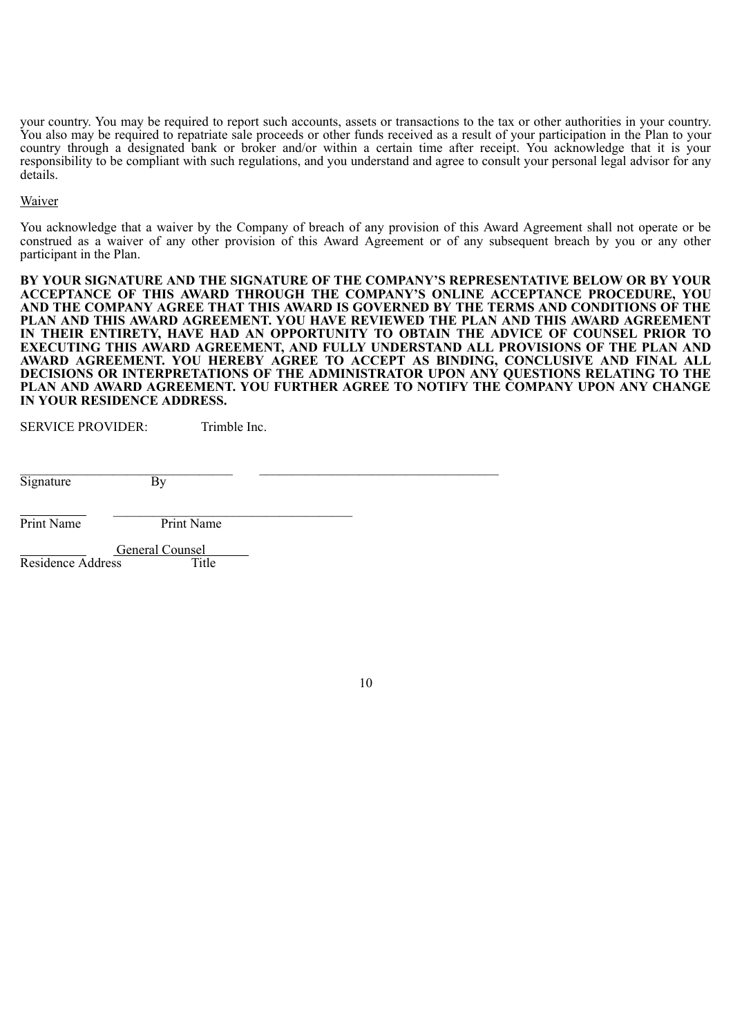your country. You may be required to report such accounts, assets or transactions to the tax or other authorities in your country. You also may be required to repatriate sale proceeds or other funds received as a result of your participation in the Plan to your country through a designated bank or broker and/or within a certain time after receipt. You acknowledge that it is your responsibility to be compliant with such regulations, and you understand and agree to consult your personal legal advisor for any details.

Waiver

You acknowledge that a waiver by the Company of breach of any provision of this Award Agreement shall not operate or be construed as a waiver of any other provision of this Award Agreement or of any subsequent breach by you or any other participant in the Plan.

**BY YOUR SIGNATURE AND THE SIGNATURE OF THE COMPANY'S REPRESENTATIVE BELOW OR BY YOUR ACCEPTANCE OF THIS AWARD THROUGH THE COMPANY'S ONLINE ACCEPTANCE PROCEDURE, YOU AND THE COMPANY AGREE THAT THIS AWARD IS GOVERNED BY THE TERMS AND CONDITIONS OF THE PLAN AND THIS AWARD AGREEMENT. YOU HAVE REVIEWED THE PLAN AND THIS AWARD AGREEMENT IN THEIR ENTIRETY, HAVE HAD AN OPPORTUNITY TO OBTAIN THE ADVICE OF COUNSEL PRIOR TO EXECUTING THIS AWARD AGREEMENT, AND FULLY UNDERSTAND ALL PROVISIONS OF THE PLAN AND AWARD AGREEMENT. YOU HEREBY AGREE TO ACCEPT AS BINDING, CONCLUSIVE AND FINAL ALL DECISIONS OR INTERPRETATIONS OF THE ADMINISTRATOR UPON ANY QUESTIONS RELATING TO THE PLAN AND AWARD AGREEMENT. YOU FURTHER AGREE TO NOTIFY THE COMPANY UPON ANY CHANGE IN YOUR RESIDENCE ADDRESS.**

SERVICE PROVIDER: Trimble Inc.

______________________________ ______________________________

Signature By

__________ ______________________________

Print Name Print Name

__________ General Counsel

Residence Address Title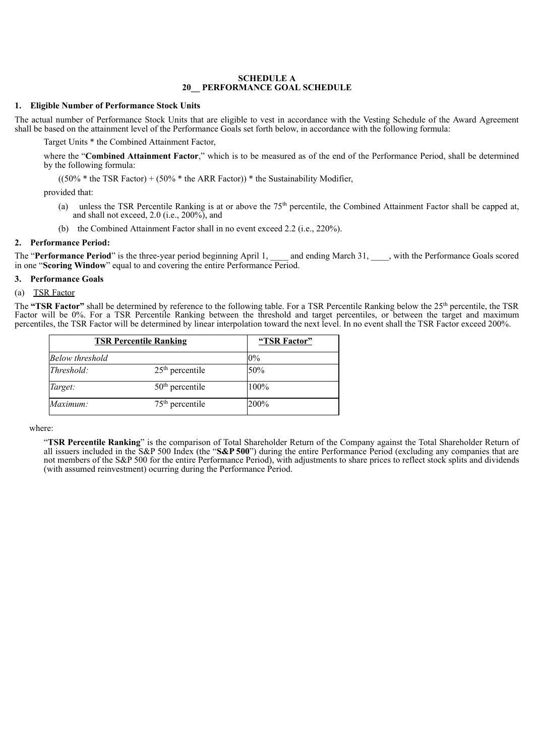**SCHEDULE A**
**20__ PERFORMANCE GOAL SCHEDULE**

**1. Eligible Number of Performance Stock Units**

The actual number of Performance Stock Units that are eligible to vest in accordance with the Vesting Schedule of the Award Agreement shall be based on the attainment level of the Performance Goals set forth below, in accordance with the following formula:

Target Units * the Combined Attainment Factor,

where the "**Combined Attainment Factor**," which is to be measured as of the end of the Performance Period, shall be determined by the following formula:

((50% * the TSR Factor) + (50% * the ARR Factor)) * the Sustainability Modifier,

provided that:

(a) unless the TSR Percentile Ranking is at or above the 75th percentile, the Combined Attainment Factor shall be capped at, and shall not exceed, 2.0 (i.e., 200%), and

(b) the Combined Attainment Factor shall in no event exceed 2.2 (i.e., 220%).

**2. Performance Period:**

The "**Performance Period**" is the three-year period beginning April 1, ____ and ending March 31, ____, with the Performance Goals scored in one "**Scoring Window**" equal to and covering the entire Performance Period.

**3. Performance Goals**

(a) TSR Factor

The **"TSR Factor"** shall be determined by reference to the following table. For a TSR Percentile Ranking below the 25th percentile, the TSR Factor will be 0%. For a TSR Percentile Ranking between the threshold and target percentiles, or between the target and maximum percentiles, the TSR Factor will be determined by linear interpolation toward the next level. In no event shall the TSR Factor exceed 200%.

| **TSR Percentile Ranking** | | **"TSR Factor"** |
|---|---|---|
| *Below threshold* | | 0% |
| *Threshold:* | 25th percentile | 50% |
| *Target:* | 50th percentile | 100% |
| *Maximum:* | 75th percentile | 200% |

where:

"**TSR Percentile Ranking**" is the comparison of Total Shareholder Return of the Company against the Total Shareholder Return of all issuers included in the S&P 500 Index (the "**S&P 500**") during the entire Performance Period (excluding any companies that are not members of the S&P 500 for the entire Performance Period), with adjustments to share prices to reflect stock splits and dividends (with assumed reinvestment) ocurring during the Performance Period.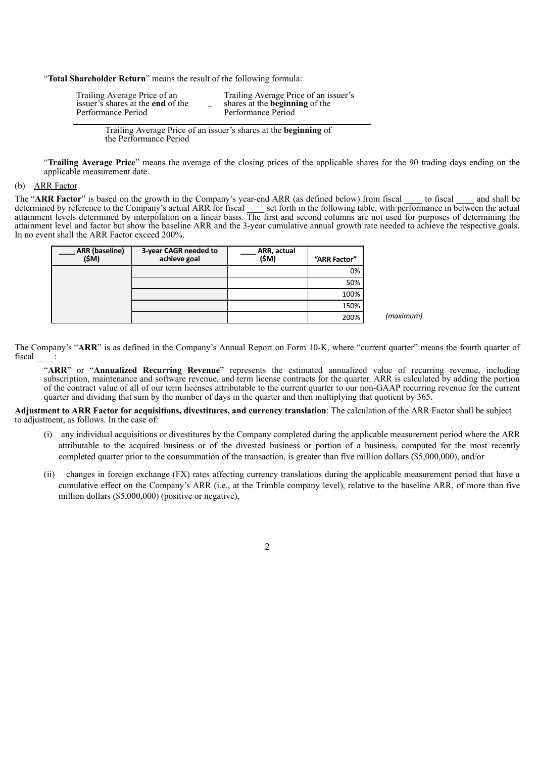"**Total Shareholder Return**" means the result of the following formula:

$$\frac{\text{Trailing Average Price of an issuer's shares at the } \textbf{end} \text{ of the Performance Period} - \text{Trailing Average Price of an issuer's shares at the } \textbf{beginning} \text{ of the Performance Period}}{\text{Trailing Average Price of an issuer's shares at the } \textbf{beginning} \text{ of the Performance Period}}$$

"**Trailing Average Price**" means the average of the closing prices of the applicable shares for the 90 trading days ending on the applicable measurement date.

(b) ARR Factor

The "**ARR Factor**" is based on the growth in the Company's year-end ARR (as defined below) from fiscal ____ to fiscal ____ and shall be determined by reference to the Company's actual ARR for fiscal ____ set forth in the following table, with performance in between the actual attainment levels determined by interpolation on a linear basis. The first and second columns are not used for purposes of determining the attainment level and factor but show the baseline ARR and the 3-year cumulative annual growth rate needed to achieve the respective goals. In no event shall the ARR Factor exceed 200%.

| ____ ARR (baseline) ($M) | 3-year CAGR needed to achieve goal | ____ ARR, actual ($M) | "ARR Factor" | |
|---|---|---|---|---|
| | | | 0% | |
| | | | 50% | |
| | | | 100% | |
| | | | 150% | |
| | | | 200% | *(maximum)* |

The Company's "**ARR**" is as defined in the Company's Annual Report on Form 10-K, where "current quarter" means the fourth quarter of fiscal ____:

"**ARR**" or "**Annualized Recurring Revenue**" represents the estimated annualized value of recurring revenue, including subscription, maintenance and software revenue, and term license contracts for the quarter. ARR is calculated by adding the portion of the contract value of all of our term licenses attributable to the current quarter to our non-GAAP recurring revenue for the current quarter and dividing that sum by the number of days in the quarter and then multiplying that quotient by 365.

**Adjustment to ARR Factor for acquisitions, divestitures, and currency translation**: The calculation of the ARR Factor shall be subject to adjustment, as follows. In the case of:

(i) any individual acquisitions or divestitures by the Company completed during the applicable measurement period where the ARR attributable to the acquired business or of the divested business or portion of a business, computed for the most recently completed quarter prior to the consummation of the transaction, is greater than five million dollars ($5,000,000), and/or

(ii) changes in foreign exchange (FX) rates affecting currency translations during the applicable measurement period that have a cumulative effect on the Company's ARR (i.e., at the Trimble company level), relative to the baseline ARR, of more than five million dollars ($5,000,000) (positive or negative),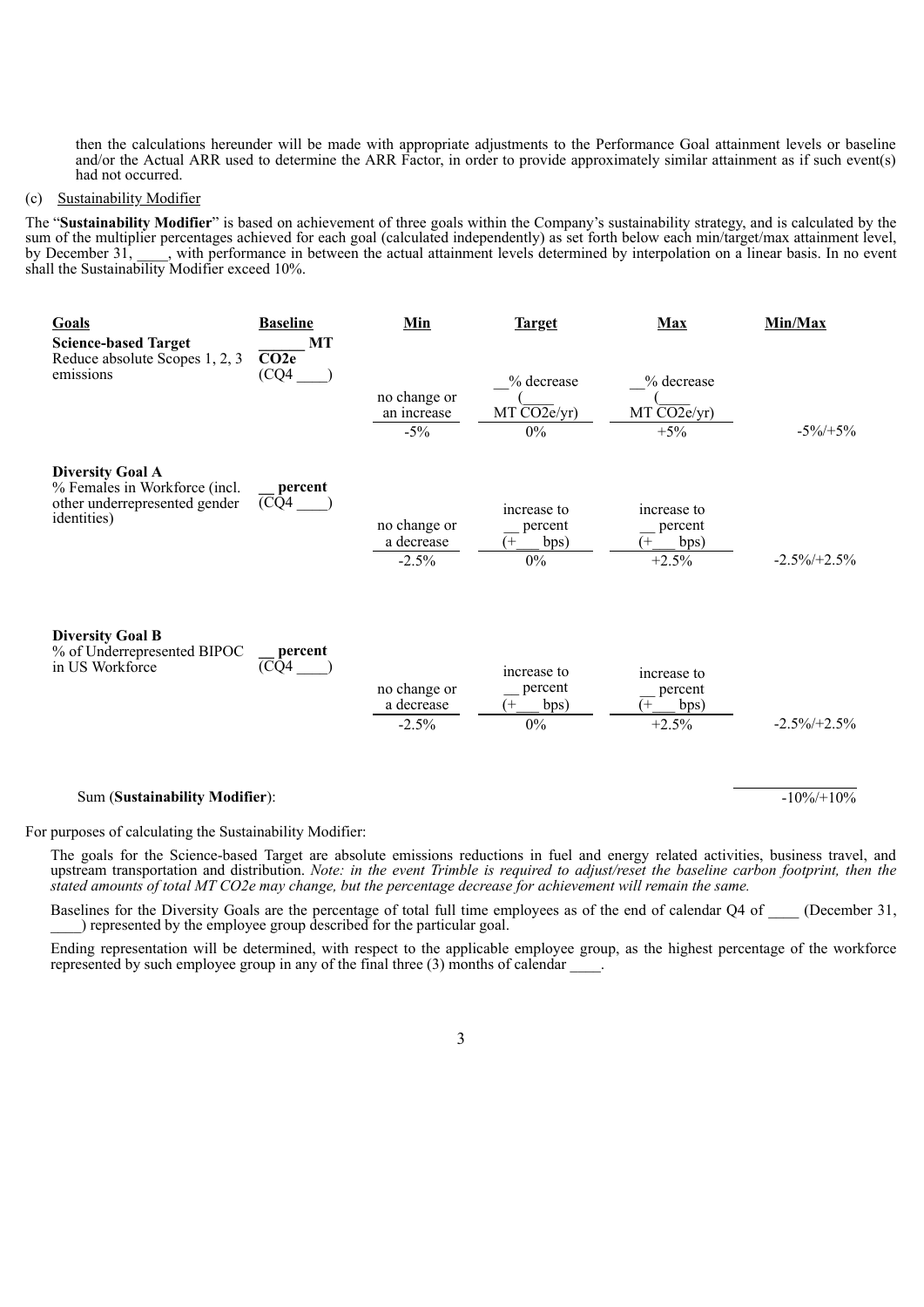then the calculations hereunder will be made with appropriate adjustments to the Performance Goal attainment levels or baseline and/or the Actual ARR used to determine the ARR Factor, in order to provide approximately similar attainment as if such event(s) had not occurred.

(c) Sustainability Modifier

The "**Sustainability Modifier**" is based on achievement of three goals within the Company's sustainability strategy, and is calculated by the sum of the multiplier percentages achieved for each goal (calculated independently) as set forth below each min/target/max attainment level, by December 31, ____, with performance in between the actual attainment levels determined by interpolation on a linear basis. In no event shall the Sustainability Modifier exceed 10%.

| Goals | Baseline | Min | Target | Max | Min/Max |
|---|---|---|---|---|---|
| **Science-based Target** Reduce absolute Scopes 1, 2, 3 emissions | ______ **MT $CO_2e$** (CQ4 ____) | no change or an increase<br>-5% | __% decrease (____ MT $CO_2e$/yr)<br>0% | __% decrease (____ MT $CO_2e$/yr)<br>+5% | -5%/+5% |
| **Diversity Goal A** % Females in Workforce (incl. other underrepresented gender identities) | __ **percent** (CQ4 ____) | no change or a decrease<br>-2.5% | increase to __ percent (+___ bps)<br>0% | increase to __ percent (+___ bps)<br>+2.5% | -2.5%/+2.5% |
| **Diversity Goal B** % of Underrepresented BIPOC in US Workforce | __ **percent** (CQ4 ____) | no change or a decrease<br>-2.5% | increase to __ percent (+___ bps)<br>0% | increase to __ percent (+___ bps)<br>+2.5% | -2.5%/+2.5% |
| Sum (**Sustainability Modifier**): | | | | | -10%/+10% |

For purposes of calculating the Sustainability Modifier:

The goals for the Science-based Target are absolute emissions reductions in fuel and energy related activities, business travel, and upstream transportation and distribution. *Note: in the event Trimble is required to adjust/reset the baseline carbon footprint, then the stated amounts of total MT $CO_2e$ may change, but the percentage decrease for achievement will remain the same.*

Baselines for the Diversity Goals are the percentage of total full time employees as of the end of calendar Q4 of ____ (December 31, ____) represented by the employee group described for the particular goal.

Ending representation will be determined, with respect to the applicable employee group, as the highest percentage of the workforce represented by such employee group in any of the final three (3) months of calendar ____.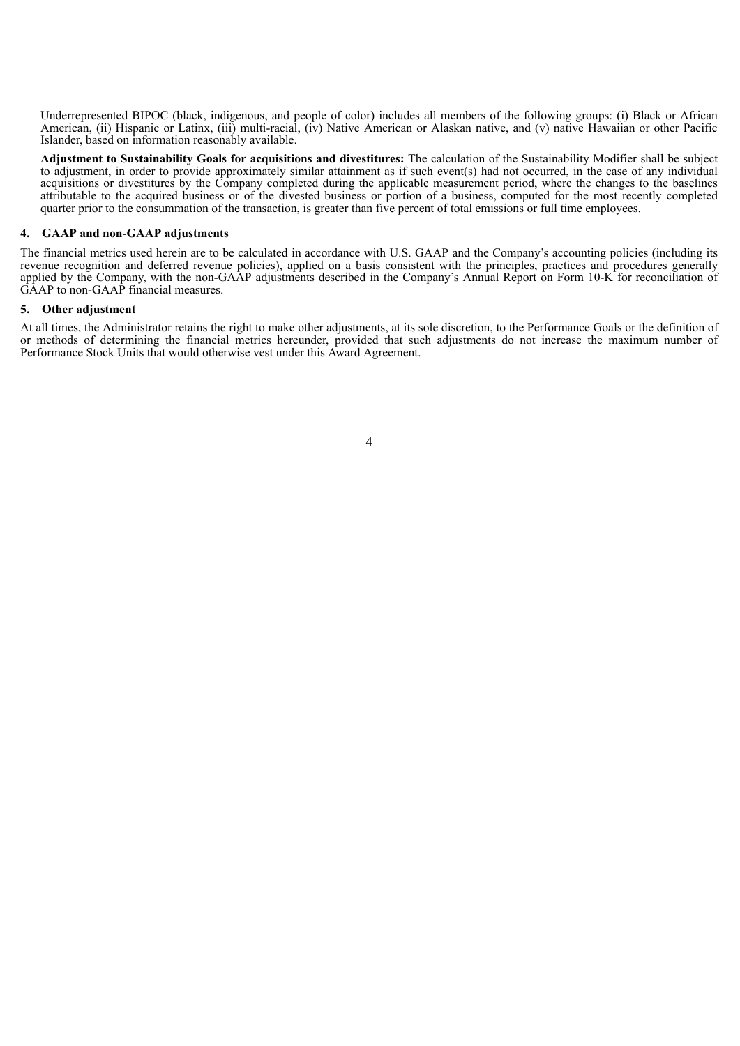Underrepresented BIPOC (black, indigenous, and people of color) includes all members of the following groups: (i) Black or African American, (ii) Hispanic or Latinx, (iii) multi-racial, (iv) Native American or Alaskan native, and (v) native Hawaiian or other Pacific Islander, based on information reasonably available.

**Adjustment to Sustainability Goals for acquisitions and divestitures:** The calculation of the Sustainability Modifier shall be subject to adjustment, in order to provide approximately similar attainment as if such event(s) had not occurred, in the case of any individual acquisitions or divestitures by the Company completed during the applicable measurement period, where the changes to the baselines attributable to the acquired business or of the divested business or portion of a business, computed for the most recently completed quarter prior to the consummation of the transaction, is greater than five percent of total emissions or full time employees.

## 4. GAAP and non-GAAP adjustments

The financial metrics used herein are to be calculated in accordance with U.S. GAAP and the Company's accounting policies (including its revenue recognition and deferred revenue policies), applied on a basis consistent with the principles, practices and procedures generally applied by the Company, with the non-GAAP adjustments described in the Company's Annual Report on Form 10-K for reconciliation of GAAP to non-GAAP financial measures.

## 5. Other adjustment

At all times, the Administrator retains the right to make other adjustments, at its sole discretion, to the Performance Goals or the definition of or methods of determining the financial metrics hereunder, provided that such adjustments do not increase the maximum number of Performance Stock Units that would otherwise vest under this Award Agreement.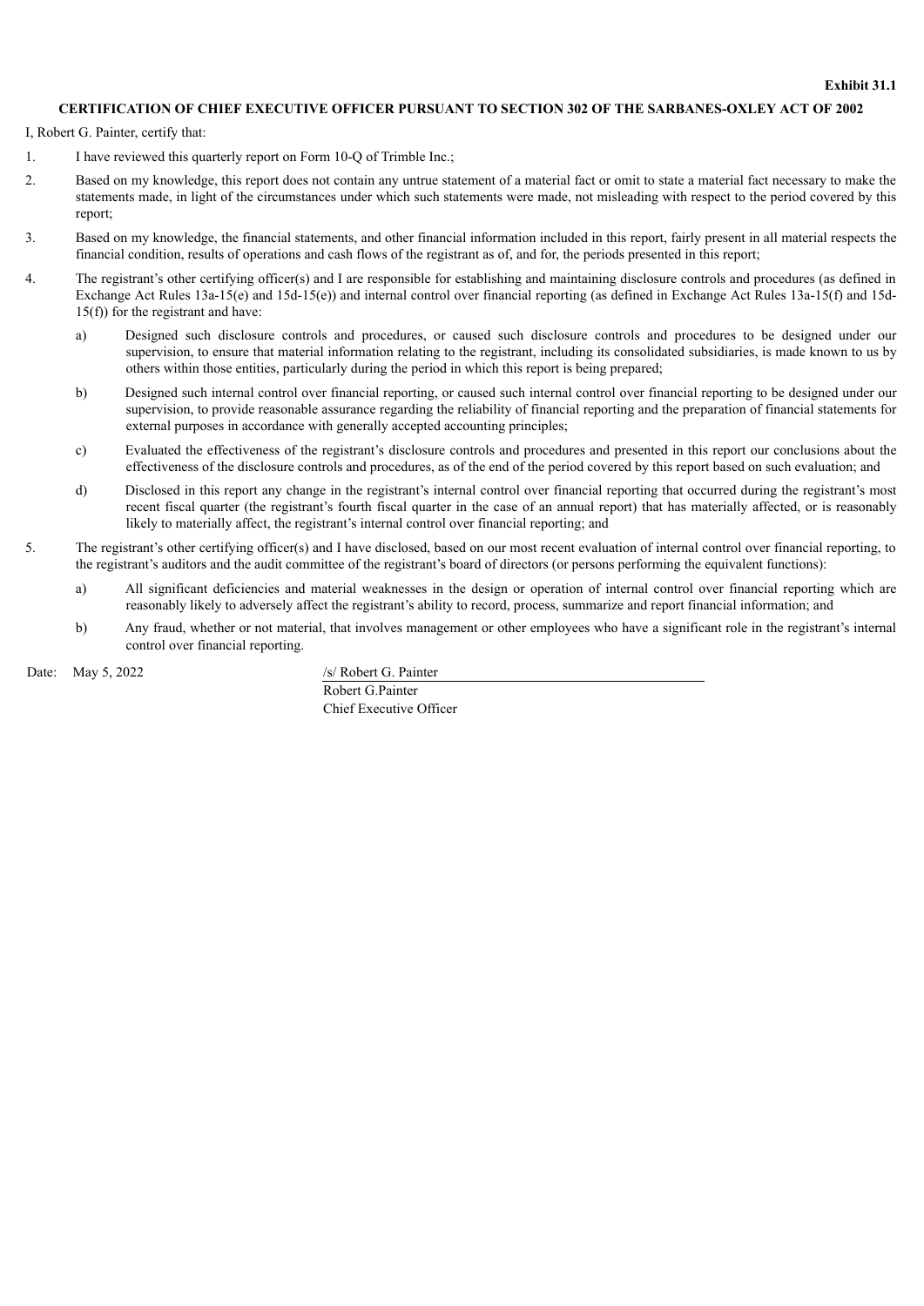**Exhibit 31.1**

**CERTIFICATION OF CHIEF EXECUTIVE OFFICER PURSUANT TO SECTION 302 OF THE SARBANES-OXLEY ACT OF 2002**

I, Robert G. Painter, certify that:

1. I have reviewed this quarterly report on Form 10-Q of Trimble Inc.;

2. Based on my knowledge, this report does not contain any untrue statement of a material fact or omit to state a material fact necessary to make the statements made, in light of the circumstances under which such statements were made, not misleading with respect to the period covered by this report;

3. Based on my knowledge, the financial statements, and other financial information included in this report, fairly present in all material respects the financial condition, results of operations and cash flows of the registrant as of, and for, the periods presented in this report;

4. The registrant's other certifying officer(s) and I are responsible for establishing and maintaining disclosure controls and procedures (as defined in Exchange Act Rules 13a-15(e) and 15d-15(e)) and internal control over financial reporting (as defined in Exchange Act Rules 13a-15(f) and 15d-15(f)) for the registrant and have:

   a) Designed such disclosure controls and procedures, or caused such disclosure controls and procedures to be designed under our supervision, to ensure that material information relating to the registrant, including its consolidated subsidiaries, is made known to us by others within those entities, particularly during the period in which this report is being prepared;

   b) Designed such internal control over financial reporting, or caused such internal control over financial reporting to be designed under our supervision, to provide reasonable assurance regarding the reliability of financial reporting and the preparation of financial statements for external purposes in accordance with generally accepted accounting principles;

   c) Evaluated the effectiveness of the registrant's disclosure controls and procedures and presented in this report our conclusions about the effectiveness of the disclosure controls and procedures, as of the end of the period covered by this report based on such evaluation; and

   d) Disclosed in this report any change in the registrant's internal control over financial reporting that occurred during the registrant's most recent fiscal quarter (the registrant's fourth fiscal quarter in the case of an annual report) that has materially affected, or is reasonably likely to materially affect, the registrant's internal control over financial reporting; and

5. The registrant's other certifying officer(s) and I have disclosed, based on our most recent evaluation of internal control over financial reporting, to the registrant's auditors and the audit committee of the registrant's board of directors (or persons performing the equivalent functions):

   a) All significant deficiencies and material weaknesses in the design or operation of internal control over financial reporting which are reasonably likely to adversely affect the registrant's ability to record, process, summarize and report financial information; and

   b) Any fraud, whether or not material, that involves management or other employees who have a significant role in the registrant's internal control over financial reporting.

Date: May 5, 2022

/s/ Robert G. Painter
Robert G.Painter
Chief Executive Officer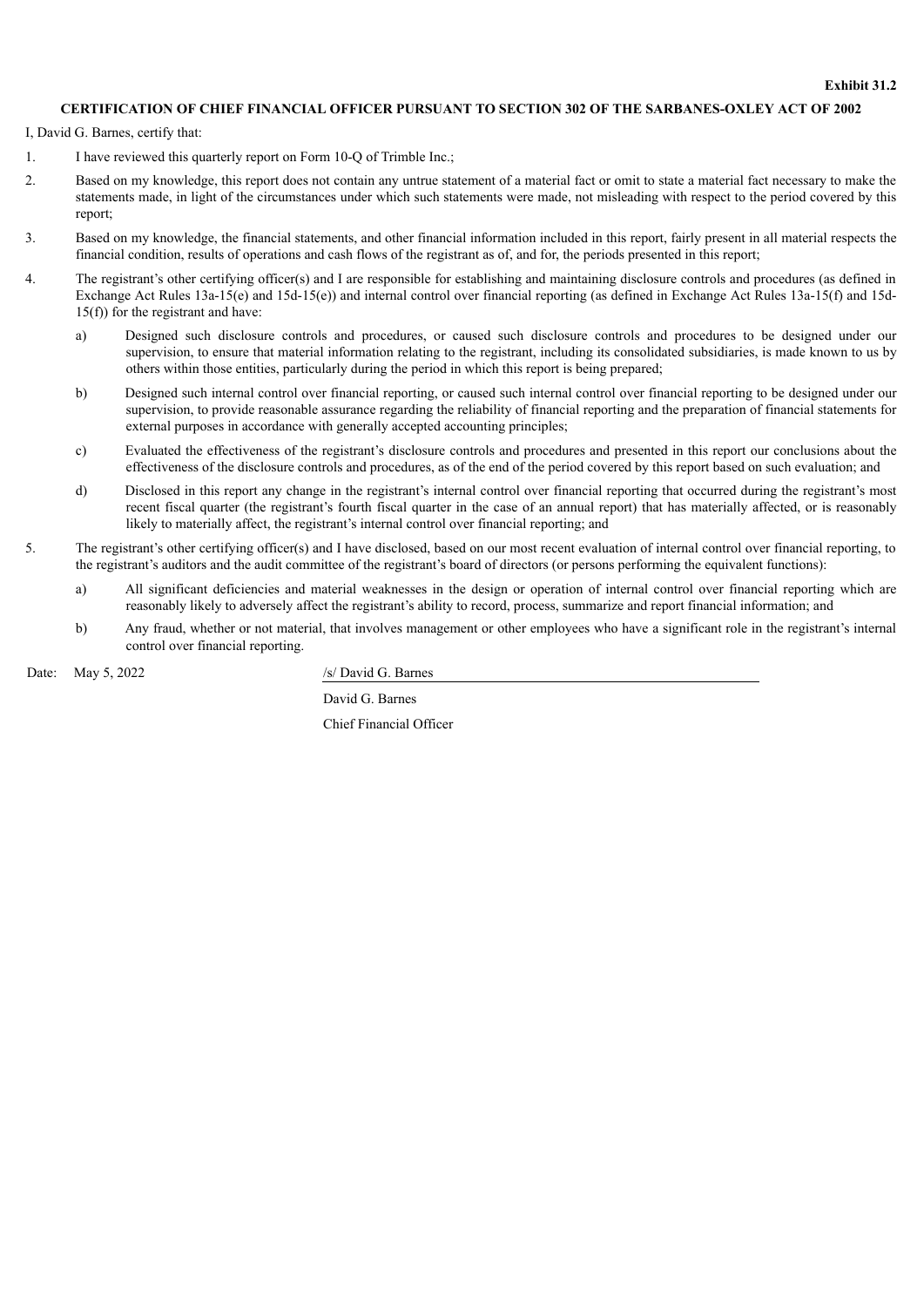**Exhibit 31.2**

**CERTIFICATION OF CHIEF FINANCIAL OFFICER PURSUANT TO SECTION 302 OF THE SARBANES-OXLEY ACT OF 2002**

I, David G. Barnes, certify that:

1. I have reviewed this quarterly report on Form 10-Q of Trimble Inc.;

2. Based on my knowledge, this report does not contain any untrue statement of a material fact or omit to state a material fact necessary to make the statements made, in light of the circumstances under which such statements were made, not misleading with respect to the period covered by this report;

3. Based on my knowledge, the financial statements, and other financial information included in this report, fairly present in all material respects the financial condition, results of operations and cash flows of the registrant as of, and for, the periods presented in this report;

4. The registrant's other certifying officer(s) and I are responsible for establishing and maintaining disclosure controls and procedures (as defined in Exchange Act Rules 13a-15(e) and 15d-15(e)) and internal control over financial reporting (as defined in Exchange Act Rules 13a-15(f) and 15d-15(f)) for the registrant and have:

   a) Designed such disclosure controls and procedures, or caused such disclosure controls and procedures to be designed under our supervision, to ensure that material information relating to the registrant, including its consolidated subsidiaries, is made known to us by others within those entities, particularly during the period in which this report is being prepared;

   b) Designed such internal control over financial reporting, or caused such internal control over financial reporting to be designed under our supervision, to provide reasonable assurance regarding the reliability of financial reporting and the preparation of financial statements for external purposes in accordance with generally accepted accounting principles;

   c) Evaluated the effectiveness of the registrant's disclosure controls and procedures and presented in this report our conclusions about the effectiveness of the disclosure controls and procedures, as of the end of the period covered by this report based on such evaluation; and

   d) Disclosed in this report any change in the registrant's internal control over financial reporting that occurred during the registrant's most recent fiscal quarter (the registrant's fourth fiscal quarter in the case of an annual report) that has materially affected, or is reasonably likely to materially affect, the registrant's internal control over financial reporting; and

5. The registrant's other certifying officer(s) and I have disclosed, based on our most recent evaluation of internal control over financial reporting, to the registrant's auditors and the audit committee of the registrant's board of directors (or persons performing the equivalent functions):

   a) All significant deficiencies and material weaknesses in the design or operation of internal control over financial reporting which are reasonably likely to adversely affect the registrant's ability to record, process, summarize and report financial information; and

   b) Any fraud, whether or not material, that involves management or other employees who have a significant role in the registrant's internal control over financial reporting.

Date: May 5, 2022

/s/ David G. Barnes

David G. Barnes

Chief Financial Officer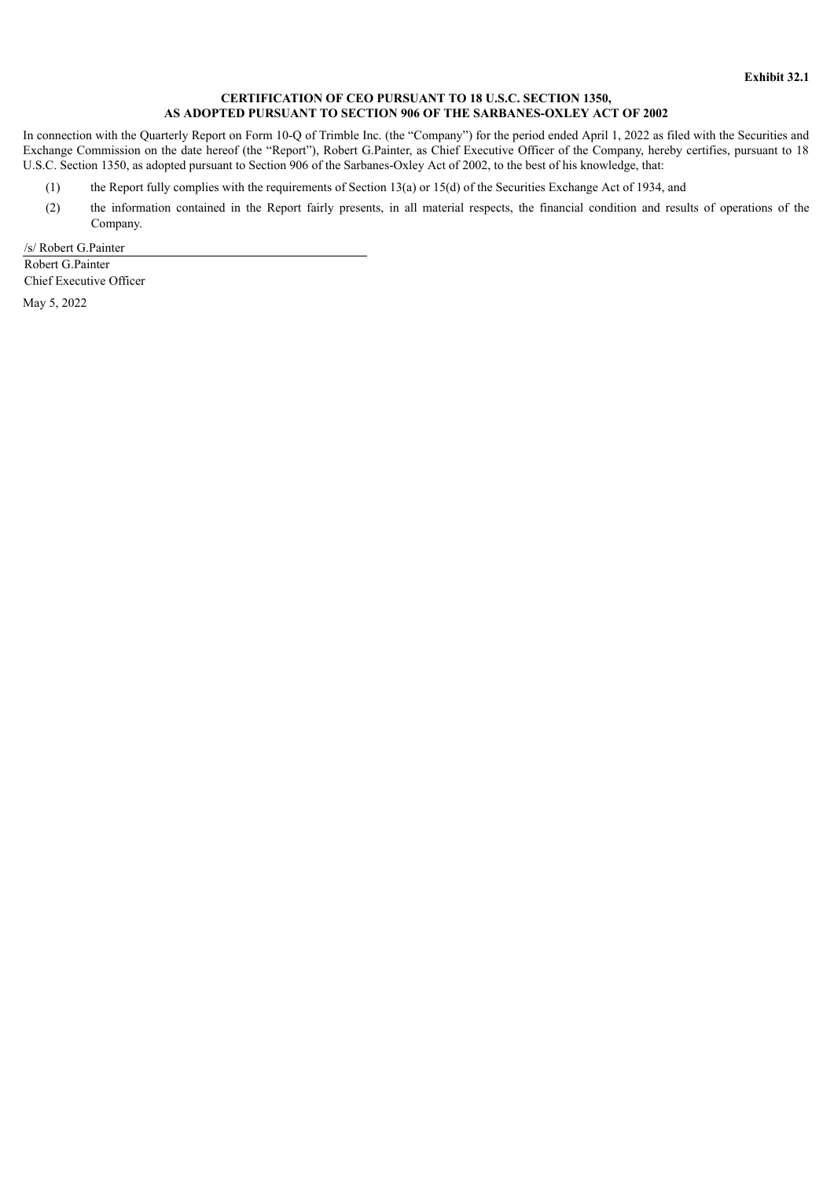**Exhibit 32.1**

**CERTIFICATION OF CEO PURSUANT TO 18 U.S.C. SECTION 1350,
AS ADOPTED PURSUANT TO SECTION 906 OF THE SARBANES-OXLEY ACT OF 2002**

In connection with the Quarterly Report on Form 10-Q of Trimble Inc. (the "Company") for the period ended April 1, 2022 as filed with the Securities and Exchange Commission on the date hereof (the "Report"), Robert G.Painter, as Chief Executive Officer of the Company, hereby certifies, pursuant to 18 U.S.C. Section 1350, as adopted pursuant to Section 906 of the Sarbanes-Oxley Act of 2002, to the best of his knowledge, that:

(1) the Report fully complies with the requirements of Section 13(a) or 15(d) of the Securities Exchange Act of 1934, and

(2) the information contained in the Report fairly presents, in all material respects, the financial condition and results of operations of the Company.

/s/ Robert G.Painter

Robert G.Painter
Chief Executive Officer

May 5, 2022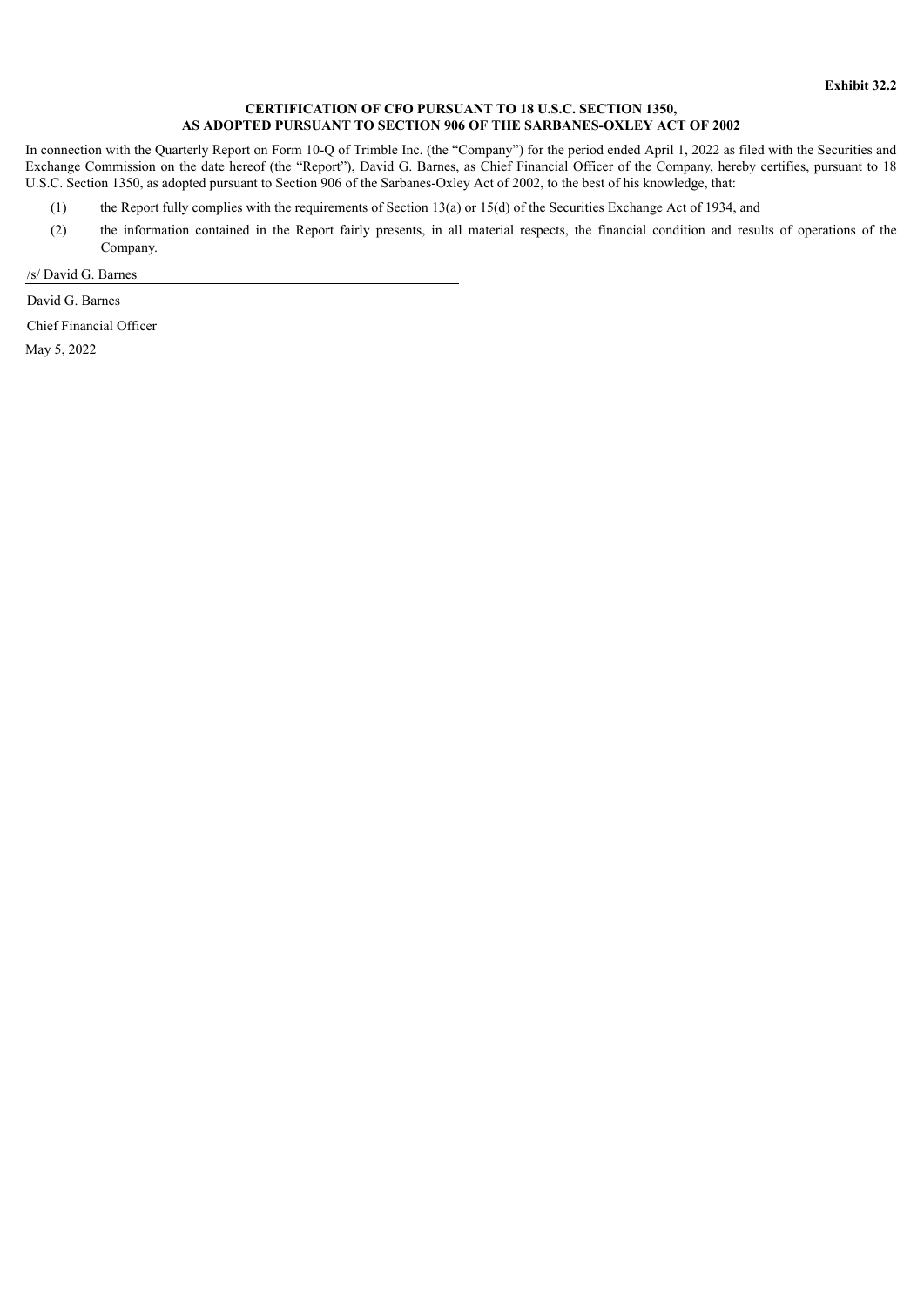**Exhibit 32.2**

**CERTIFICATION OF CFO PURSUANT TO 18 U.S.C. SECTION 1350, AS ADOPTED PURSUANT TO SECTION 906 OF THE SARBANES-OXLEY ACT OF 2002**

In connection with the Quarterly Report on Form 10-Q of Trimble Inc. (the "Company") for the period ended April 1, 2022 as filed with the Securities and Exchange Commission on the date hereof (the "Report"), David G. Barnes, as Chief Financial Officer of the Company, hereby certifies, pursuant to 18 U.S.C. Section 1350, as adopted pursuant to Section 906 of the Sarbanes-Oxley Act of 2002, to the best of his knowledge, that:

(1) the Report fully complies with the requirements of Section 13(a) or 15(d) of the Securities Exchange Act of 1934, and

(2) the information contained in the Report fairly presents, in all material respects, the financial condition and results of operations of the Company.

/s/ David G. Barnes

David G. Barnes

Chief Financial Officer

May 5, 2022